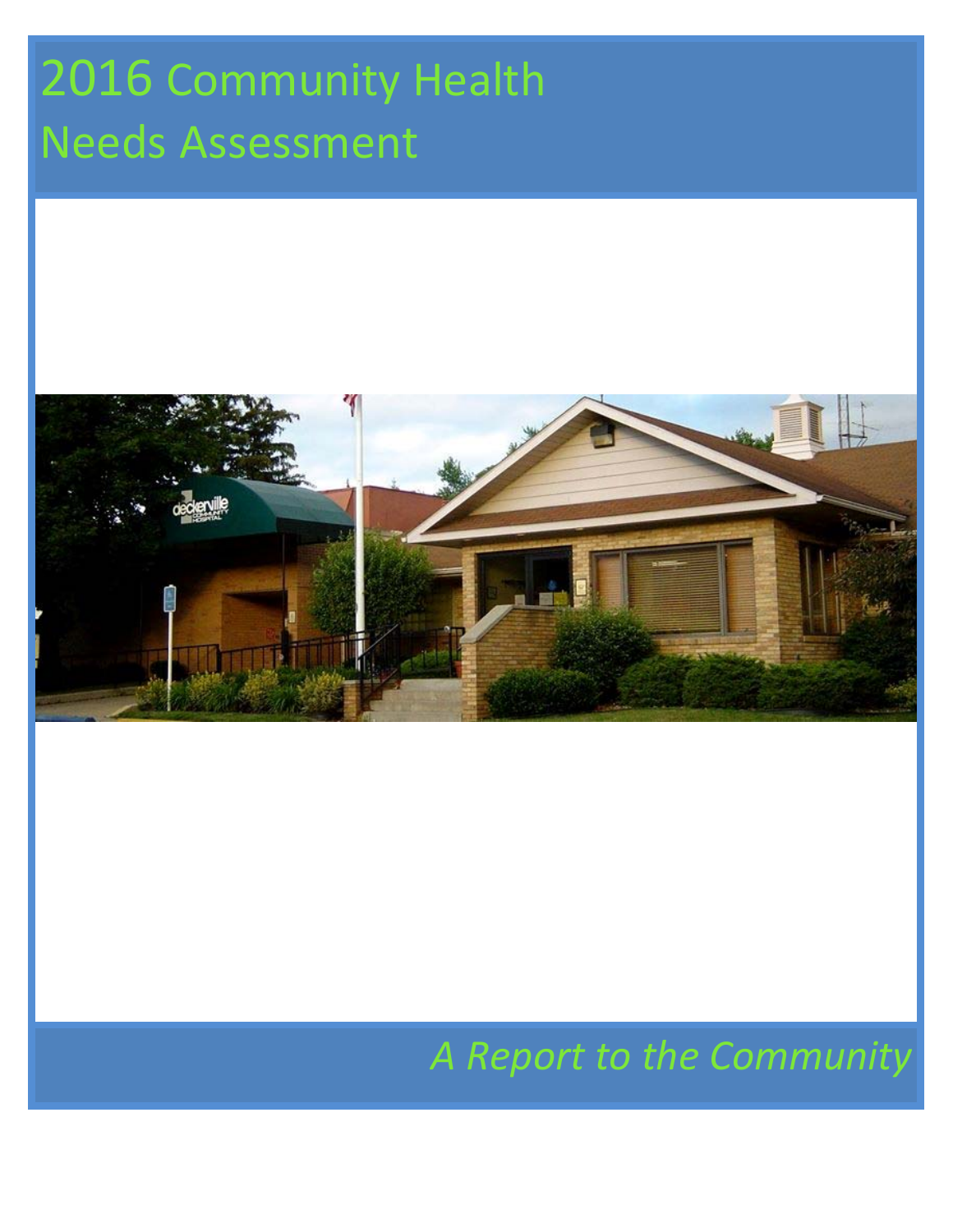# 2016 Community Health Needs Assessment

*A Report to the Community*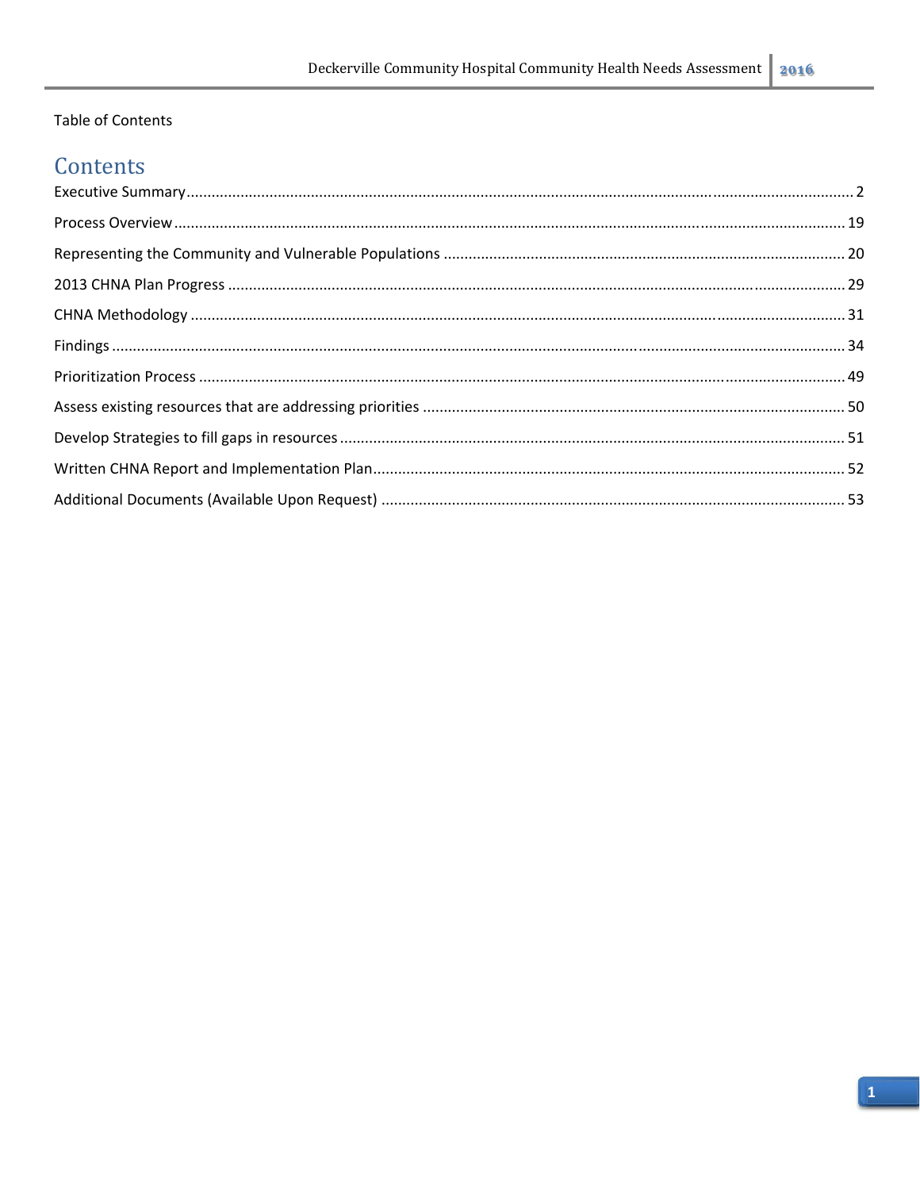Table of Contents

# Contents

Executive Summary ........................................................................................................................................ 2

Process Overview .......................................................................................................................................... 19

Representing the Community and Vulnerable Populations ......................................................................... 20

2013 CHNA Plan Progress ............................................................................................................................. 29

CHNA Methodology ...................................................................................................................................... 31

Findings ......................................................................................................................................................... 34

Prioritization Process .................................................................................................................................... 49

Assess existing resources that are addressing priorities .............................................................................. 50

Develop Strategies to fill gaps in resources .................................................................................................. 51

Written CHNA Report and Implementation Plan .......................................................................................... 52

Additional Documents (Available Upon Request) ........................................................................................ 53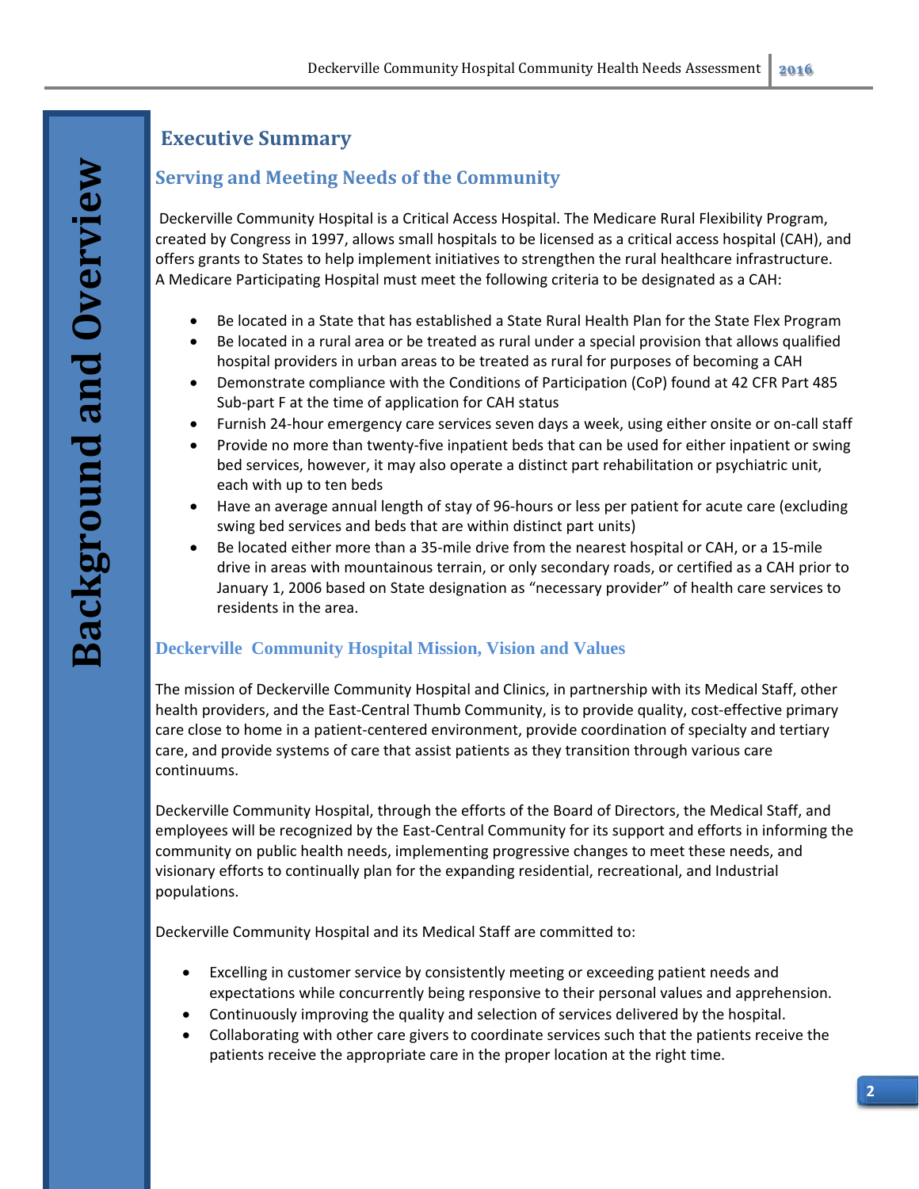# Background and Overview

## Executive Summary

### Serving and Meeting Needs of the Community

Deckerville Community Hospital is a Critical Access Hospital. The Medicare Rural Flexibility Program, created by Congress in 1997, allows small hospitals to be licensed as a critical access hospital (CAH), and offers grants to States to help implement initiatives to strengthen the rural healthcare infrastructure. A Medicare Participating Hospital must meet the following criteria to be designated as a CAH:

- Be located in a State that has established a State Rural Health Plan for the State Flex Program
- Be located in a rural area or be treated as rural under a special provision that allows qualified hospital providers in urban areas to be treated as rural for purposes of becoming a CAH
- Demonstrate compliance with the Conditions of Participation (CoP) found at 42 CFR Part 485 Sub-part F at the time of application for CAH status
- Furnish 24-hour emergency care services seven days a week, using either onsite or on-call staff
- Provide no more than twenty-five inpatient beds that can be used for either inpatient or swing bed services, however, it may also operate a distinct part rehabilitation or psychiatric unit, each with up to ten beds
- Have an average annual length of stay of 96-hours or less per patient for acute care (excluding swing bed services and beds that are within distinct part units)
- Be located either more than a 35-mile drive from the nearest hospital or CAH, or a 15-mile drive in areas with mountainous terrain, or only secondary roads, or certified as a CAH prior to January 1, 2006 based on State designation as "necessary provider" of health care services to residents in the area.

### Deckerville Community Hospital Mission, Vision and Values

The mission of Deckerville Community Hospital and Clinics, in partnership with its Medical Staff, other health providers, and the East-Central Thumb Community, is to provide quality, cost-effective primary care close to home in a patient-centered environment, provide coordination of specialty and tertiary care, and provide systems of care that assist patients as they transition through various care continuums.

Deckerville Community Hospital, through the efforts of the Board of Directors, the Medical Staff, and employees will be recognized by the East-Central Community for its support and efforts in informing the community on public health needs, implementing progressive changes to meet these needs, and visionary efforts to continually plan for the expanding residential, recreational, and Industrial populations.

Deckerville Community Hospital and its Medical Staff are committed to:

- Excelling in customer service by consistently meeting or exceeding patient needs and expectations while concurrently being responsive to their personal values and apprehension.
- Continuously improving the quality and selection of services delivered by the hospital.
- Collaborating with other care givers to coordinate services such that the patients receive the patients receive the appropriate care in the proper location at the right time.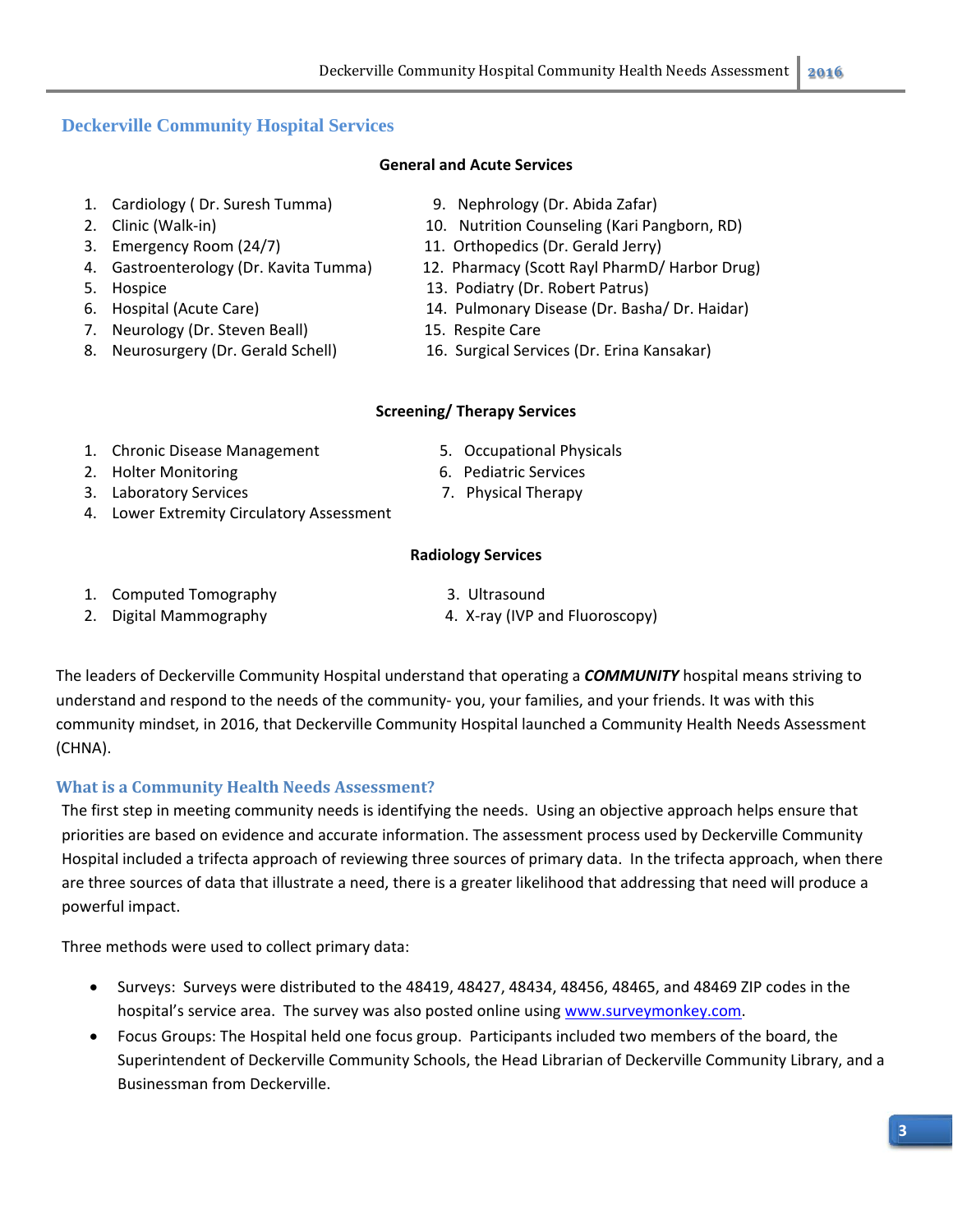## Deckerville Community Hospital Services

### General and Acute Services

1. Cardiology ( Dr. Suresh Tumma)
2. Clinic (Walk-in)
3. Emergency Room (24/7)
4. Gastroenterology (Dr. Kavita Tumma)
5. Hospice
6. Hospital (Acute Care)
7. Neurology (Dr. Steven Beall)
8. Neurosurgery (Dr. Gerald Schell)
9. Nephrology (Dr. Abida Zafar)
10. Nutrition Counseling (Kari Pangborn, RD)
11. Orthopedics (Dr. Gerald Jerry)
12. Pharmacy (Scott Rayl PharmD/ Harbor Drug)
13. Podiatry (Dr. Robert Patrus)
14. Pulmonary Disease (Dr. Basha/ Dr. Haidar)
15. Respite Care
16. Surgical Services (Dr. Erina Kansakar)

### Screening/ Therapy Services

1. Chronic Disease Management
2. Holter Monitoring
3. Laboratory Services
4. Lower Extremity Circulatory Assessment
5. Occupational Physicals
6. Pediatric Services
7. Physical Therapy

### Radiology Services

1. Computed Tomography
2. Digital Mammography
3. Ultrasound
4. X-ray (IVP and Fluoroscopy)

The leaders of Deckerville Community Hospital understand that operating a ***COMMUNITY*** hospital means striving to understand and respond to the needs of the community- you, your families, and your friends. It was with this community mindset, in 2016, that Deckerville Community Hospital launched a Community Health Needs Assessment (CHNA).

## What is a Community Health Needs Assessment?

The first step in meeting community needs is identifying the needs. Using an objective approach helps ensure that priorities are based on evidence and accurate information. The assessment process used by Deckerville Community Hospital included a trifecta approach of reviewing three sources of primary data. In the trifecta approach, when there are three sources of data that illustrate a need, there is a greater likelihood that addressing that need will produce a powerful impact.

Three methods were used to collect primary data:

- Surveys: Surveys were distributed to the 48419, 48427, 48434, 48456, 48465, and 48469 ZIP codes in the hospital's service area. The survey was also posted online using www.surveymonkey.com.
- Focus Groups: The Hospital held one focus group. Participants included two members of the board, the Superintendent of Deckerville Community Schools, the Head Librarian of Deckerville Community Library, and a Businessman from Deckerville.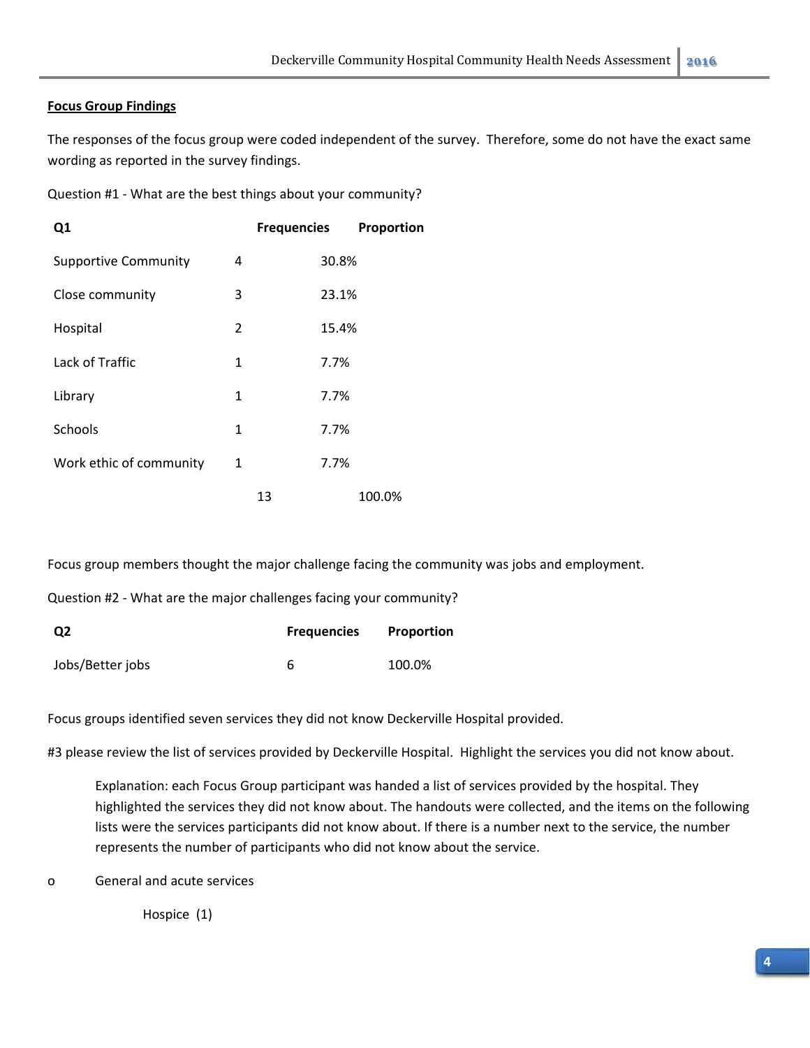**Focus Group Findings**

The responses of the focus group were coded independent of the survey. Therefore, some do not have the exact same wording as reported in the survey findings.

Question #1 - What are the best things about your community?

| Q1 | Frequencies | Proportion |
|---|---|---|
| Supportive Community | 4 | 30.8% |
| Close community | 3 | 23.1% |
| Hospital | 2 | 15.4% |
| Lack of Traffic | 1 | 7.7% |
| Library | 1 | 7.7% |
| Schools | 1 | 7.7% |
| Work ethic of community | 1 | 7.7% |
| | 13 | 100.0% |

Focus group members thought the major challenge facing the community was jobs and employment.

Question #2 - What are the major challenges facing your community?

| Q2 | Frequencies | Proportion |
|---|---|---|
| Jobs/Better jobs | 6 | 100.0% |

Focus groups identified seven services they did not know Deckerville Hospital provided.

#3 please review the list of services provided by Deckerville Hospital. Highlight the services you did not know about.

> Explanation: each Focus Group participant was handed a list of services provided by the hospital. They highlighted the services they did not know about. The handouts were collected, and the items on the following lists were the services participants did not know about. If there is a number next to the service, the number represents the number of participants who did not know about the service.

- General and acute services
  - Hospice (1)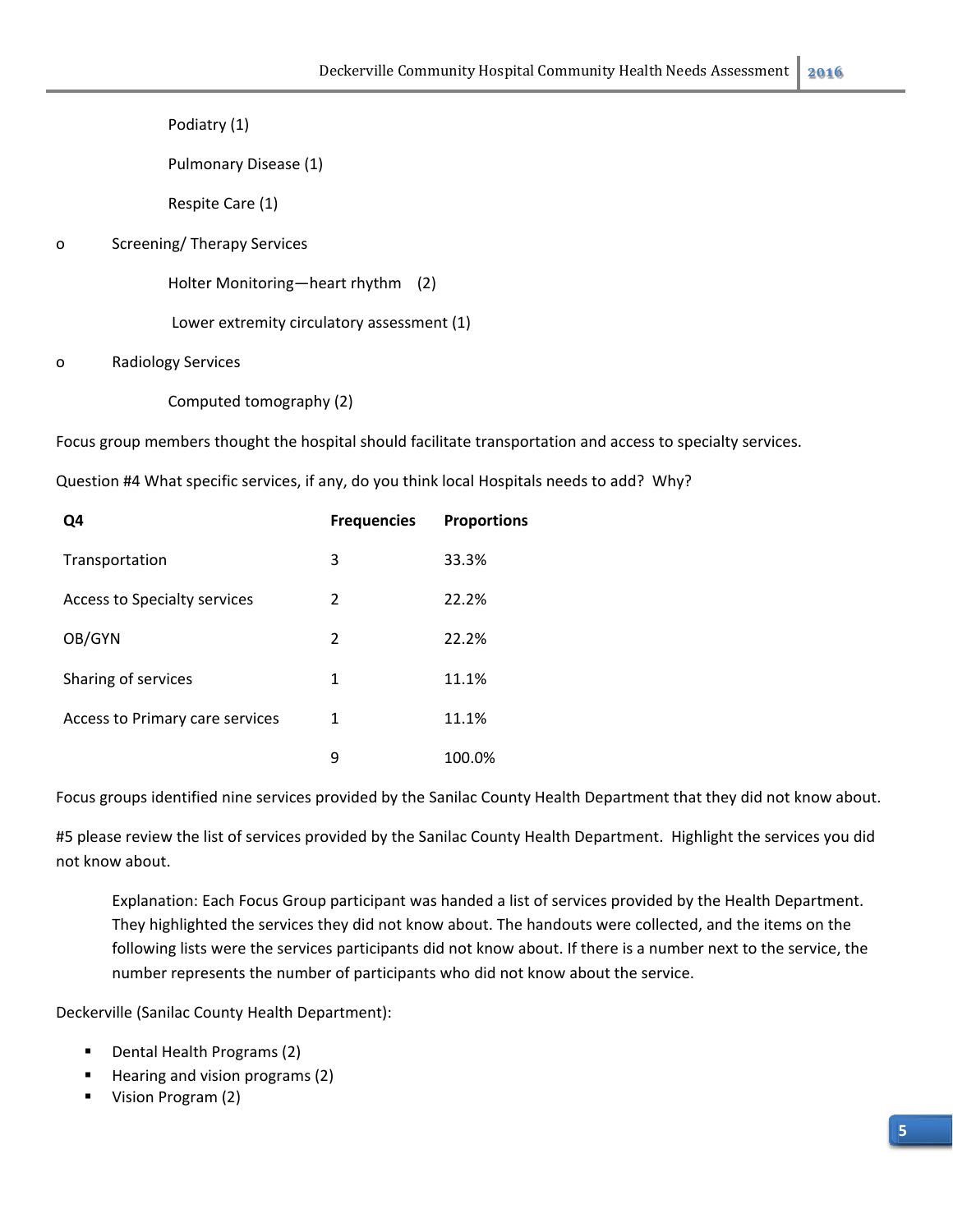- Podiatry (1)
- Pulmonary Disease (1)
- Respite Care (1)

o Screening/ Therapy Services

- Holter Monitoring—heart rhythm (2)
- Lower extremity circulatory assessment (1)

o Radiology Services

- Computed tomography (2)

Focus group members thought the hospital should facilitate transportation and access to specialty services.

Question #4 What specific services, if any, do you think local Hospitals needs to add? Why?

| Q4 | Frequencies | Proportions |
|---|---|---|
| Transportation | 3 | 33.3% |
| Access to Specialty services | 2 | 22.2% |
| OB/GYN | 2 | 22.2% |
| Sharing of services | 1 | 11.1% |
| Access to Primary care services | 1 | 11.1% |
| | 9 | 100.0% |

Focus groups identified nine services provided by the Sanilac County Health Department that they did not know about.

#5 please review the list of services provided by the Sanilac County Health Department. Highlight the services you did not know about.

> Explanation: Each Focus Group participant was handed a list of services provided by the Health Department. They highlighted the services they did not know about. The handouts were collected, and the items on the following lists were the services participants did not know about. If there is a number next to the service, the number represents the number of participants who did not know about the service.

Deckerville (Sanilac County Health Department):

- Dental Health Programs (2)
- Hearing and vision programs (2)
- Vision Program (2)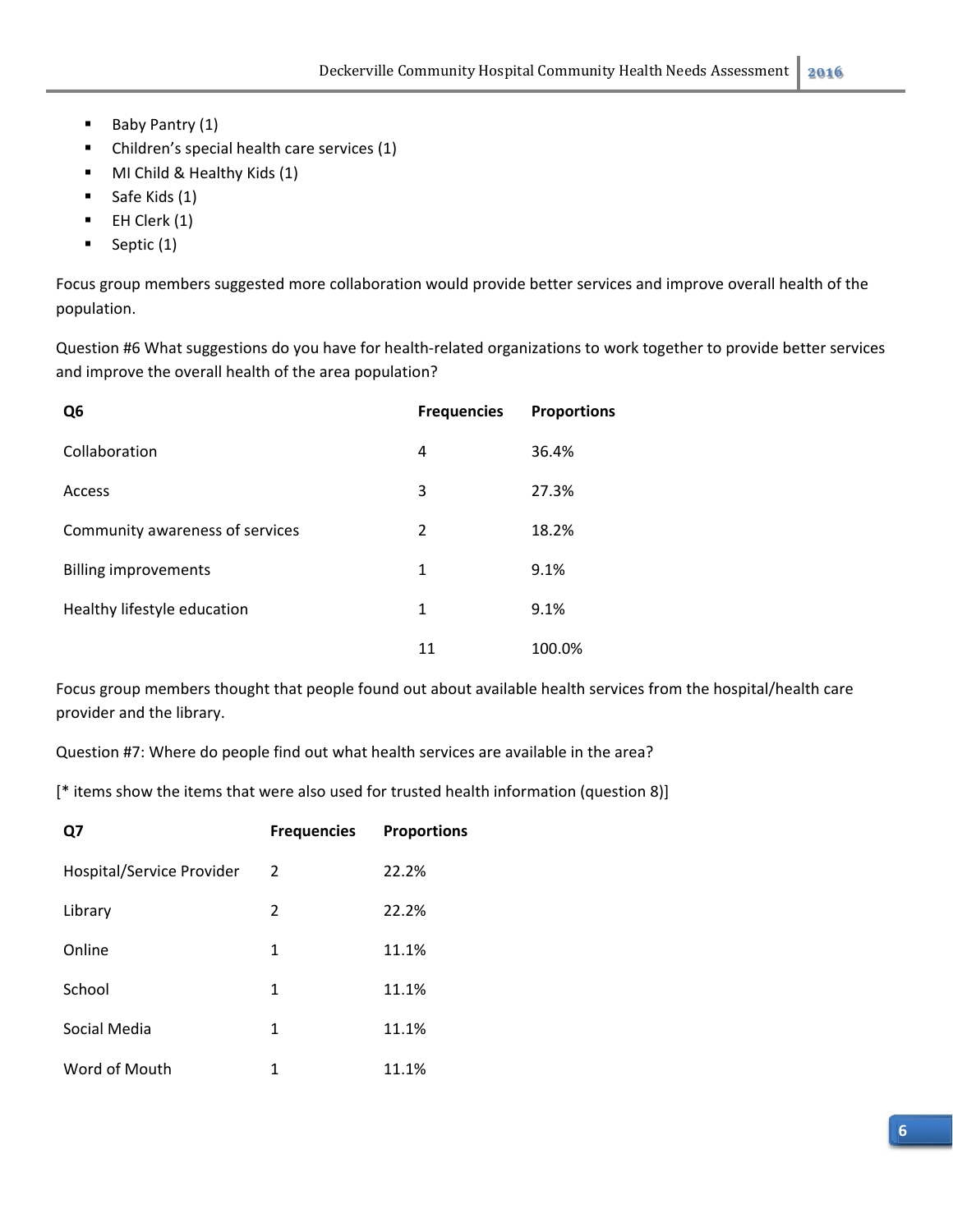- Baby Pantry (1)
- Children's special health care services (1)
- MI Child & Healthy Kids (1)
- Safe Kids (1)
- EH Clerk (1)
- Septic (1)

Focus group members suggested more collaboration would provide better services and improve overall health of the population.

Question #6 What suggestions do you have for health-related organizations to work together to provide better services and improve the overall health of the area population?

| Q6 | Frequencies | Proportions |
|---|---|---|
| Collaboration | 4 | 36.4% |
| Access | 3 | 27.3% |
| Community awareness of services | 2 | 18.2% |
| Billing improvements | 1 | 9.1% |
| Healthy lifestyle education | 1 | 9.1% |
| | 11 | 100.0% |

Focus group members thought that people found out about available health services from the hospital/health care provider and the library.

Question #7: Where do people find out what health services are available in the area?

[* items show the items that were also used for trusted health information (question 8)]

| Q7 | Frequencies | Proportions |
|---|---|---|
| Hospital/Service Provider | 2 | 22.2% |
| Library | 2 | 22.2% |
| Online | 1 | 11.1% |
| School | 1 | 11.1% |
| Social Media | 1 | 11.1% |
| Word of Mouth | 1 | 11.1% |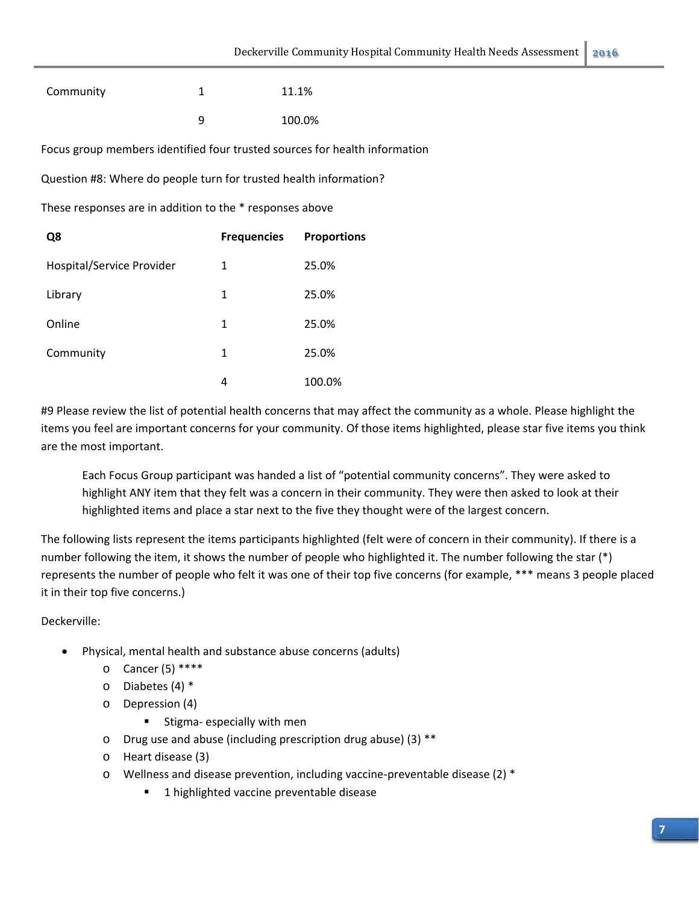| Community | 1 | 11.1% |
|---|---|---|
| | 9 | 100.0% |

Focus group members identified four trusted sources for health information

Question #8: Where do people turn for trusted health information?

These responses are in addition to the * responses above

| Q8 | Frequencies | Proportions |
|---|---|---|
| Hospital/Service Provider | 1 | 25.0% |
| Library | 1 | 25.0% |
| Online | 1 | 25.0% |
| Community | 1 | 25.0% |
| | 4 | 100.0% |

#9 Please review the list of potential health concerns that may affect the community as a whole. Please highlight the items you feel are important concerns for your community. Of those items highlighted, please star five items you think are the most important.

> Each Focus Group participant was handed a list of "potential community concerns". They were asked to highlight ANY item that they felt was a concern in their community. They were then asked to look at their highlighted items and place a star next to the five they thought were of the largest concern.

The following lists represent the items participants highlighted (felt were of concern in their community). If there is a number following the item, it shows the number of people who highlighted it. The number following the star (*) represents the number of people who felt it was one of their top five concerns (for example, *** means 3 people placed it in their top five concerns.)

Deckerville:

- Physical, mental health and substance abuse concerns (adults)
  - Cancer (5) ****
  - Diabetes (4) *
  - Depression (4)
    - Stigma- especially with men
  - Drug use and abuse (including prescription drug abuse) (3) **
  - Heart disease (3)
  - Wellness and disease prevention, including vaccine-preventable disease (2) *
    - 1 highlighted vaccine preventable disease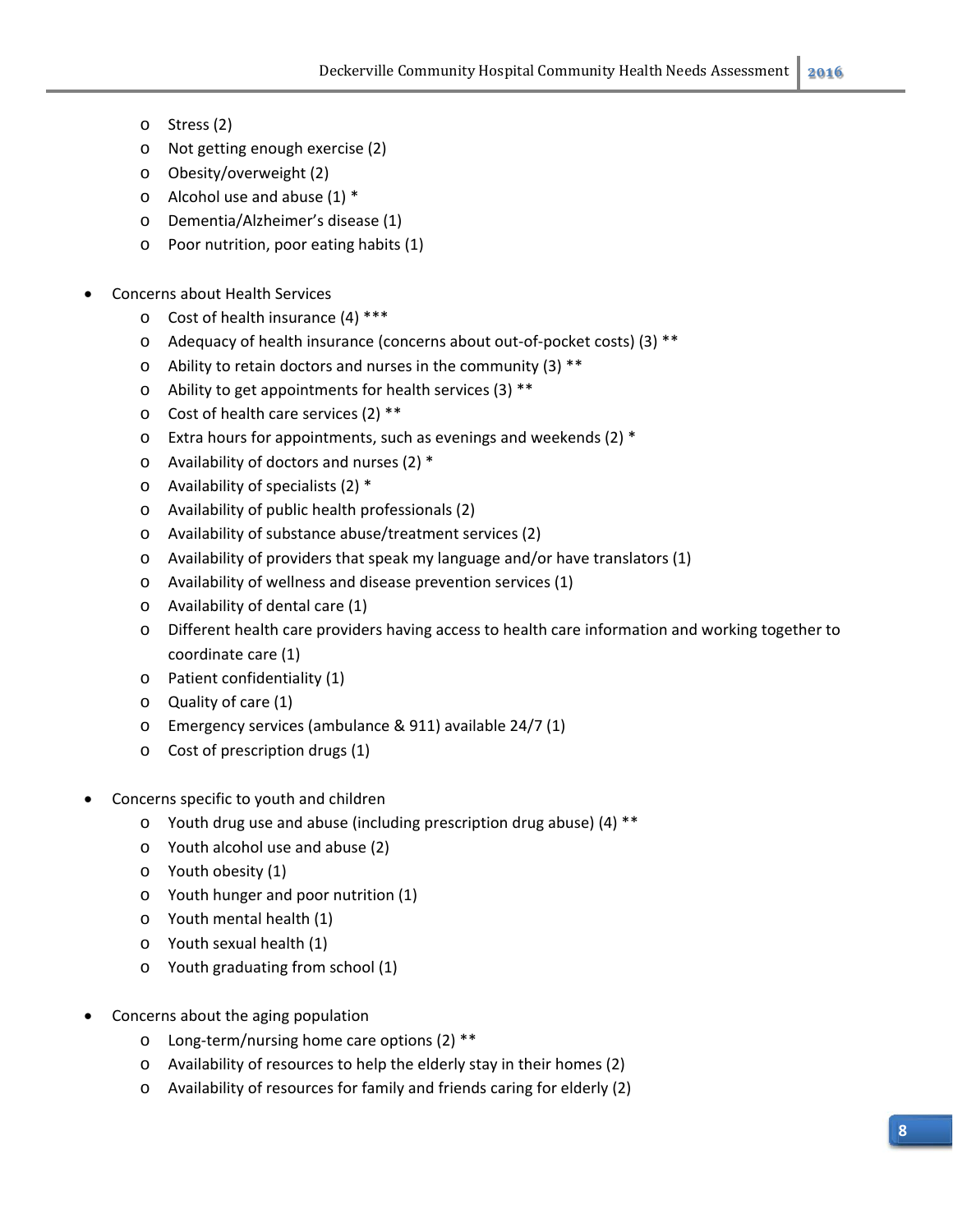- Stress (2)
  - Not getting enough exercise (2)
  - Obesity/overweight (2)
  - Alcohol use and abuse (1) *
  - Dementia/Alzheimer's disease (1)
  - Poor nutrition, poor eating habits (1)

- Concerns about Health Services
  - Cost of health insurance (4) ***
  - Adequacy of health insurance (concerns about out-of-pocket costs) (3) **
  - Ability to retain doctors and nurses in the community (3) **
  - Ability to get appointments for health services (3) **
  - Cost of health care services (2) **
  - Extra hours for appointments, such as evenings and weekends (2) *
  - Availability of doctors and nurses (2) *
  - Availability of specialists (2) *
  - Availability of public health professionals (2)
  - Availability of substance abuse/treatment services (2)
  - Availability of providers that speak my language and/or have translators (1)
  - Availability of wellness and disease prevention services (1)
  - Availability of dental care (1)
  - Different health care providers having access to health care information and working together to coordinate care (1)
  - Patient confidentiality (1)
  - Quality of care (1)
  - Emergency services (ambulance & 911) available 24/7 (1)
  - Cost of prescription drugs (1)

- Concerns specific to youth and children
  - Youth drug use and abuse (including prescription drug abuse) (4) **
  - Youth alcohol use and abuse (2)
  - Youth obesity (1)
  - Youth hunger and poor nutrition (1)
  - Youth mental health (1)
  - Youth sexual health (1)
  - Youth graduating from school (1)

- Concerns about the aging population
  - Long-term/nursing home care options (2) **
  - Availability of resources to help the elderly stay in their homes (2)
  - Availability of resources for family and friends caring for elderly (2)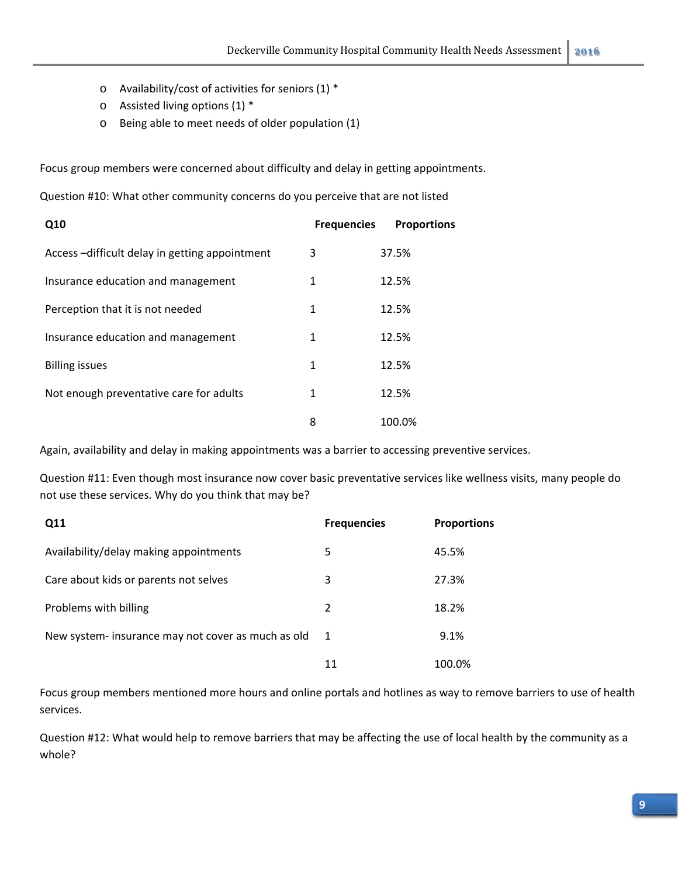- Availability/cost of activities for seniors (1) *
- Assisted living options (1) *
- Being able to meet needs of older population (1)

Focus group members were concerned about difficulty and delay in getting appointments.

Question #10: What other community concerns do you perceive that are not listed

| Q10 | Frequencies | Proportions |
|---|---|---|
| Access –difficult delay in getting appointment | 3 | 37.5% |
| Insurance education and management | 1 | 12.5% |
| Perception that it is not needed | 1 | 12.5% |
| Insurance education and management | 1 | 12.5% |
| Billing issues | 1 | 12.5% |
| Not enough preventative care for adults | 1 | 12.5% |
| | 8 | 100.0% |

Again, availability and delay in making appointments was a barrier to accessing preventive services.

Question #11: Even though most insurance now cover basic preventative services like wellness visits, many people do not use these services. Why do you think that may be?

| Q11 | Frequencies | Proportions |
|---|---|---|
| Availability/delay making appointments | 5 | 45.5% |
| Care about kids or parents not selves | 3 | 27.3% |
| Problems with billing | 2 | 18.2% |
| New system- insurance may not cover as much as old | 1 | 9.1% |
| | 11 | 100.0% |

Focus group members mentioned more hours and online portals and hotlines as way to remove barriers to use of health services.

Question #12: What would help to remove barriers that may be affecting the use of local health by the community as a whole?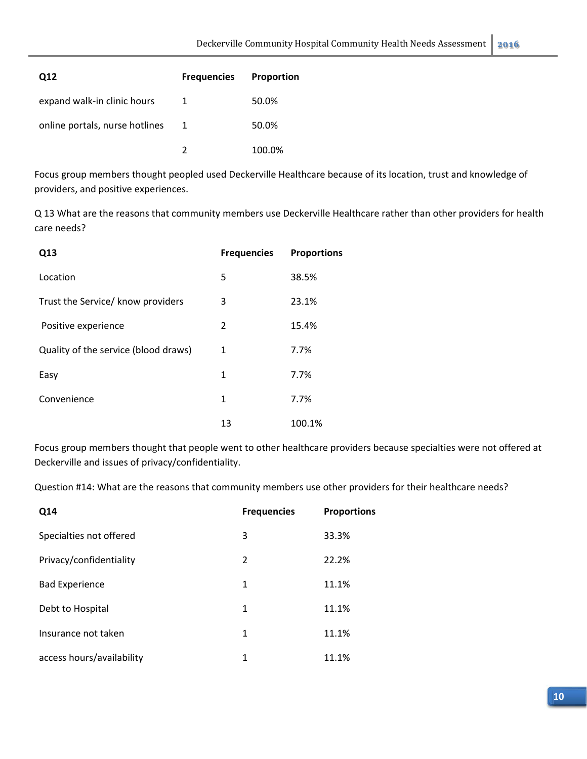| Q12 | Frequencies | Proportion |
| --- | --- | --- |
| expand walk-in clinic hours | 1 | 50.0% |
| online portals, nurse hotlines | 1 | 50.0% |
| | 2 | 100.0% |

Focus group members thought peopled used Deckerville Healthcare because of its location, trust and knowledge of providers, and positive experiences.

Q 13 What are the reasons that community members use Deckerville Healthcare rather than other providers for health care needs?

| Q13 | Frequencies | Proportions |
| --- | --- | --- |
| Location | 5 | 38.5% |
| Trust the Service/ know providers | 3 | 23.1% |
| Positive experience | 2 | 15.4% |
| Quality of the service (blood draws) | 1 | 7.7% |
| Easy | 1 | 7.7% |
| Convenience | 1 | 7.7% |
| | 13 | 100.1% |

Focus group members thought that people went to other healthcare providers because specialties were not offered at Deckerville and issues of privacy/confidentiality.

Question #14: What are the reasons that community members use other providers for their healthcare needs?

| Q14 | Frequencies | Proportions |
| --- | --- | --- |
| Specialties not offered | 3 | 33.3% |
| Privacy/confidentiality | 2 | 22.2% |
| Bad Experience | 1 | 11.1% |
| Debt to Hospital | 1 | 11.1% |
| Insurance not taken | 1 | 11.1% |
| access hours/availability | 1 | 11.1% |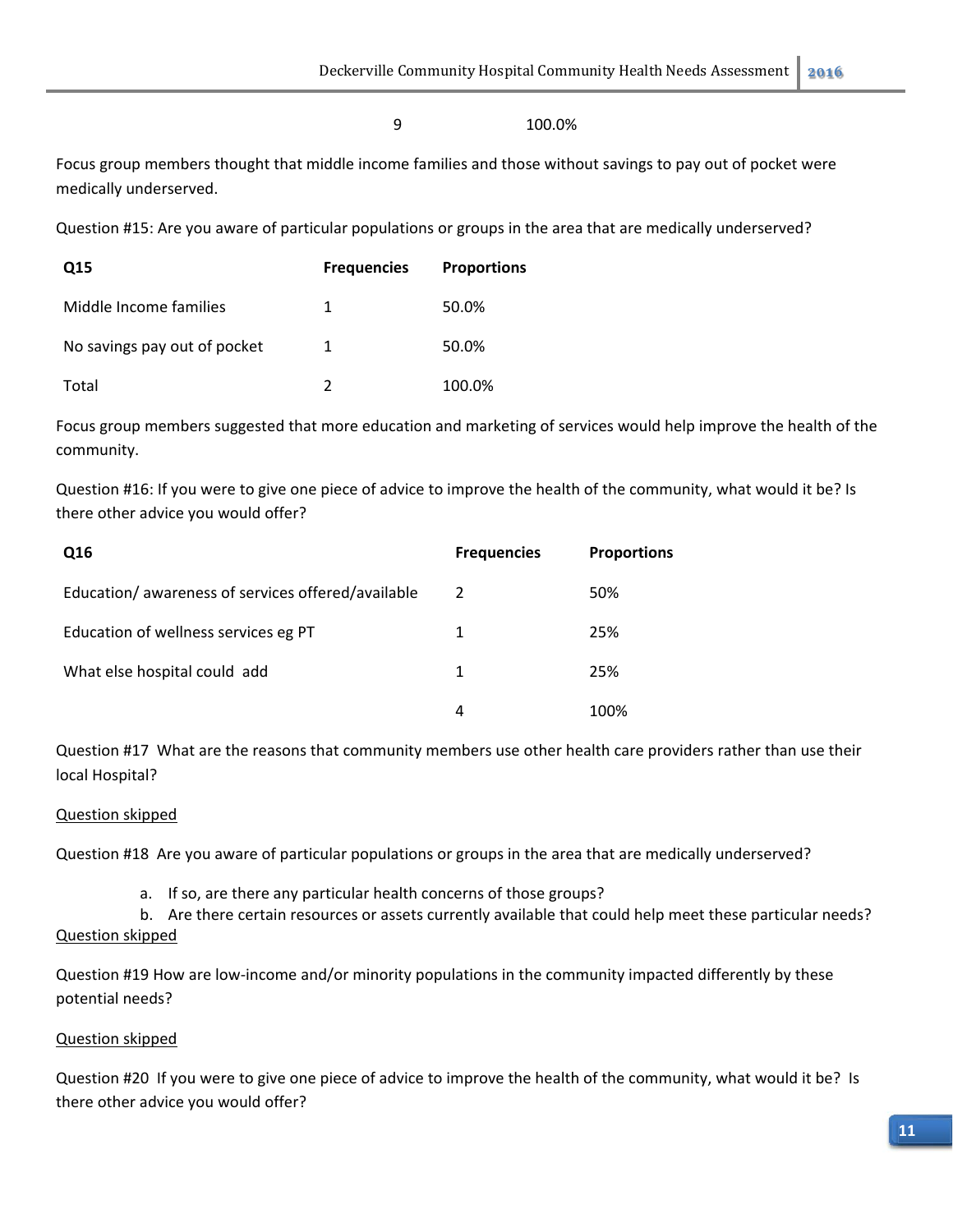| | 9 | 100.0% |
|---|---|---|

Focus group members thought that middle income families and those without savings to pay out of pocket were medically underserved.

Question #15: Are you aware of particular populations or groups in the area that are medically underserved?

| Q15 | Frequencies | Proportions |
|---|---|---|
| Middle Income families | 1 | 50.0% |
| No savings pay out of pocket | 1 | 50.0% |
| Total | 2 | 100.0% |

Focus group members suggested that more education and marketing of services would help improve the health of the community.

Question #16: If you were to give one piece of advice to improve the health of the community, what would it be? Is there other advice you would offer?

| Q16 | Frequencies | Proportions |
|---|---|---|
| Education/ awareness of services offered/available | 2 | 50% |
| Education of wellness services eg PT | 1 | 25% |
| What else hospital could add | 1 | 25% |
| | 4 | 100% |

Question #17 What are the reasons that community members use other health care providers rather than use their local Hospital?

Question skipped

Question #18 Are you aware of particular populations or groups in the area that are medically underserved?

a. If so, are there any particular health concerns of those groups?
b. Are there certain resources or assets currently available that could help meet these particular needs?

Question skipped

Question #19 How are low-income and/or minority populations in the community impacted differently by these potential needs?

Question skipped

Question #20 If you were to give one piece of advice to improve the health of the community, what would it be? Is there other advice you would offer?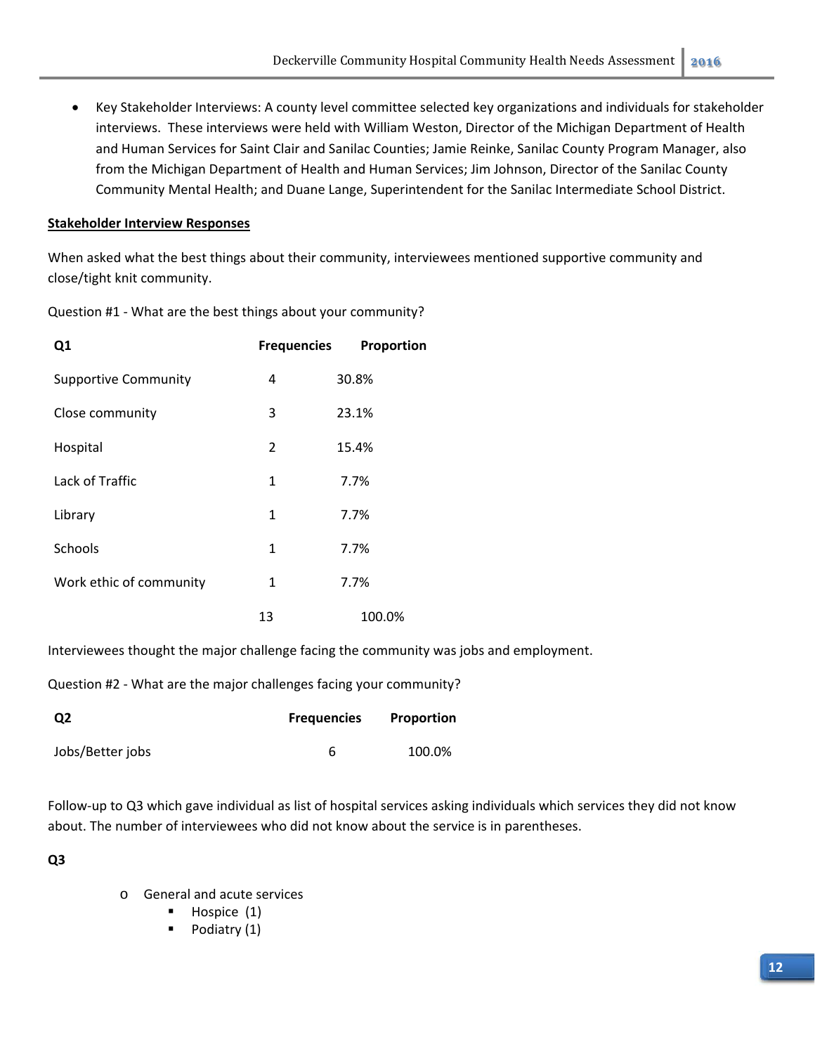- Key Stakeholder Interviews: A county level committee selected key organizations and individuals for stakeholder interviews. These interviews were held with William Weston, Director of the Michigan Department of Health and Human Services for Saint Clair and Sanilac Counties; Jamie Reinke, Sanilac County Program Manager, also from the Michigan Department of Health and Human Services; Jim Johnson, Director of the Sanilac County Community Mental Health; and Duane Lange, Superintendent for the Sanilac Intermediate School District.

**Stakeholder Interview Responses**

When asked what the best things about their community, interviewees mentioned supportive community and close/tight knit community.

Question #1 - What are the best things about your community?

| Q1 | Frequencies | Proportion |
|---|---|---|
| Supportive Community | 4 | 30.8% |
| Close community | 3 | 23.1% |
| Hospital | 2 | 15.4% |
| Lack of Traffic | 1 | 7.7% |
| Library | 1 | 7.7% |
| Schools | 1 | 7.7% |
| Work ethic of community | 1 | 7.7% |
| | 13 | 100.0% |

Interviewees thought the major challenge facing the community was jobs and employment.

Question #2 - What are the major challenges facing your community?

| Q2 | Frequencies | Proportion |
|---|---|---|
| Jobs/Better jobs | 6 | 100.0% |

Follow-up to Q3 which gave individual as list of hospital services asking individuals which services they did not know about. The number of interviewees who did not know about the service is in parentheses.

**Q3**

- General and acute services
  - Hospice (1)
  - Podiatry (1)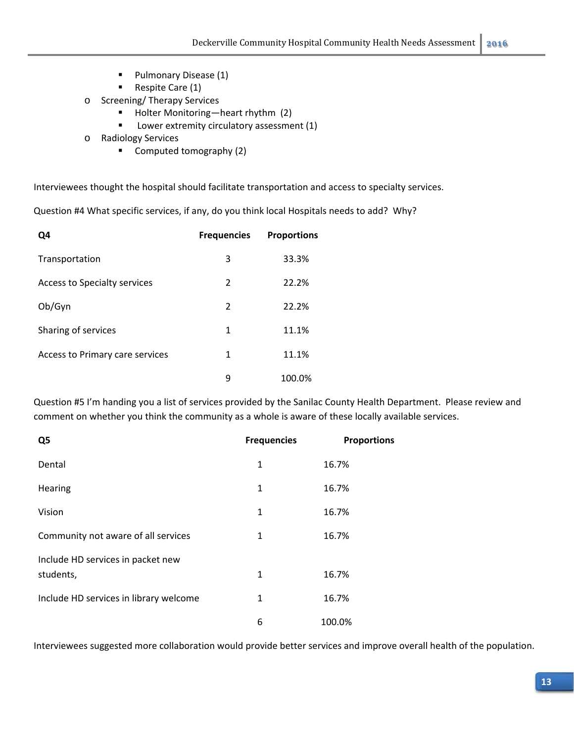- Pulmonary Disease (1)
    - Respite Care (1)
  - Screening/ Therapy Services
    - Holter Monitoring—heart rhythm (2)
    - Lower extremity circulatory assessment (1)
  - Radiology Services
    - Computed tomography (2)

Interviewees thought the hospital should facilitate transportation and access to specialty services.

Question #4 What specific services, if any, do you think local Hospitals needs to add? Why?

| Q4 | Frequencies | Proportions |
|---|---|---|
| Transportation | 3 | 33.3% |
| Access to Specialty services | 2 | 22.2% |
| Ob/Gyn | 2 | 22.2% |
| Sharing of services | 1 | 11.1% |
| Access to Primary care services | 1 | 11.1% |
| | 9 | 100.0% |

Question #5 I'm handing you a list of services provided by the Sanilac County Health Department. Please review and comment on whether you think the community as a whole is aware of these locally available services.

| Q5 | Frequencies | Proportions |
|---|---|---|
| Dental | 1 | 16.7% |
| Hearing | 1 | 16.7% |
| Vision | 1 | 16.7% |
| Community not aware of all services | 1 | 16.7% |
| Include HD services in packet new students, | 1 | 16.7% |
| Include HD services in library welcome | 1 | 16.7% |
| | 6 | 100.0% |

Interviewees suggested more collaboration would provide better services and improve overall health of the population.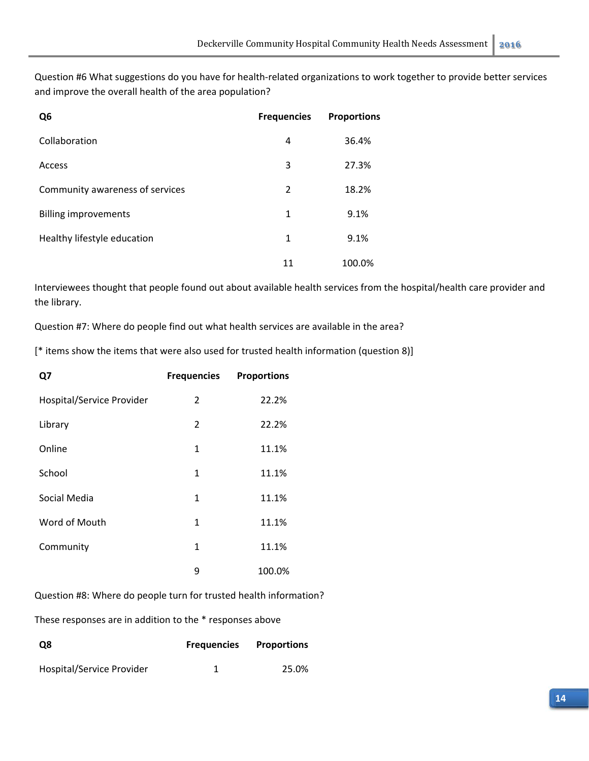Question #6 What suggestions do you have for health-related organizations to work together to provide better services and improve the overall health of the area population?

| Q6 | Frequencies | Proportions |
|---|---|---|
| Collaboration | 4 | 36.4% |
| Access | 3 | 27.3% |
| Community awareness of services | 2 | 18.2% |
| Billing improvements | 1 | 9.1% |
| Healthy lifestyle education | 1 | 9.1% |
| | 11 | 100.0% |

Interviewees thought that people found out about available health services from the hospital/health care provider and the library.

Question #7: Where do people find out what health services are available in the area?

[* items show the items that were also used for trusted health information (question 8)]

| Q7 | Frequencies | Proportions |
|---|---|---|
| Hospital/Service Provider | 2 | 22.2% |
| Library | 2 | 22.2% |
| Online | 1 | 11.1% |
| School | 1 | 11.1% |
| Social Media | 1 | 11.1% |
| Word of Mouth | 1 | 11.1% |
| Community | 1 | 11.1% |
| | 9 | 100.0% |

Question #8: Where do people turn for trusted health information?

These responses are in addition to the * responses above

| Q8 | Frequencies | Proportions |
|---|---|---|
| Hospital/Service Provider | 1 | 25.0% |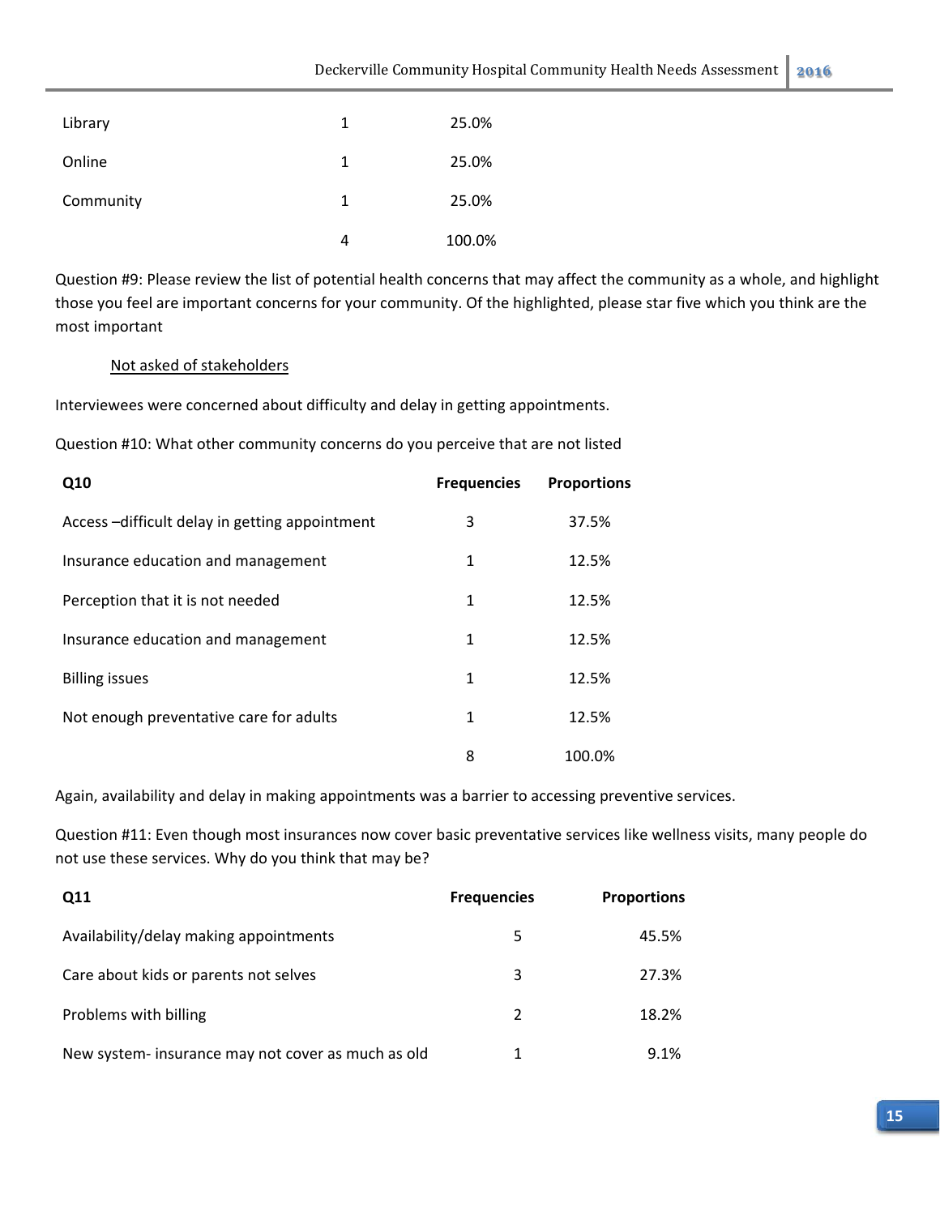| | | |
|---|---|---|
| Library | 1 | 25.0% |
| Online | 1 | 25.0% |
| Community | 1 | 25.0% |
| | 4 | 100.0% |

Question #9: Please review the list of potential health concerns that may affect the community as a whole, and highlight those you feel are important concerns for your community. Of the highlighted, please star five which you think are the most important

Not asked of stakeholders

Interviewees were concerned about difficulty and delay in getting appointments.

Question #10: What other community concerns do you perceive that are not listed

| Q10 | Frequencies | Proportions |
|---|---|---|
| Access –difficult delay in getting appointment | 3 | 37.5% |
| Insurance education and management | 1 | 12.5% |
| Perception that it is not needed | 1 | 12.5% |
| Insurance education and management | 1 | 12.5% |
| Billing issues | 1 | 12.5% |
| Not enough preventative care for adults | 1 | 12.5% |
| | 8 | 100.0% |

Again, availability and delay in making appointments was a barrier to accessing preventive services.

Question #11: Even though most insurances now cover basic preventative services like wellness visits, many people do not use these services. Why do you think that may be?

| Q11 | Frequencies | Proportions |
|---|---|---|
| Availability/delay making appointments | 5 | 45.5% |
| Care about kids or parents not selves | 3 | 27.3% |
| Problems with billing | 2 | 18.2% |
| New system- insurance may not cover as much as old | 1 | 9.1% |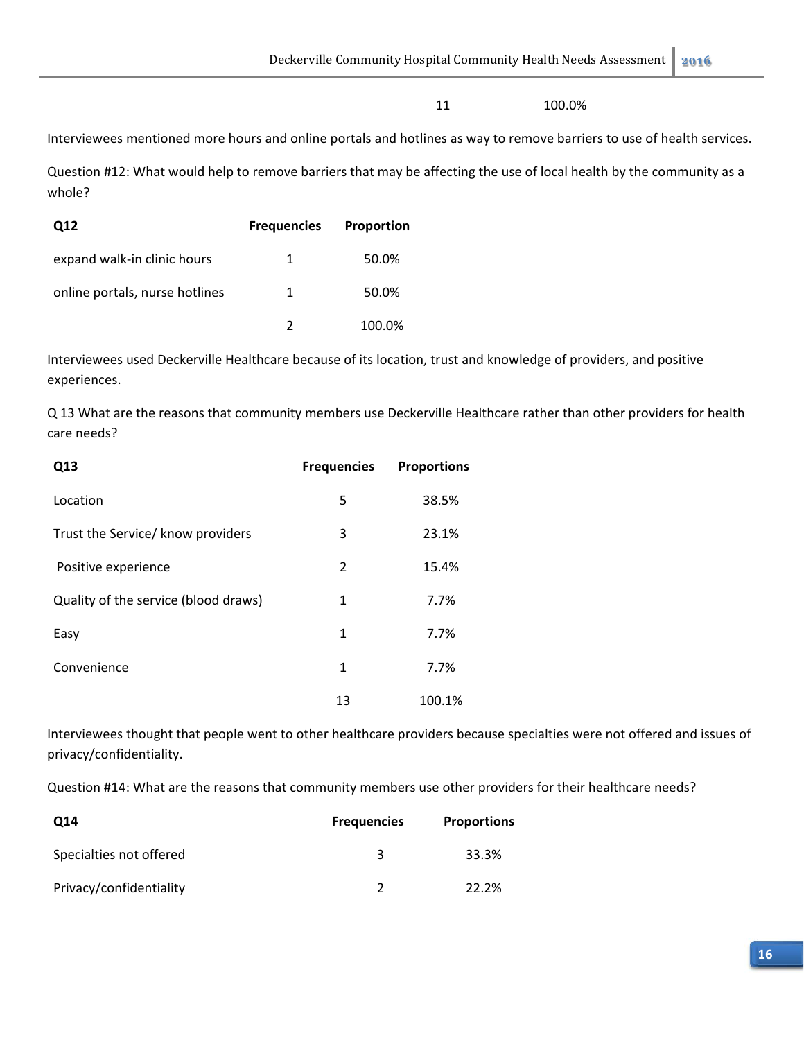| | 11 | 100.0% |
|---|---|---|

Interviewees mentioned more hours and online portals and hotlines as way to remove barriers to use of health services.

Question #12: What would help to remove barriers that may be affecting the use of local health by the community as a whole?

| Q12 | Frequencies | Proportion |
|---|---|---|
| expand walk-in clinic hours | 1 | 50.0% |
| online portals, nurse hotlines | 1 | 50.0% |
| | 2 | 100.0% |

Interviewees used Deckerville Healthcare because of its location, trust and knowledge of providers, and positive experiences.

Q 13 What are the reasons that community members use Deckerville Healthcare rather than other providers for health care needs?

| Q13 | Frequencies | Proportions |
|---|---|---|
| Location | 5 | 38.5% |
| Trust the Service/ know providers | 3 | 23.1% |
| Positive experience | 2 | 15.4% |
| Quality of the service (blood draws) | 1 | 7.7% |
| Easy | 1 | 7.7% |
| Convenience | 1 | 7.7% |
| | 13 | 100.1% |

Interviewees thought that people went to other healthcare providers because specialties were not offered and issues of privacy/confidentiality.

Question #14: What are the reasons that community members use other providers for their healthcare needs?

| Q14 | Frequencies | Proportions |
|---|---|---|
| Specialties not offered | 3 | 33.3% |
| Privacy/confidentiality | 2 | 22.2% |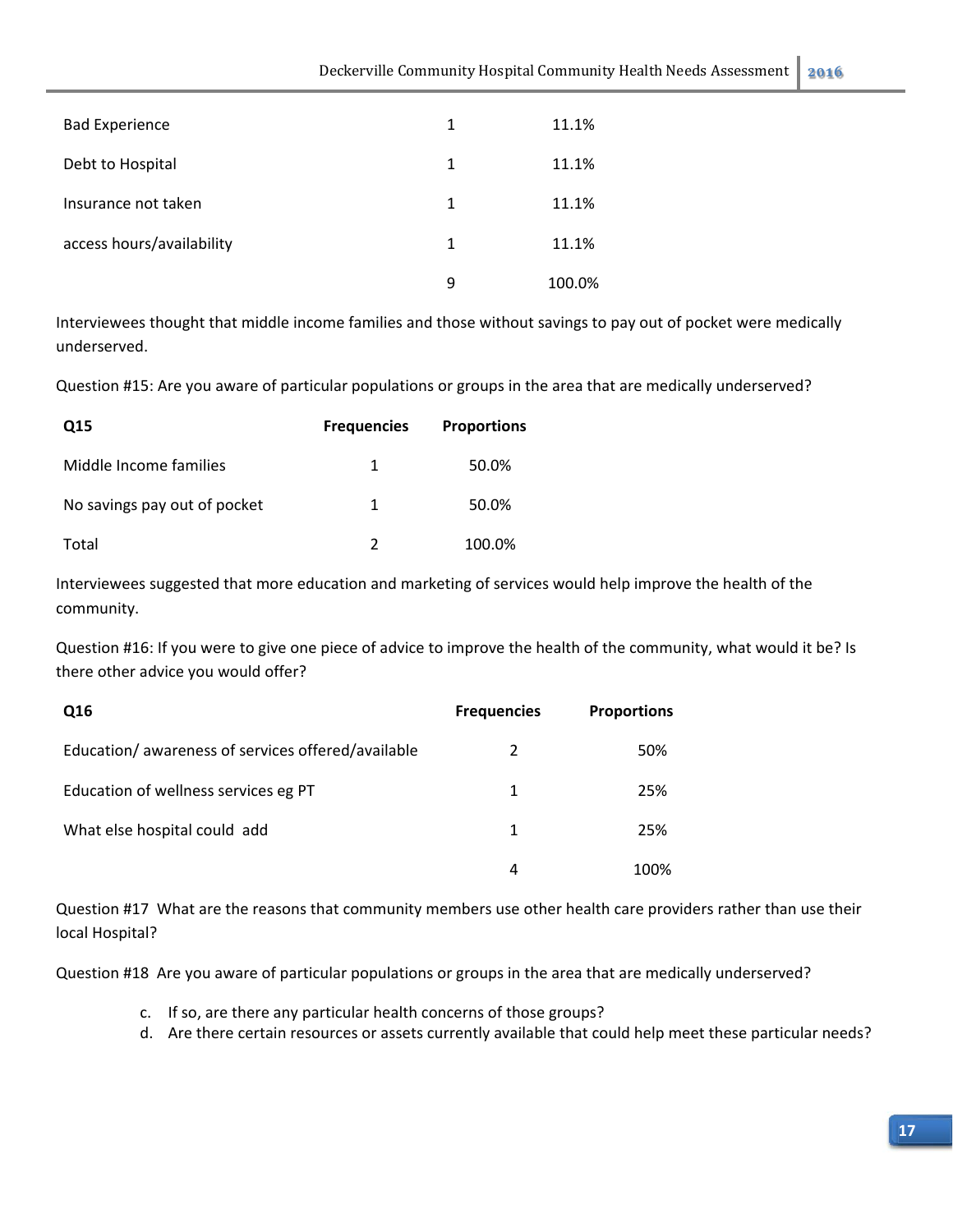| | | |
|---|---|---|
| Bad Experience | 1 | 11.1% |
| Debt to Hospital | 1 | 11.1% |
| Insurance not taken | 1 | 11.1% |
| access hours/availability | 1 | 11.1% |
| | 9 | 100.0% |

Interviewees thought that middle income families and those without savings to pay out of pocket were medically underserved.

Question #15: Are you aware of particular populations or groups in the area that are medically underserved?

| Q15 | Frequencies | Proportions |
|---|---|---|
| Middle Income families | 1 | 50.0% |
| No savings pay out of pocket | 1 | 50.0% |
| Total | 2 | 100.0% |

Interviewees suggested that more education and marketing of services would help improve the health of the community.

Question #16: If you were to give one piece of advice to improve the health of the community, what would it be? Is there other advice you would offer?

| Q16 | Frequencies | Proportions |
|---|---|---|
| Education/ awareness of services offered/available | 2 | 50% |
| Education of wellness services eg PT | 1 | 25% |
| What else hospital could add | 1 | 25% |
| | 4 | 100% |

Question #17 What are the reasons that community members use other health care providers rather than use their local Hospital?

Question #18 Are you aware of particular populations or groups in the area that are medically underserved?

c. If so, are there any particular health concerns of those groups?
d. Are there certain resources or assets currently available that could help meet these particular needs?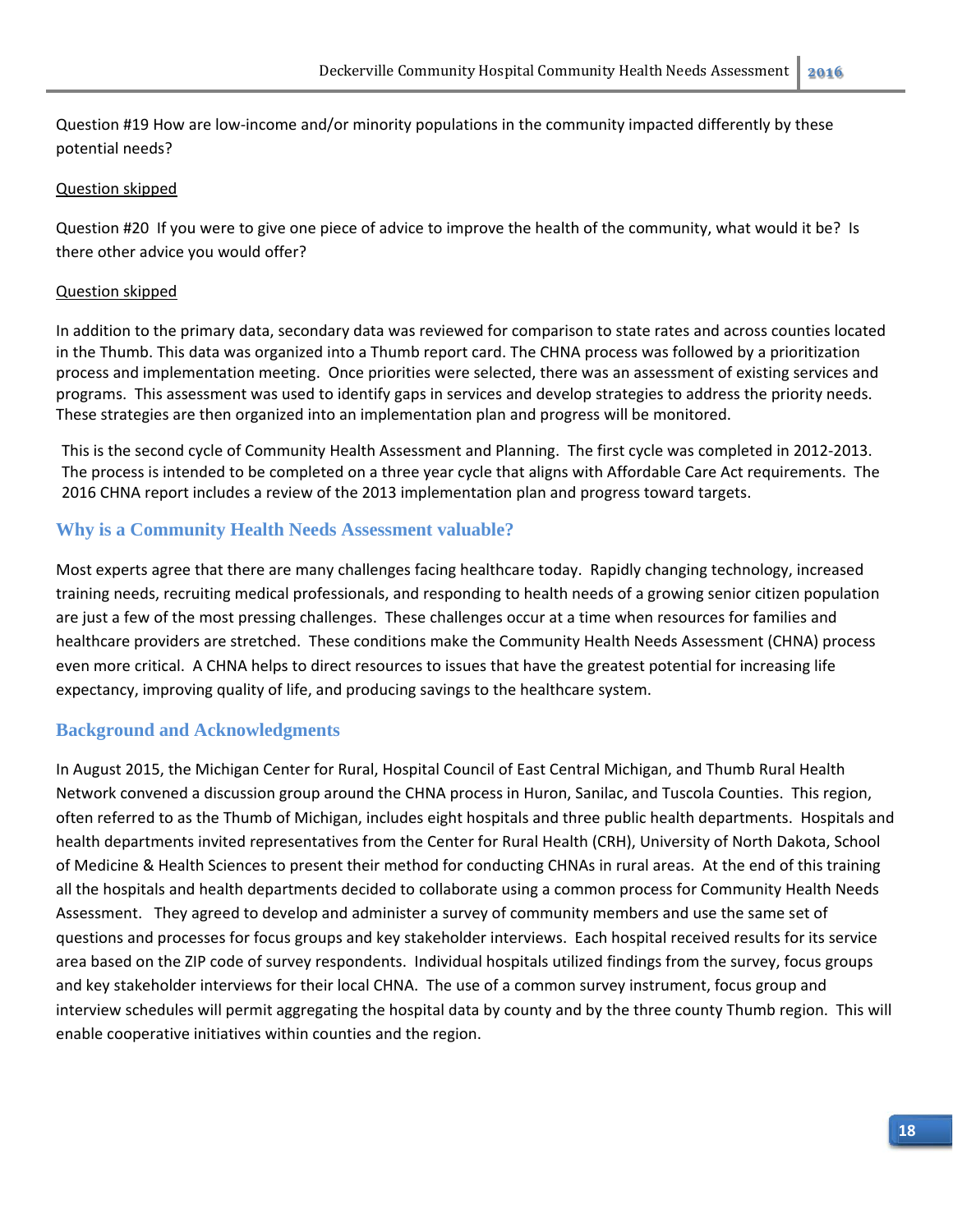Question #19 How are low-income and/or minority populations in the community impacted differently by these potential needs?

Question skipped

Question #20 If you were to give one piece of advice to improve the health of the community, what would it be? Is there other advice you would offer?

Question skipped

In addition to the primary data, secondary data was reviewed for comparison to state rates and across counties located in the Thumb. This data was organized into a Thumb report card. The CHNA process was followed by a prioritization process and implementation meeting. Once priorities were selected, there was an assessment of existing services and programs. This assessment was used to identify gaps in services and develop strategies to address the priority needs. These strategies are then organized into an implementation plan and progress will be monitored.

This is the second cycle of Community Health Assessment and Planning. The first cycle was completed in 2012-2013. The process is intended to be completed on a three year cycle that aligns with Affordable Care Act requirements. The 2016 CHNA report includes a review of the 2013 implementation plan and progress toward targets.

## Why is a Community Health Needs Assessment valuable?

Most experts agree that there are many challenges facing healthcare today. Rapidly changing technology, increased training needs, recruiting medical professionals, and responding to health needs of a growing senior citizen population are just a few of the most pressing challenges. These challenges occur at a time when resources for families and healthcare providers are stretched. These conditions make the Community Health Needs Assessment (CHNA) process even more critical. A CHNA helps to direct resources to issues that have the greatest potential for increasing life expectancy, improving quality of life, and producing savings to the healthcare system.

## Background and Acknowledgments

In August 2015, the Michigan Center for Rural, Hospital Council of East Central Michigan, and Thumb Rural Health Network convened a discussion group around the CHNA process in Huron, Sanilac, and Tuscola Counties. This region, often referred to as the Thumb of Michigan, includes eight hospitals and three public health departments. Hospitals and health departments invited representatives from the Center for Rural Health (CRH), University of North Dakota, School of Medicine & Health Sciences to present their method for conducting CHNAs in rural areas. At the end of this training all the hospitals and health departments decided to collaborate using a common process for Community Health Needs Assessment. They agreed to develop and administer a survey of community members and use the same set of questions and processes for focus groups and key stakeholder interviews. Each hospital received results for its service area based on the ZIP code of survey respondents. Individual hospitals utilized findings from the survey, focus groups and key stakeholder interviews for their local CHNA. The use of a common survey instrument, focus group and interview schedules will permit aggregating the hospital data by county and by the three county Thumb region. This will enable cooperative initiatives within counties and the region.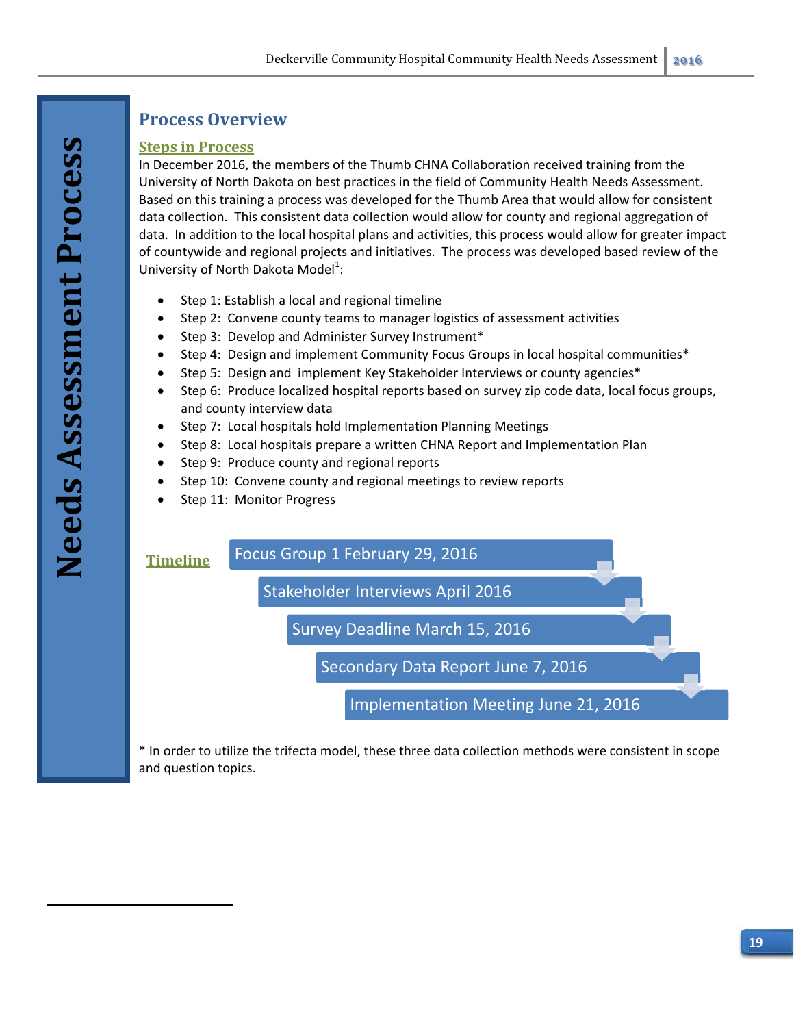# Needs Assessment Process

## Process Overview

### Steps in Process

In December 2016, the members of the Thumb CHNA Collaboration received training from the University of North Dakota on best practices in the field of Community Health Needs Assessment. Based on this training a process was developed for the Thumb Area that would allow for consistent data collection. This consistent data collection would allow for county and regional aggregation of data. In addition to the local hospital plans and activities, this process would allow for greater impact of countywide and regional projects and initiatives. The process was developed based review of the University of North Dakota Model[1]:

- Step 1: Establish a local and regional timeline
- Step 2: Convene county teams to manager logistics of assessment activities
- Step 3: Develop and Administer Survey Instrument*
- Step 4: Design and implement Community Focus Groups in local hospital communities*
- Step 5: Design and implement Key Stakeholder Interviews or county agencies*
- Step 6: Produce localized hospital reports based on survey zip code data, local focus groups, and county interview data
- Step 7: Local hospitals hold Implementation Planning Meetings
- Step 8: Local hospitals prepare a written CHNA Report and Implementation Plan
- Step 9: Produce county and regional reports
- Step 10: Convene county and regional meetings to review reports
- Step 11: Monitor Progress

### Timeline

- Focus Group 1 February 29, 2016
- Stakeholder Interviews April 2016
- Survey Deadline March 15, 2016
- Secondary Data Report June 7, 2016
- Implementation Meeting June 21, 2016

* In order to utilize the trifecta model, these three data collection methods were consistent in scope and question topics.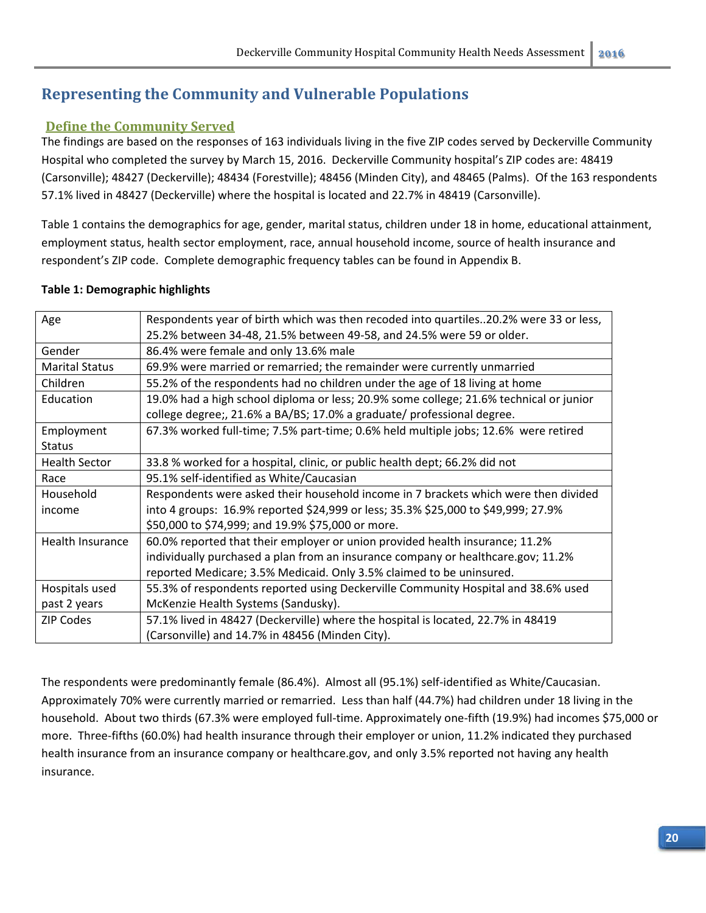# Representing the Community and Vulnerable Populations

## Define the Community Served

The findings are based on the responses of 163 individuals living in the five ZIP codes served by Deckerville Community Hospital who completed the survey by March 15, 2016. Deckerville Community hospital's ZIP codes are: 48419 (Carsonville); 48427 (Deckerville); 48434 (Forestville); 48456 (Minden City), and 48465 (Palms). Of the 163 respondents 57.1% lived in 48427 (Deckerville) where the hospital is located and 22.7% in 48419 (Carsonville).

Table 1 contains the demographics for age, gender, marital status, children under 18 in home, educational attainment, employment status, health sector employment, race, annual household income, source of health insurance and respondent's ZIP code. Complete demographic frequency tables can be found in Appendix B.

**Table 1: Demographic highlights**

| | |
|---|---|
| Age | Respondents year of birth which was then recoded into quartiles..20.2% were 33 or less, 25.2% between 34-48, 21.5% between 49-58, and 24.5% were 59 or older. |
| Gender | 86.4% were female and only 13.6% male |
| Marital Status | 69.9% were married or remarried; the remainder were currently unmarried |
| Children | 55.2% of the respondents had no children under the age of 18 living at home |
| Education | 19.0% had a high school diploma or less; 20.9% some college; 21.6% technical or junior college degree;, 21.6% a BA/BS; 17.0% a graduate/ professional degree. |
| Employment Status | 67.3% worked full-time; 7.5% part-time; 0.6% held multiple jobs; 12.6% were retired |
| Health Sector | 33.8 % worked for a hospital, clinic, or public health dept; 66.2% did not |
| Race | 95.1% self-identified as White/Caucasian |
| Household income | Respondents were asked their household income in 7 brackets which were then divided into 4 groups: 16.9% reported $24,999 or less; 35.3% $25,000 to $49,999; 27.9% $50,000 to $74,999; and 19.9% $75,000 or more. |
| Health Insurance | 60.0% reported that their employer or union provided health insurance; 11.2% individually purchased a plan from an insurance company or healthcare.gov; 11.2% reported Medicare; 3.5% Medicaid. Only 3.5% claimed to be uninsured. |
| Hospitals used past 2 years | 55.3% of respondents reported using Deckerville Community Hospital and 38.6% used McKenzie Health Systems (Sandusky). |
| ZIP Codes | 57.1% lived in 48427 (Deckerville) where the hospital is located, 22.7% in 48419 (Carsonville) and 14.7% in 48456 (Minden City). |

The respondents were predominantly female (86.4%). Almost all (95.1%) self-identified as White/Caucasian. Approximately 70% were currently married or remarried. Less than half (44.7%) had children under 18 living in the household. About two thirds (67.3% were employed full-time. Approximately one-fifth (19.9%) had incomes $75,000 or more. Three-fifths (60.0%) had health insurance through their employer or union, 11.2% indicated they purchased health insurance from an insurance company or healthcare.gov, and only 3.5% reported not having any health insurance.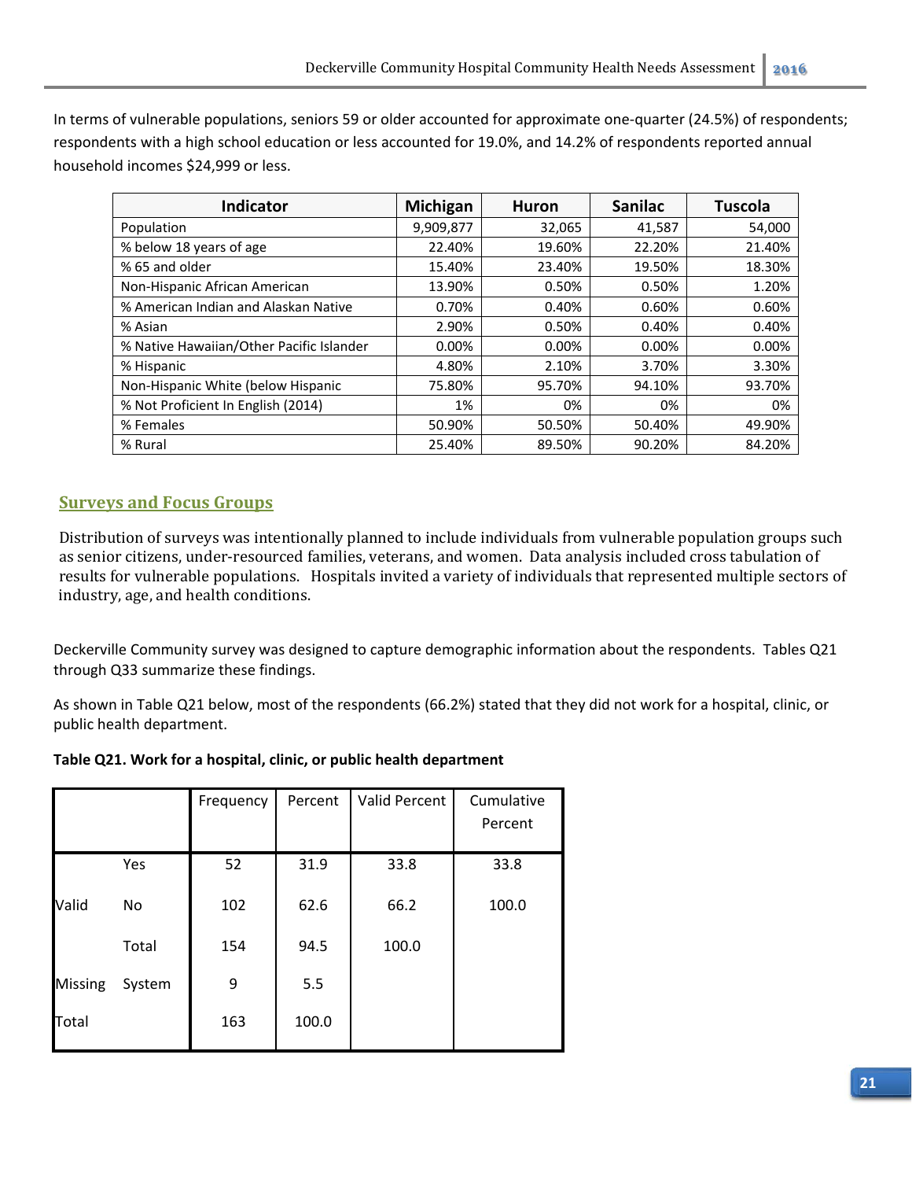In terms of vulnerable populations, seniors 59 or older accounted for approximate one-quarter (24.5%) of respondents; respondents with a high school education or less accounted for 19.0%, and 14.2% of respondents reported annual household incomes $24,999 or less.

| Indicator | Michigan | Huron | Sanilac | Tuscola |
|---|---|---|---|---|
| Population | 9,909,877 | 32,065 | 41,587 | 54,000 |
| % below 18 years of age | 22.40% | 19.60% | 22.20% | 21.40% |
| % 65 and older | 15.40% | 23.40% | 19.50% | 18.30% |
| Non-Hispanic African American | 13.90% | 0.50% | 0.50% | 1.20% |
| % American Indian and Alaskan Native | 0.70% | 0.40% | 0.60% | 0.60% |
| % Asian | 2.90% | 0.50% | 0.40% | 0.40% |
| % Native Hawaiian/Other Pacific Islander | 0.00% | 0.00% | 0.00% | 0.00% |
| % Hispanic | 4.80% | 2.10% | 3.70% | 3.30% |
| Non-Hispanic White (below Hispanic | 75.80% | 95.70% | 94.10% | 93.70% |
| % Not Proficient In English (2014) | 1% | 0% | 0% | 0% |
| % Females | 50.90% | 50.50% | 50.40% | 49.90% |
| % Rural | 25.40% | 89.50% | 90.20% | 84.20% |

## Surveys and Focus Groups

Distribution of surveys was intentionally planned to include individuals from vulnerable population groups such as senior citizens, under-resourced families, veterans, and women. Data analysis included cross tabulation of results for vulnerable populations. Hospitals invited a variety of individuals that represented multiple sectors of industry, age, and health conditions.

Deckerville Community survey was designed to capture demographic information about the respondents. Tables Q21 through Q33 summarize these findings.

As shown in Table Q21 below, most of the respondents (66.2%) stated that they did not work for a hospital, clinic, or public health department.

**Table Q21. Work for a hospital, clinic, or public health department**

| | | Frequency | Percent | Valid Percent | Cumulative Percent |
|---|---|---|---|---|---|
| Valid | Yes | 52 | 31.9 | 33.8 | 33.8 |
| | No | 102 | 62.6 | 66.2 | 100.0 |
| | Total | 154 | 94.5 | 100.0 | |
| Missing | System | 9 | 5.5 | | |
| Total | | 163 | 100.0 | | |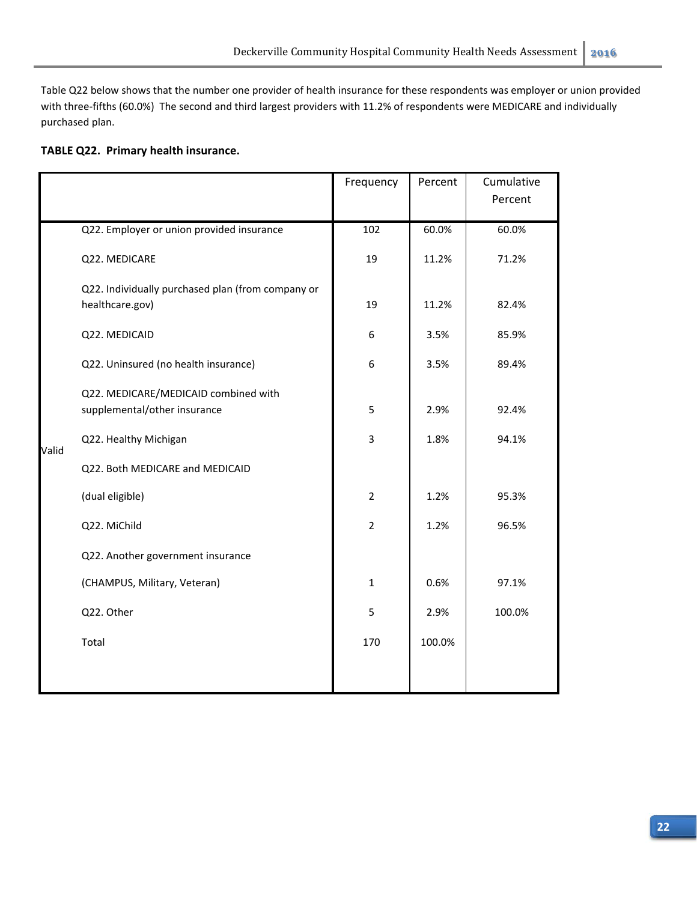Table Q22 below shows that the number one provider of health insurance for these respondents was employer or union provided with three-fifths (60.0%) The second and third largest providers with 11.2% of respondents were MEDICARE and individually purchased plan.

**TABLE Q22. Primary health insurance.**

| | | Frequency | Percent | Cumulative Percent |
|---|---|---|---|---|
| Valid | Q22. Employer or union provided insurance | 102 | 60.0% | 60.0% |
| | Q22. MEDICARE | 19 | 11.2% | 71.2% |
| | Q22. Individually purchased plan (from company or healthcare.gov) | 19 | 11.2% | 82.4% |
| | Q22. MEDICAID | 6 | 3.5% | 85.9% |
| | Q22. Uninsured (no health insurance) | 6 | 3.5% | 89.4% |
| | Q22. MEDICARE/MEDICAID combined with supplemental/other insurance | 5 | 2.9% | 92.4% |
| | Q22. Healthy Michigan | 3 | 1.8% | 94.1% |
| | Q22. Both MEDICARE and MEDICAID (dual eligible) | 2 | 1.2% | 95.3% |
| | Q22. MiChild | 2 | 1.2% | 96.5% |
| | Q22. Another government insurance (CHAMPUS, Military, Veteran) | 1 | 0.6% | 97.1% |
| | Q22. Other | 5 | 2.9% | 100.0% |
| | Total | 170 | 100.0% | |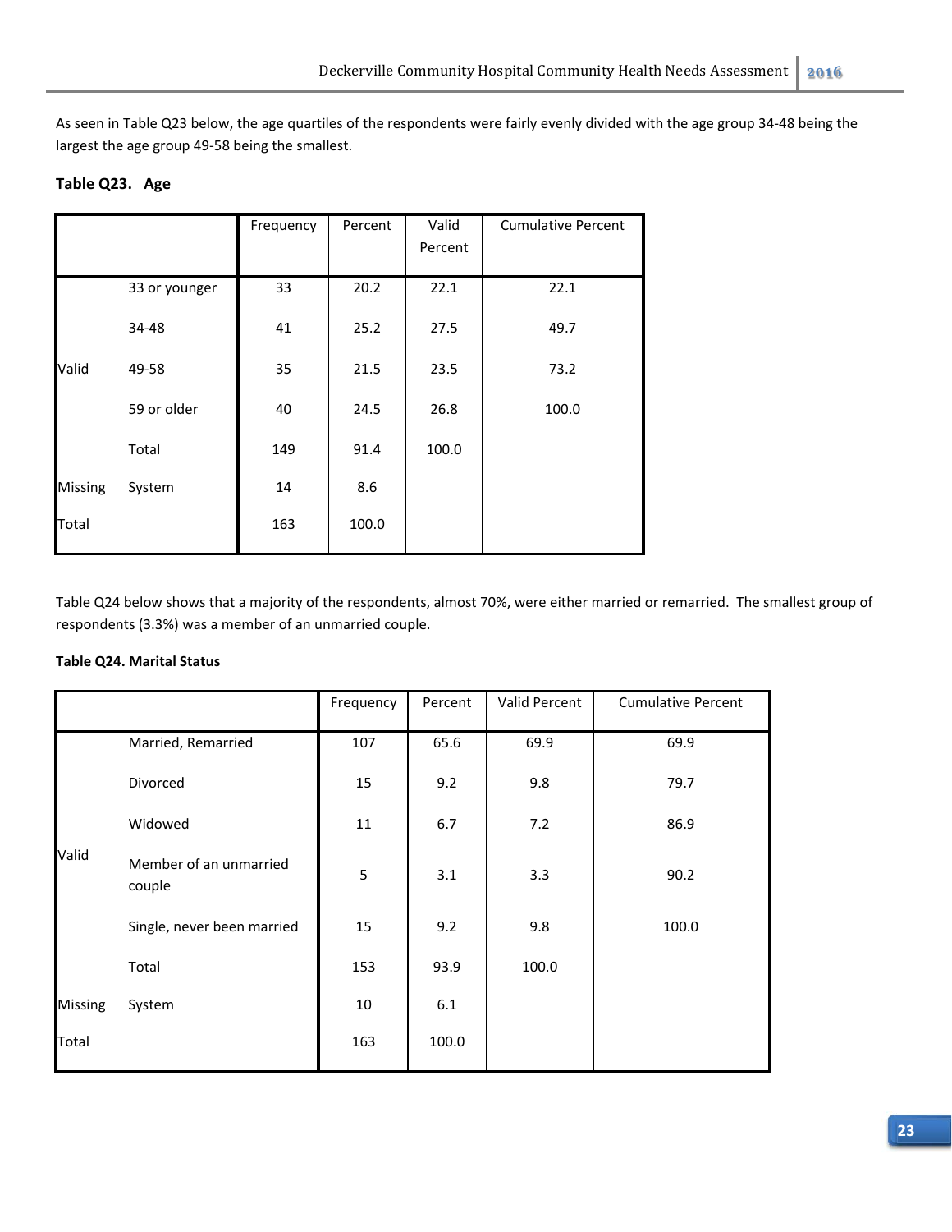As seen in Table Q23 below, the age quartiles of the respondents were fairly evenly divided with the age group 34-48 being the largest the age group 49-58 being the smallest.

**Table Q23. Age**

| | | Frequency | Percent | Valid Percent | Cumulative Percent |
|---|---|---|---|---|---|
| Valid | 33 or younger | 33 | 20.2 | 22.1 | 22.1 |
| | 34-48 | 41 | 25.2 | 27.5 | 49.7 |
| | 49-58 | 35 | 21.5 | 23.5 | 73.2 |
| | 59 or older | 40 | 24.5 | 26.8 | 100.0 |
| | Total | 149 | 91.4 | 100.0 | |
| Missing | System | 14 | 8.6 | | |
| Total | | 163 | 100.0 | | |

Table Q24 below shows that a majority of the respondents, almost 70%, were either married or remarried. The smallest group of respondents (3.3%) was a member of an unmarried couple.

**Table Q24. Marital Status**

| | | Frequency | Percent | Valid Percent | Cumulative Percent |
|---|---|---|---|---|---|
| Valid | Married, Remarried | 107 | 65.6 | 69.9 | 69.9 |
| | Divorced | 15 | 9.2 | 9.8 | 79.7 |
| | Widowed | 11 | 6.7 | 7.2 | 86.9 |
| | Member of an unmarried couple | 5 | 3.1 | 3.3 | 90.2 |
| | Single, never been married | 15 | 9.2 | 9.8 | 100.0 |
| | Total | 153 | 93.9 | 100.0 | |
| Missing | System | 10 | 6.1 | | |
| Total | | 163 | 100.0 | | |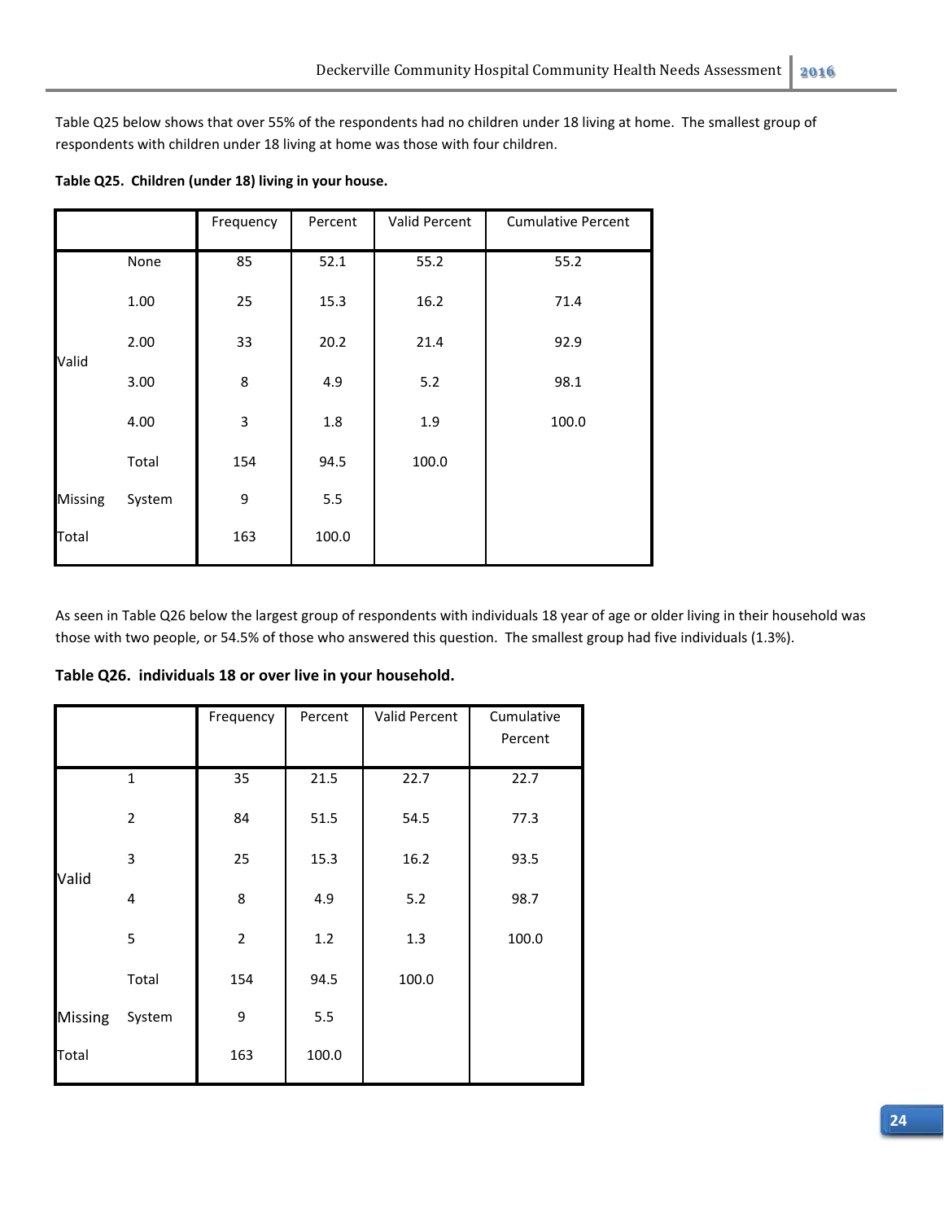Table Q25 below shows that over 55% of the respondents had no children under 18 living at home. The smallest group of respondents with children under 18 living at home was those with four children.

**Table Q25. Children (under 18) living in your house.**

| | | Frequency | Percent | Valid Percent | Cumulative Percent |
|---|---|---|---|---|---|
| Valid | None | 85 | 52.1 | 55.2 | 55.2 |
| | 1.00 | 25 | 15.3 | 16.2 | 71.4 |
| | 2.00 | 33 | 20.2 | 21.4 | 92.9 |
| | 3.00 | 8 | 4.9 | 5.2 | 98.1 |
| | 4.00 | 3 | 1.8 | 1.9 | 100.0 |
| | Total | 154 | 94.5 | 100.0 | |
| Missing | System | 9 | 5.5 | | |
| Total | | 163 | 100.0 | | |

As seen in Table Q26 below the largest group of respondents with individuals 18 year of age or older living in their household was those with two people, or 54.5% of those who answered this question. The smallest group had five individuals (1.3%).

**Table Q26. individuals 18 or over live in your household.**

| | | Frequency | Percent | Valid Percent | Cumulative Percent |
|---|---|---|---|---|---|
| Valid | 1 | 35 | 21.5 | 22.7 | 22.7 |
| | 2 | 84 | 51.5 | 54.5 | 77.3 |
| | 3 | 25 | 15.3 | 16.2 | 93.5 |
| | 4 | 8 | 4.9 | 5.2 | 98.7 |
| | 5 | 2 | 1.2 | 1.3 | 100.0 |
| | Total | 154 | 94.5 | 100.0 | |
| Missing | System | 9 | 5.5 | | |
| Total | | 163 | 100.0 | | |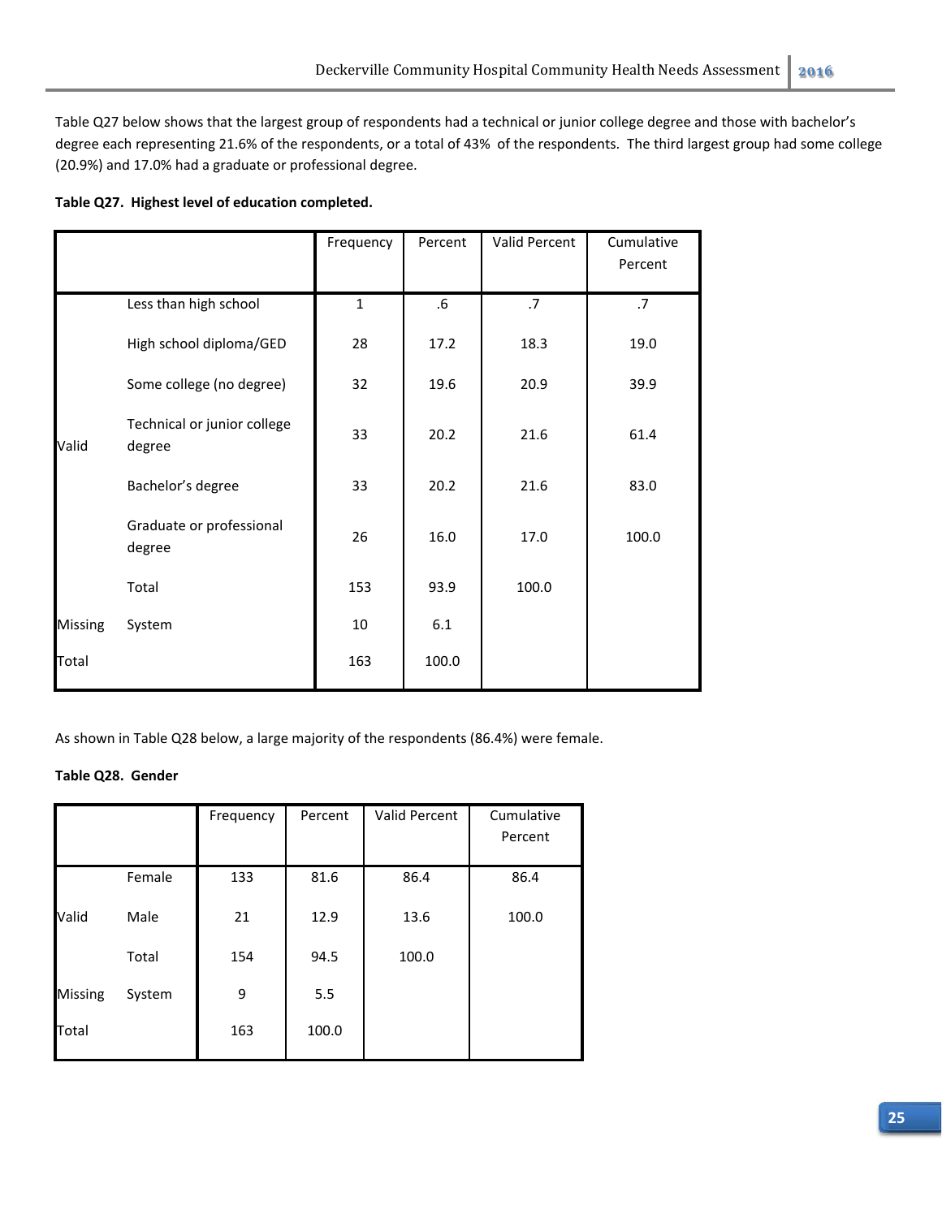Table Q27 below shows that the largest group of respondents had a technical or junior college degree and those with bachelor's degree each representing 21.6% of the respondents, or a total of 43% of the respondents. The third largest group had some college (20.9%) and 17.0% had a graduate or professional degree.

**Table Q27. Highest level of education completed.**

| | | Frequency | Percent | Valid Percent | Cumulative Percent |
|---|---|---|---|---|---|
| Valid | Less than high school | 1 | .6 | .7 | .7 |
| | High school diploma/GED | 28 | 17.2 | 18.3 | 19.0 |
| | Some college (no degree) | 32 | 19.6 | 20.9 | 39.9 |
| | Technical or junior college degree | 33 | 20.2 | 21.6 | 61.4 |
| | Bachelor's degree | 33 | 20.2 | 21.6 | 83.0 |
| | Graduate or professional degree | 26 | 16.0 | 17.0 | 100.0 |
| | Total | 153 | 93.9 | 100.0 | |
| Missing | System | 10 | 6.1 | | |
| Total | | 163 | 100.0 | | |

As shown in Table Q28 below, a large majority of the respondents (86.4%) were female.

**Table Q28. Gender**

| | | Frequency | Percent | Valid Percent | Cumulative Percent |
|---|---|---|---|---|---|
| Valid | Female | 133 | 81.6 | 86.4 | 86.4 |
| | Male | 21 | 12.9 | 13.6 | 100.0 |
| | Total | 154 | 94.5 | 100.0 | |
| Missing | System | 9 | 5.5 | | |
| Total | | 163 | 100.0 | | |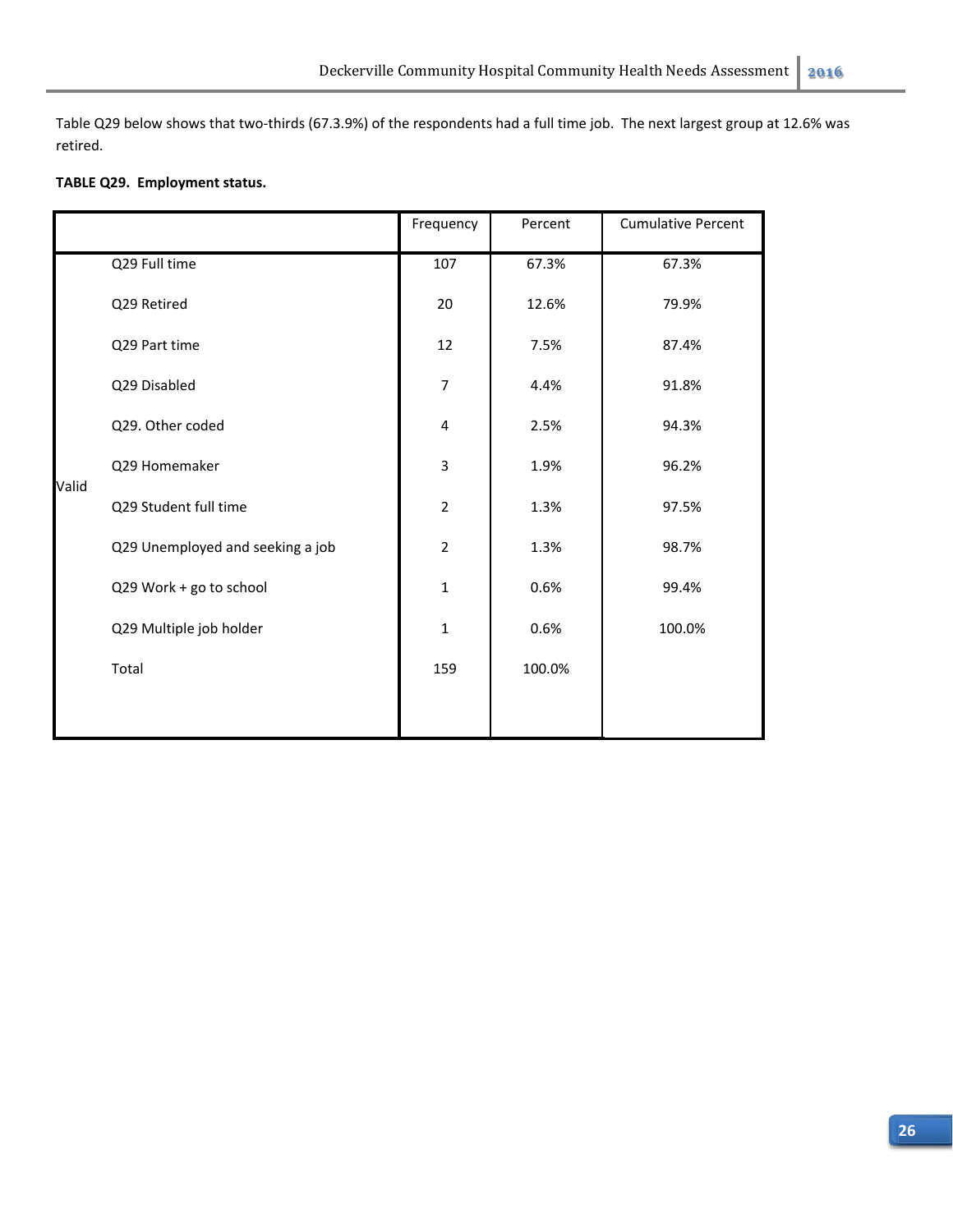Table Q29 below shows that two-thirds (67.3.9%) of the respondents had a full time job. The next largest group at 12.6% was retired.

**TABLE Q29. Employment status.**

| | | Frequency | Percent | Cumulative Percent |
|---|---|---|---|---|
| Valid | Q29 Full time | 107 | 67.3% | 67.3% |
| | Q29 Retired | 20 | 12.6% | 79.9% |
| | Q29 Part time | 12 | 7.5% | 87.4% |
| | Q29 Disabled | 7 | 4.4% | 91.8% |
| | Q29. Other coded | 4 | 2.5% | 94.3% |
| | Q29 Homemaker | 3 | 1.9% | 96.2% |
| | Q29 Student full time | 2 | 1.3% | 97.5% |
| | Q29 Unemployed and seeking a job | 2 | 1.3% | 98.7% |
| | Q29 Work + go to school | 1 | 0.6% | 99.4% |
| | Q29 Multiple job holder | 1 | 0.6% | 100.0% |
| | Total | 159 | 100.0% | |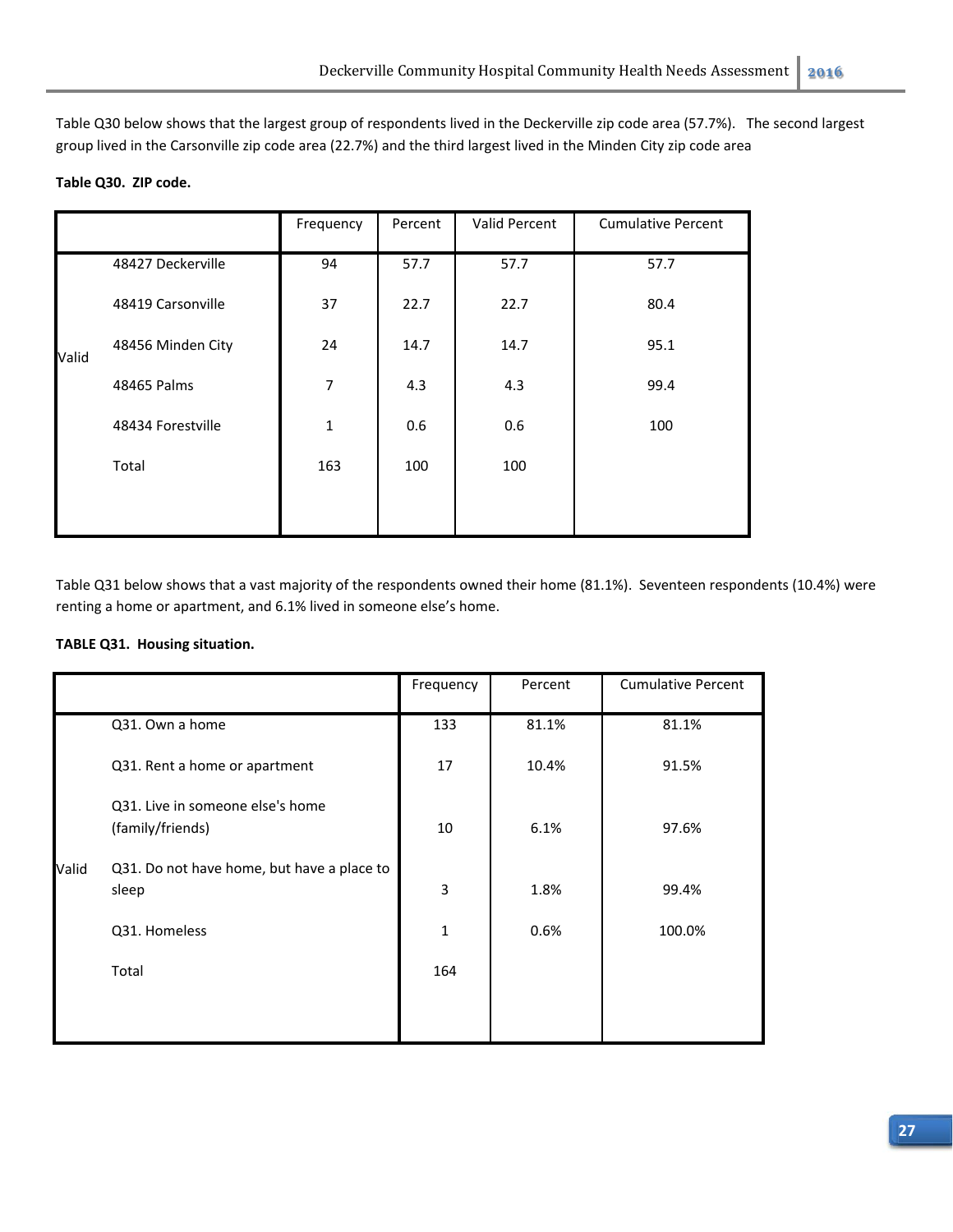Table Q30 below shows that the largest group of respondents lived in the Deckerville zip code area (57.7%). The second largest group lived in the Carsonville zip code area (22.7%) and the third largest lived in the Minden City zip code area

**Table Q30. ZIP code.**

| | | Frequency | Percent | Valid Percent | Cumulative Percent |
|---|---|---|---|---|---|
| Valid | 48427 Deckerville | 94 | 57.7 | 57.7 | 57.7 |
| | 48419 Carsonville | 37 | 22.7 | 22.7 | 80.4 |
| | 48456 Minden City | 24 | 14.7 | 14.7 | 95.1 |
| | 48465 Palms | 7 | 4.3 | 4.3 | 99.4 |
| | 48434 Forestville | 1 | 0.6 | 0.6 | 100 |
| | Total | 163 | 100 | 100 | |

Table Q31 below shows that a vast majority of the respondents owned their home (81.1%). Seventeen respondents (10.4%) were renting a home or apartment, and 6.1% lived in someone else's home.

**TABLE Q31. Housing situation.**

| | | Frequency | Percent | Cumulative Percent |
|---|---|---|---|---|
| Valid | Q31. Own a home | 133 | 81.1% | 81.1% |
| | Q31. Rent a home or apartment | 17 | 10.4% | 91.5% |
| | Q31. Live in someone else's home (family/friends) | 10 | 6.1% | 97.6% |
| | Q31. Do not have home, but have a place to sleep | 3 | 1.8% | 99.4% |
| | Q31. Homeless | 1 | 0.6% | 100.0% |
| | Total | 164 | | |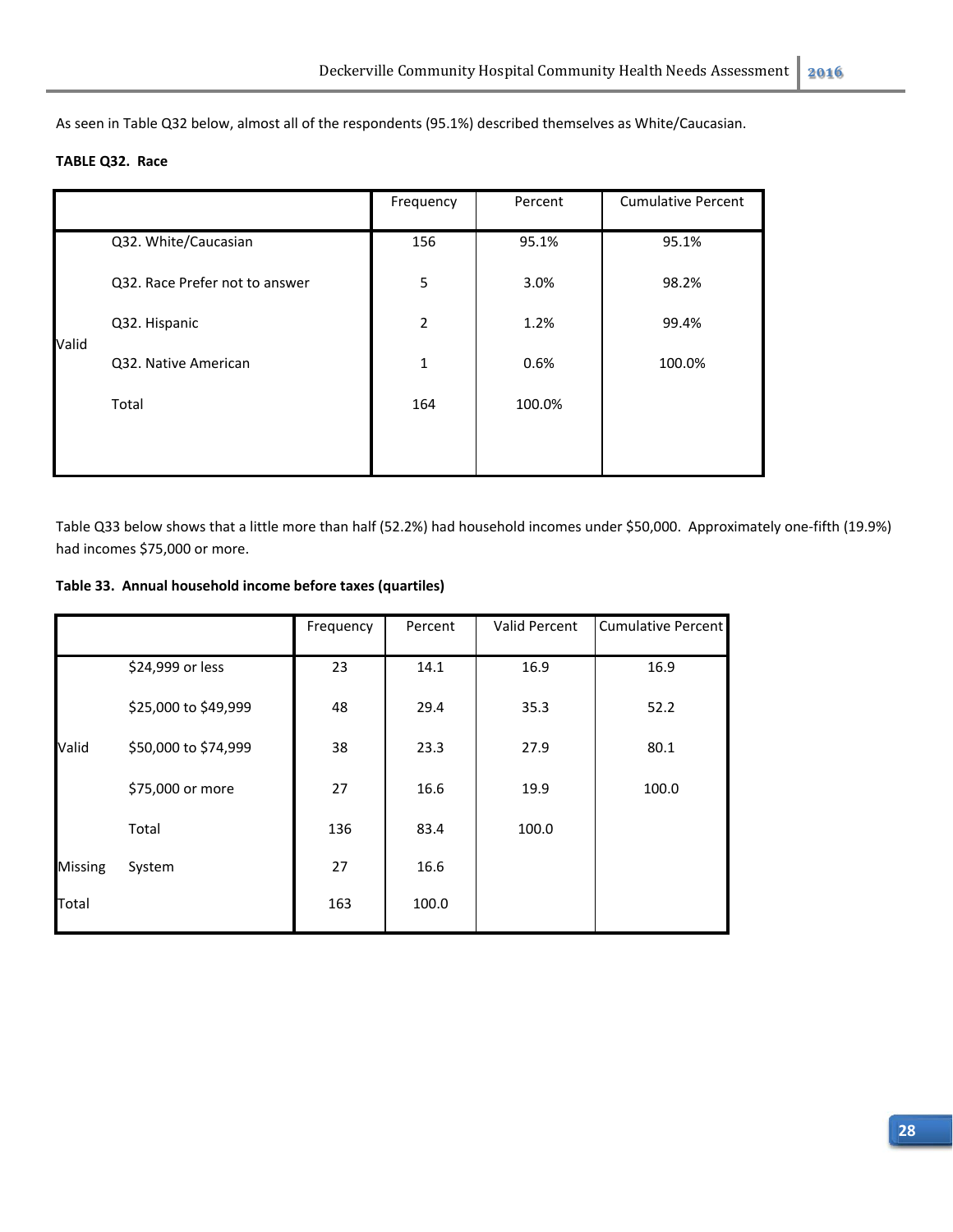As seen in Table Q32 below, almost all of the respondents (95.1%) described themselves as White/Caucasian.

**TABLE Q32. Race**

| | | Frequency | Percent | Cumulative Percent |
|---|---|---|---|---|
| Valid | Q32. White/Caucasian | 156 | 95.1% | 95.1% |
| | Q32. Race Prefer not to answer | 5 | 3.0% | 98.2% |
| | Q32. Hispanic | 2 | 1.2% | 99.4% |
| | Q32. Native American | 1 | 0.6% | 100.0% |
| | Total | 164 | 100.0% | |

Table Q33 below shows that a little more than half (52.2%) had household incomes under $50,000. Approximately one-fifth (19.9%) had incomes $75,000 or more.

**Table 33. Annual household income before taxes (quartiles)**

| | | Frequency | Percent | Valid Percent | Cumulative Percent |
|---|---|---|---|---|---|
| Valid | $24,999 or less | 23 | 14.1 | 16.9 | 16.9 |
| | $25,000 to $49,999 | 48 | 29.4 | 35.3 | 52.2 |
| | $50,000 to $74,999 | 38 | 23.3 | 27.9 | 80.1 |
| | $75,000 or more | 27 | 16.6 | 19.9 | 100.0 |
| | Total | 136 | 83.4 | 100.0 | |
| Missing | System | 27 | 16.6 | | |
| Total | | 163 | 100.0 | | |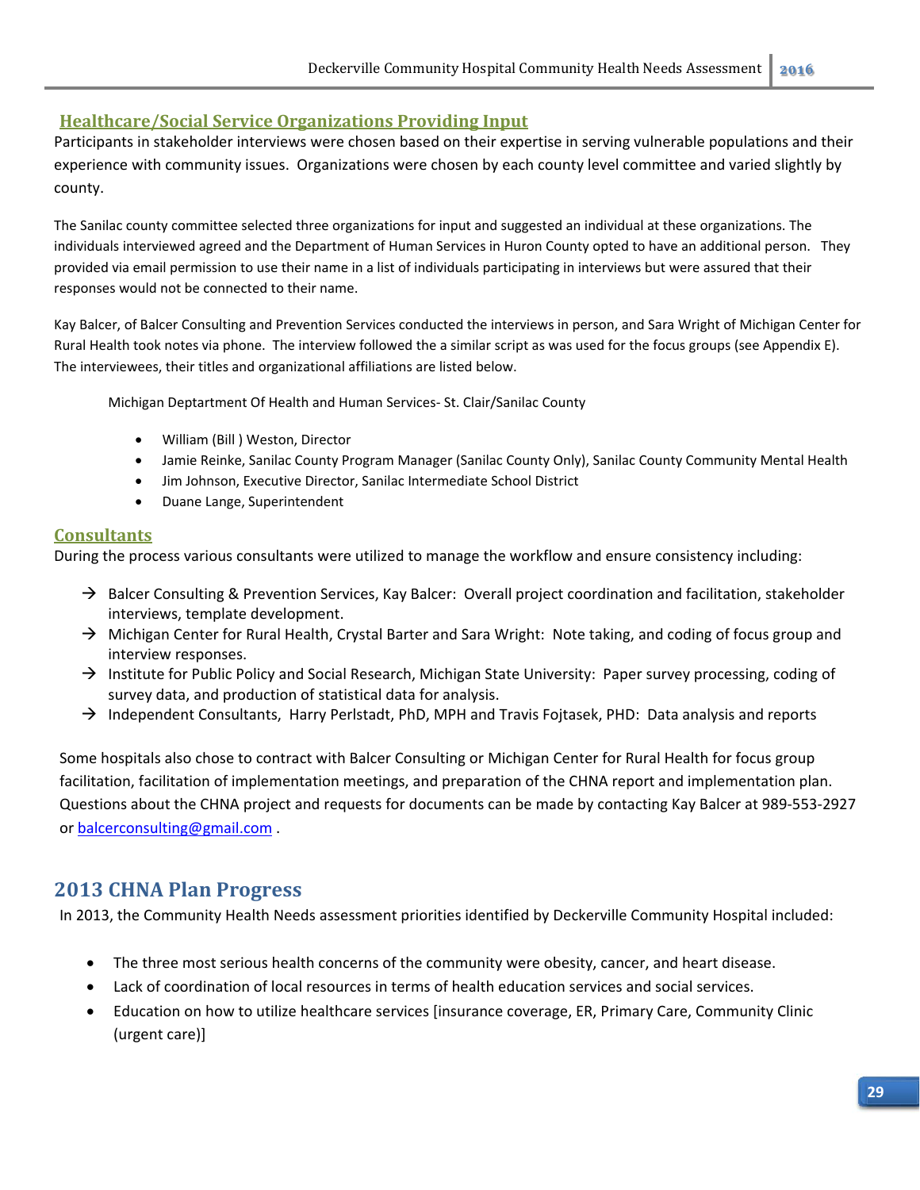## Healthcare/Social Service Organizations Providing Input

Participants in stakeholder interviews were chosen based on their expertise in serving vulnerable populations and their experience with community issues. Organizations were chosen by each county level committee and varied slightly by county.

The Sanilac county committee selected three organizations for input and suggested an individual at these organizations. The individuals interviewed agreed and the Department of Human Services in Huron County opted to have an additional person. They provided via email permission to use their name in a list of individuals participating in interviews but were assured that their responses would not be connected to their name.

Kay Balcer, of Balcer Consulting and Prevention Services conducted the interviews in person, and Sara Wright of Michigan Center for Rural Health took notes via phone. The interview followed the a similar script as was used for the focus groups (see Appendix E). The interviewees, their titles and organizational affiliations are listed below.

Michigan Deptartment Of Health and Human Services- St. Clair/Sanilac County

- William (Bill ) Weston, Director
- Jamie Reinke, Sanilac County Program Manager (Sanilac County Only), Sanilac County Community Mental Health
- Jim Johnson, Executive Director, Sanilac Intermediate School District
- Duane Lange, Superintendent

## Consultants

During the process various consultants were utilized to manage the workflow and ensure consistency including:

- → Balcer Consulting & Prevention Services, Kay Balcer: Overall project coordination and facilitation, stakeholder interviews, template development.
- → Michigan Center for Rural Health, Crystal Barter and Sara Wright: Note taking, and coding of focus group and interview responses.
- → Institute for Public Policy and Social Research, Michigan State University: Paper survey processing, coding of survey data, and production of statistical data for analysis.
- → Independent Consultants, Harry Perlstadt, PhD, MPH and Travis Fojtasek, PHD: Data analysis and reports

Some hospitals also chose to contract with Balcer Consulting or Michigan Center for Rural Health for focus group facilitation, facilitation of implementation meetings, and preparation of the CHNA report and implementation plan. Questions about the CHNA project and requests for documents can be made by contacting Kay Balcer at 989-553-2927 or balcerconsulting@gmail.com .

## 2013 CHNA Plan Progress

In 2013, the Community Health Needs assessment priorities identified by Deckerville Community Hospital included:

- The three most serious health concerns of the community were obesity, cancer, and heart disease.
- Lack of coordination of local resources in terms of health education services and social services.
- Education on how to utilize healthcare services [insurance coverage, ER, Primary Care, Community Clinic (urgent care)]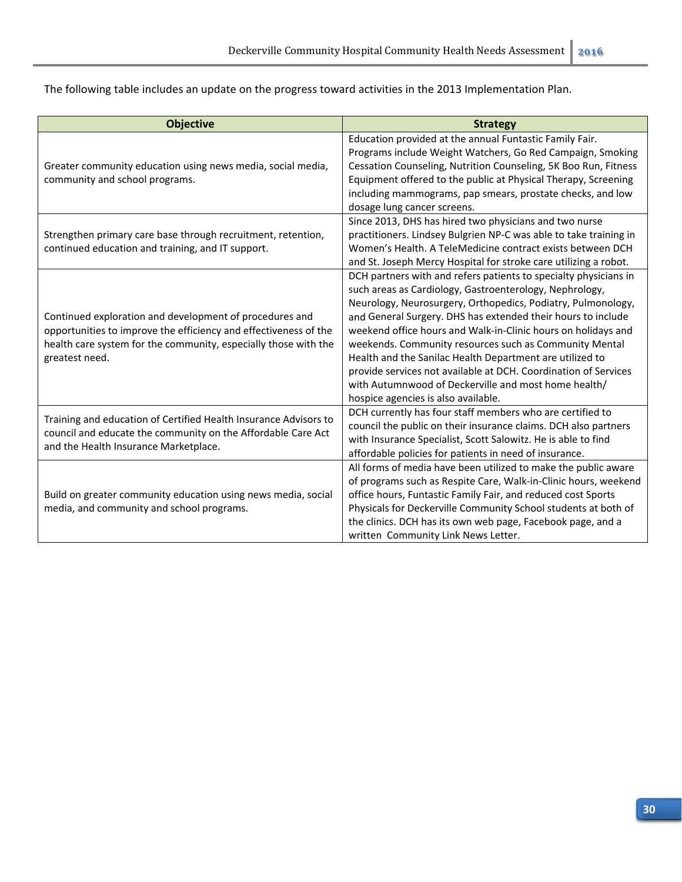The following table includes an update on the progress toward activities in the 2013 Implementation Plan.

| Objective | Strategy |
|---|---|
| Greater community education using news media, social media, community and school programs. | Education provided at the annual Funtastic Family Fair. Programs include Weight Watchers, Go Red Campaign, Smoking Cessation Counseling, Nutrition Counseling, 5K Boo Run, Fitness Equipment offered to the public at Physical Therapy, Screening including mammograms, pap smears, prostate checks, and low dosage lung cancer screens. |
| Strengthen primary care base through recruitment, retention, continued education and training, and IT support. | Since 2013, DHS has hired two physicians and two nurse practitioners. Lindsey Bulgrien NP-C was able to take training in Women's Health. A TeleMedicine contract exists between DCH and St. Joseph Mercy Hospital for stroke care utilizing a robot. |
| Continued exploration and development of procedures and opportunities to improve the efficiency and effectiveness of the health care system for the community, especially those with the greatest need. | DCH partners with and refers patients to specialty physicians in such areas as Cardiology, Gastroenterology, Nephrology, Neurology, Neurosurgery, Orthopedics, Podiatry, Pulmonology, and General Surgery. DHS has extended their hours to include weekend office hours and Walk-in-Clinic hours on holidays and weekends. Community resources such as Community Mental Health and the Sanilac Health Department are utilized to provide services not available at DCH. Coordination of Services with Autumnwood of Deckerville and most home health/ hospice agencies is also available. |
| Training and education of Certified Health Insurance Advisors to council and educate the community on the Affordable Care Act and the Health Insurance Marketplace. | DCH currently has four staff members who are certified to council the public on their insurance claims. DCH also partners with Insurance Specialist, Scott Salowitz. He is able to find affordable policies for patients in need of insurance. |
| Build on greater community education using news media, social media, and community and school programs. | All forms of media have been utilized to make the public aware of programs such as Respite Care, Walk-in-Clinic hours, weekend office hours, Funtastic Family Fair, and reduced cost Sports Physicals for Deckerville Community School students at both of the clinics. DCH has its own web page, Facebook page, and a written Community Link News Letter. |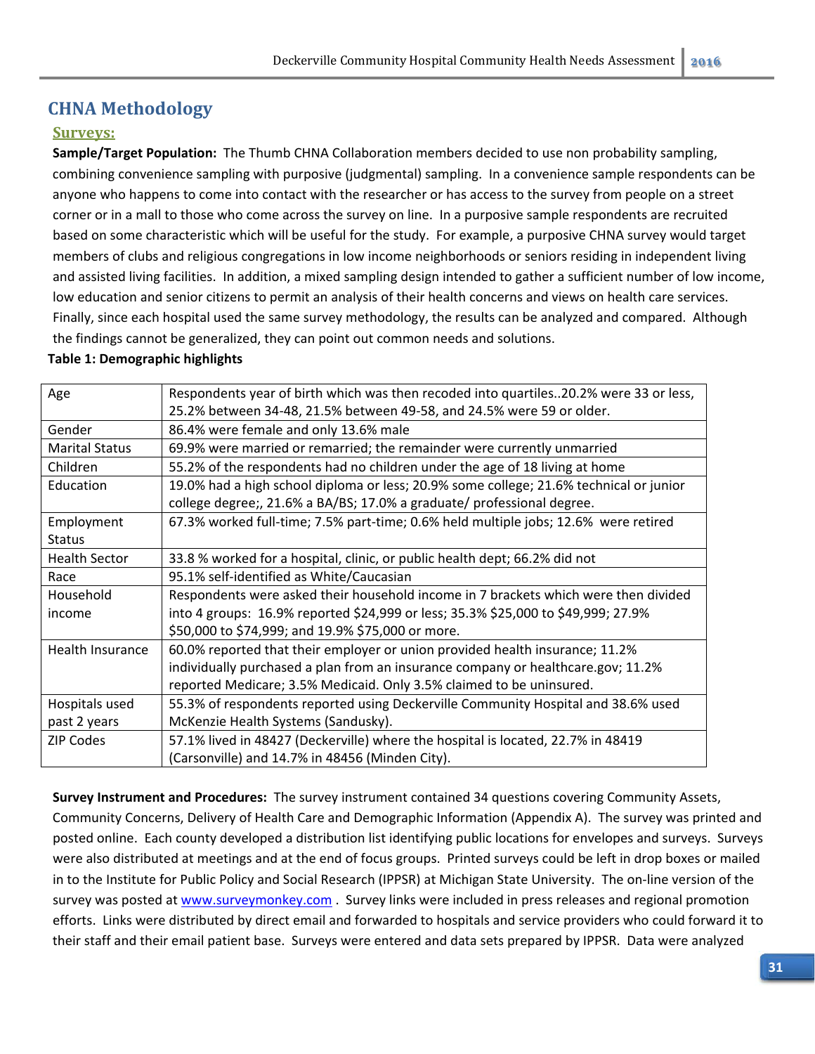## CHNA Methodology

### Surveys:

**Sample/Target Population:** The Thumb CHNA Collaboration members decided to use non probability sampling, combining convenience sampling with purposive (judgmental) sampling. In a convenience sample respondents can be anyone who happens to come into contact with the researcher or has access to the survey from people on a street corner or in a mall to those who come across the survey on line. In a purposive sample respondents are recruited based on some characteristic which will be useful for the study. For example, a purposive CHNA survey would target members of clubs and religious congregations in low income neighborhoods or seniors residing in independent living and assisted living facilities. In addition, a mixed sampling design intended to gather a sufficient number of low income, low education and senior citizens to permit an analysis of their health concerns and views on health care services. Finally, since each hospital used the same survey methodology, the results can be analyzed and compared. Although the findings cannot be generalized, they can point out common needs and solutions.

**Table 1: Demographic highlights**

| | |
|---|---|
| Age | Respondents year of birth which was then recoded into quartiles..20.2% were 33 or less, 25.2% between 34-48, 21.5% between 49-58, and 24.5% were 59 or older. |
| Gender | 86.4% were female and only 13.6% male |
| Marital Status | 69.9% were married or remarried; the remainder were currently unmarried |
| Children | 55.2% of the respondents had no children under the age of 18 living at home |
| Education | 19.0% had a high school diploma or less; 20.9% some college; 21.6% technical or junior college degree;, 21.6% a BA/BS; 17.0% a graduate/ professional degree. |
| Employment Status | 67.3% worked full-time; 7.5% part-time; 0.6% held multiple jobs; 12.6% were retired |
| Health Sector | 33.8 % worked for a hospital, clinic, or public health dept; 66.2% did not |
| Race | 95.1% self-identified as White/Caucasian |
| Household income | Respondents were asked their household income in 7 brackets which were then divided into 4 groups: 16.9% reported $24,999 or less; 35.3% $25,000 to $49,999; 27.9% $50,000 to $74,999; and 19.9% $75,000 or more. |
| Health Insurance | 60.0% reported that their employer or union provided health insurance; 11.2% individually purchased a plan from an insurance company or healthcare.gov; 11.2% reported Medicare; 3.5% Medicaid. Only 3.5% claimed to be uninsured. |
| Hospitals used past 2 years | 55.3% of respondents reported using Deckerville Community Hospital and 38.6% used McKenzie Health Systems (Sandusky). |
| ZIP Codes | 57.1% lived in 48427 (Deckerville) where the hospital is located, 22.7% in 48419 (Carsonville) and 14.7% in 48456 (Minden City). |

**Survey Instrument and Procedures:** The survey instrument contained 34 questions covering Community Assets, Community Concerns, Delivery of Health Care and Demographic Information (Appendix A). The survey was printed and posted online. Each county developed a distribution list identifying public locations for envelopes and surveys. Surveys were also distributed at meetings and at the end of focus groups. Printed surveys could be left in drop boxes or mailed in to the Institute for Public Policy and Social Research (IPPSR) at Michigan State University. The on-line version of the survey was posted at www.surveymonkey.com . Survey links were included in press releases and regional promotion efforts. Links were distributed by direct email and forwarded to hospitals and service providers who could forward it to their staff and their email patient base. Surveys were entered and data sets prepared by IPPSR. Data were analyzed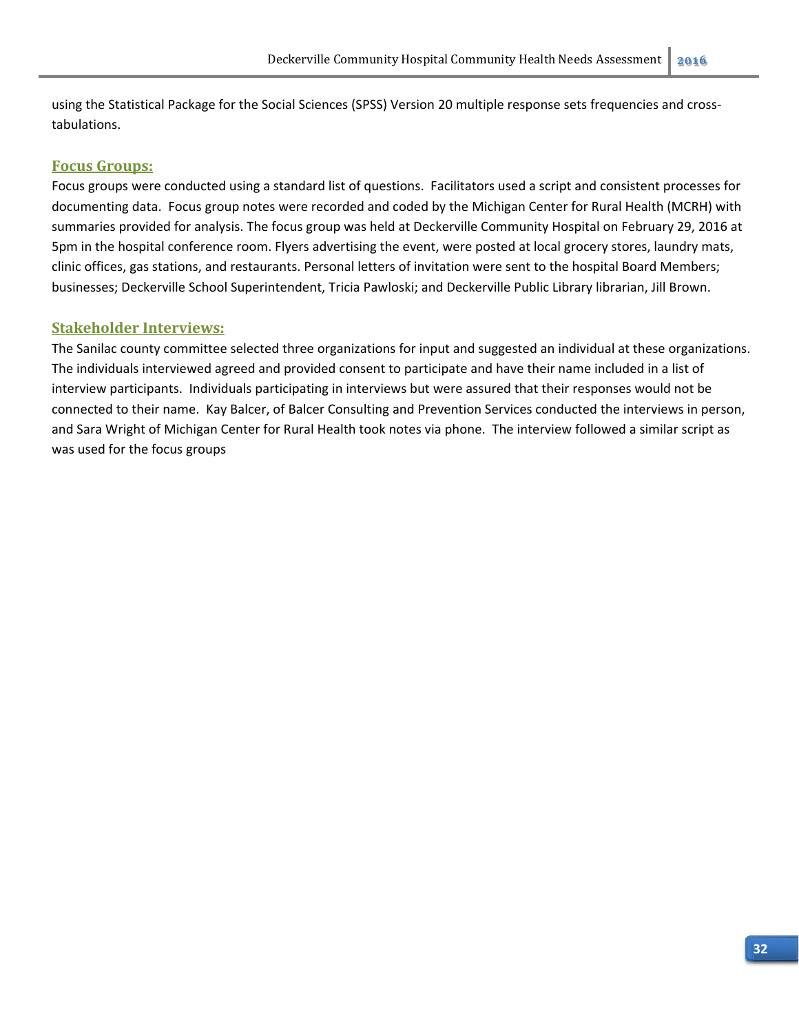using the Statistical Package for the Social Sciences (SPSS) Version 20 multiple response sets frequencies and cross-tabulations.

## Focus Groups:

Focus groups were conducted using a standard list of questions. Facilitators used a script and consistent processes for documenting data. Focus group notes were recorded and coded by the Michigan Center for Rural Health (MCRH) with summaries provided for analysis. The focus group was held at Deckerville Community Hospital on February 29, 2016 at 5pm in the hospital conference room. Flyers advertising the event, were posted at local grocery stores, laundry mats, clinic offices, gas stations, and restaurants. Personal letters of invitation were sent to the hospital Board Members; businesses; Deckerville School Superintendent, Tricia Pawloski; and Deckerville Public Library librarian, Jill Brown.

## Stakeholder Interviews:

The Sanilac county committee selected three organizations for input and suggested an individual at these organizations. The individuals interviewed agreed and provided consent to participate and have their name included in a list of interview participants. Individuals participating in interviews but were assured that their responses would not be connected to their name. Kay Balcer, of Balcer Consulting and Prevention Services conducted the interviews in person, and Sara Wright of Michigan Center for Rural Health took notes via phone. The interview followed a similar script as was used for the focus groups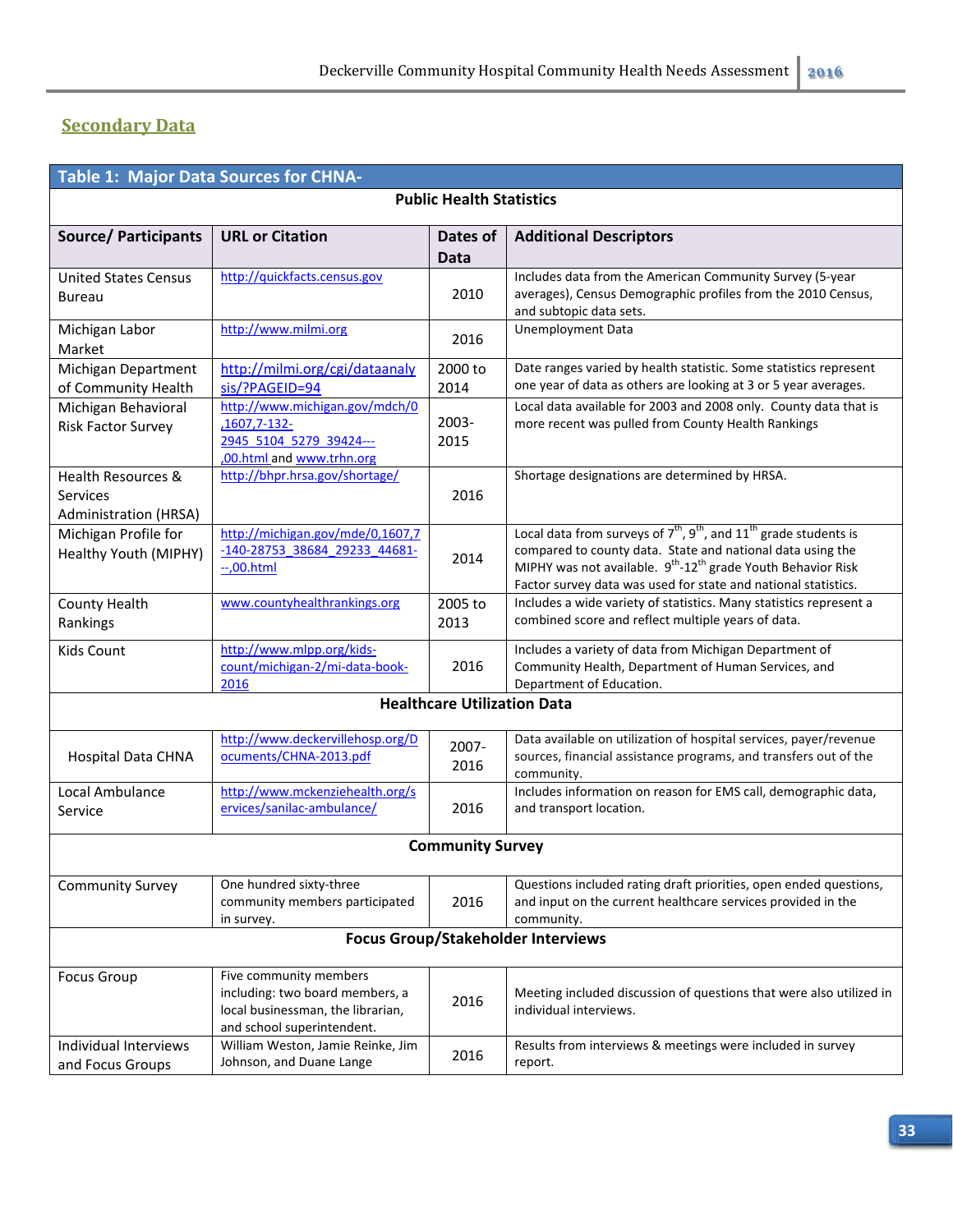## Secondary Data

**Table 1: Major Data Sources for CHNA-**

| Source/ Participants | URL or Citation | Dates of Data | Additional Descriptors |
|---|---|---|---|
| **Public Health Statistics** | | | |
| United States Census Bureau | http://quickfacts.census.gov | 2010 | Includes data from the American Community Survey (5-year averages), Census Demographic profiles from the 2010 Census, and subtopic data sets. |
| Michigan Labor Market | http://www.milmi.org | 2016 | Unemployment Data |
| Michigan Department of Community Health | http://milmi.org/cgi/dataanalysis/?PAGEID=94 | 2000 to 2014 | Date ranges varied by health statistic. Some statistics represent one year of data as others are looking at 3 or 5 year averages. |
| Michigan Behavioral Risk Factor Survey | http://www.michigan.gov/mdch/0,1607,7-132-2945_5104_5279_39424---,00.html and www.trhn.org | 2003-2015 | Local data available for 2003 and 2008 only. County data that is more recent was pulled from County Health Rankings |
| Health Resources & Services Administration (HRSA) | http://bhpr.hrsa.gov/shortage/ | 2016 | Shortage designations are determined by HRSA. |
| Michigan Profile for Healthy Youth (MIPHY) | http://michigan.gov/mde/0,1607,7-140-28753_38684_29233_44681---,00.html | 2014 | Local data from surveys of 7th, 9th, and 11th grade students is compared to county data. State and national data using the MIPHY was not available. 9th-12th grade Youth Behavior Risk Factor survey data was used for state and national statistics. |
| County Health Rankings | www.countyhealthrankings.org | 2005 to 2013 | Includes a wide variety of statistics. Many statistics represent a combined score and reflect multiple years of data. |
| Kids Count | http://www.mlpp.org/kids-count/michigan-2/mi-data-book-2016 | 2016 | Includes a variety of data from Michigan Department of Community Health, Department of Human Services, and Department of Education. |
| **Healthcare Utilization Data** | | | |
| Hospital Data CHNA | http://www.deckervillehosp.org/Documents/CHNA-2013.pdf | 2007-2016 | Data available on utilization of hospital services, payer/revenue sources, financial assistance programs, and transfers out of the community. |
| Local Ambulance Service | http://www.mckenziehealth.org/services/sanilac-ambulance/ | 2016 | Includes information on reason for EMS call, demographic data, and transport location. |
| **Community Survey** | | | |
| Community Survey | One hundred sixty-three community members participated in survey. | 2016 | Questions included rating draft priorities, open ended questions, and input on the current healthcare services provided in the community. |
| **Focus Group/Stakeholder Interviews** | | | |
| Focus Group | Five community members including: two board members, a local businessman, the librarian, and school superintendent. | 2016 | Meeting included discussion of questions that were also utilized in individual interviews. |
| Individual Interviews and Focus Groups | William Weston, Jamie Reinke, Jim Johnson, and Duane Lange | 2016 | Results from interviews & meetings were included in survey report. |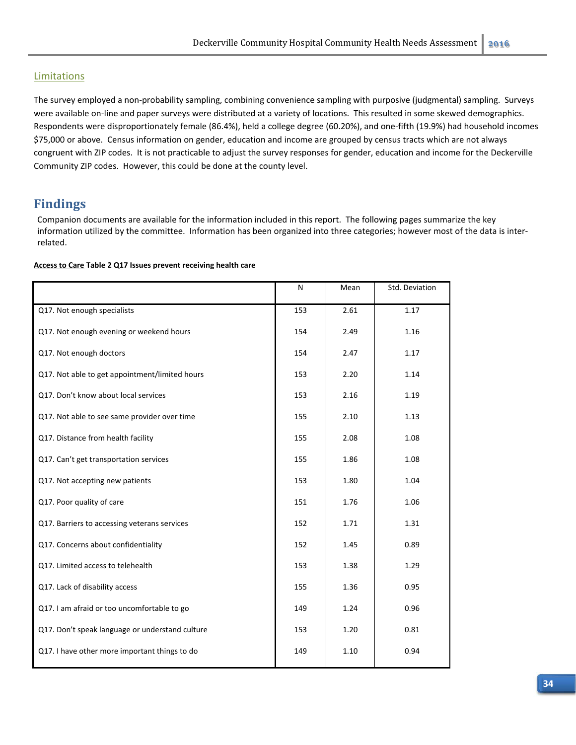## Limitations

The survey employed a non-probability sampling, combining convenience sampling with purposive (judgmental) sampling. Surveys were available on-line and paper surveys were distributed at a variety of locations. This resulted in some skewed demographics. Respondents were disproportionately female (86.4%), held a college degree (60.20%), and one-fifth (19.9%) had household incomes $75,000 or above. Census information on gender, education and income are grouped by census tracts which are not always congruent with ZIP codes. It is not practicable to adjust the survey responses for gender, education and income for the Deckerville Community ZIP codes. However, this could be done at the county level.

# Findings

Companion documents are available for the information included in this report. The following pages summarize the key information utilized by the committee. Information has been organized into three categories; however most of the data is inter-related.

**Access to Care Table 2 Q17 Issues prevent receiving health care**

| | N | Mean | Std. Deviation |
|---|---|---|---|
| Q17. Not enough specialists | 153 | 2.61 | 1.17 |
| Q17. Not enough evening or weekend hours | 154 | 2.49 | 1.16 |
| Q17. Not enough doctors | 154 | 2.47 | 1.17 |
| Q17. Not able to get appointment/limited hours | 153 | 2.20 | 1.14 |
| Q17. Don't know about local services | 153 | 2.16 | 1.19 |
| Q17. Not able to see same provider over time | 155 | 2.10 | 1.13 |
| Q17. Distance from health facility | 155 | 2.08 | 1.08 |
| Q17. Can't get transportation services | 155 | 1.86 | 1.08 |
| Q17. Not accepting new patients | 153 | 1.80 | 1.04 |
| Q17. Poor quality of care | 151 | 1.76 | 1.06 |
| Q17. Barriers to accessing veterans services | 152 | 1.71 | 1.31 |
| Q17. Concerns about confidentiality | 152 | 1.45 | 0.89 |
| Q17. Limited access to telehealth | 153 | 1.38 | 1.29 |
| Q17. Lack of disability access | 155 | 1.36 | 0.95 |
| Q17. I am afraid or too uncomfortable to go | 149 | 1.24 | 0.96 |
| Q17. Don't speak language or understand culture | 153 | 1.20 | 0.81 |
| Q17. I have other more important things to do | 149 | 1.10 | 0.94 |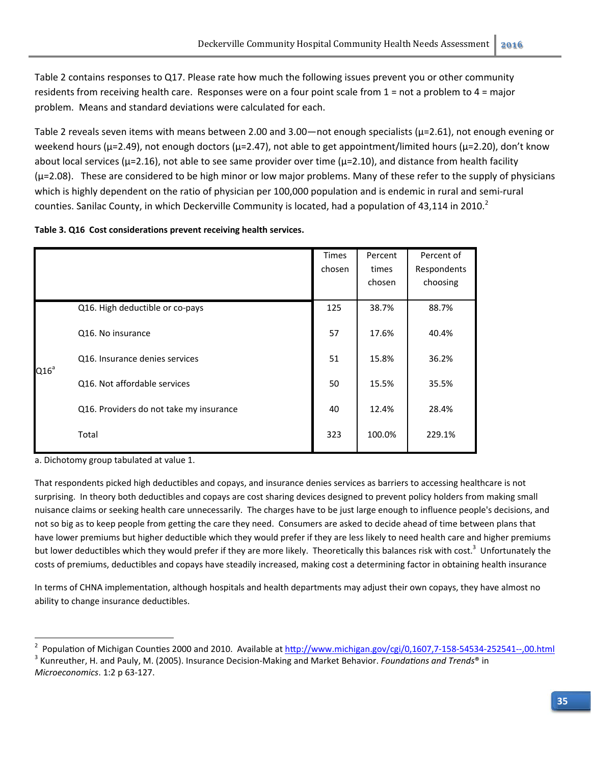Table 2 contains responses to Q17. Please rate how much the following issues prevent you or other community residents from receiving health care. Responses were on a four point scale from 1 = not a problem to 4 = major problem. Means and standard deviations were calculated for each.

Table 2 reveals seven items with means between 2.00 and 3.00—not enough specialists ($\mu$=2.61), not enough evening or weekend hours ($\mu$=2.49), not enough doctors ($\mu$=2.47), not able to get appointment/limited hours ($\mu$=2.20), don't know about local services ($\mu$=2.16), not able to see same provider over time ($\mu$=2.10), and distance from health facility ($\mu$=2.08). These are considered to be high minor or low major problems. Many of these refer to the supply of physicians which is highly dependent on the ratio of physician per 100,000 population and is endemic in rural and semi-rural counties. Sanilac County, in which Deckerville Community is located, had a population of 43,114 in 2010.[2]

**Table 3. Q16 Cost considerations prevent receiving health services.**

| | | Times chosen | Percent times chosen | Percent of Respondents choosing |
|---|---|---|---|---|
| Q16[a] | Q16. High deductible or co-pays | 125 | 38.7% | 88.7% |
| | Q16. No insurance | 57 | 17.6% | 40.4% |
| | Q16. Insurance denies services | 51 | 15.8% | 36.2% |
| | Q16. Not affordable services | 50 | 15.5% | 35.5% |
| | Q16. Providers do not take my insurance | 40 | 12.4% | 28.4% |
| | Total | 323 | 100.0% | 229.1% |

a. Dichotomy group tabulated at value 1.

That respondents picked high deductibles and copays, and insurance denies services as barriers to accessing healthcare is not surprising. In theory both deductibles and copays are cost sharing devices designed to prevent policy holders from making small nuisance claims or seeking health care unnecessarily. The charges have to be just large enough to influence people's decisions, and not so big as to keep people from getting the care they need. Consumers are asked to decide ahead of time between plans that have lower premiums but higher deductible which they would prefer if they are less likely to need health care and higher premiums but lower deductibles which they would prefer if they are more likely. Theoretically this balances risk with cost.[3] Unfortunately the costs of premiums, deductibles and copays have steadily increased, making cost a determining factor in obtaining health insurance

In terms of CHNA implementation, although hospitals and health departments may adjust their own copays, they have almost no ability to change insurance deductibles.

---

[2] Population of Michigan Counties 2000 and 2010. Available at http://www.michigan.gov/cgi/0,1607,7-158-54534-252541--,00.html

[3] Kunreuther, H. and Pauly, M. (2005). Insurance Decision-Making and Market Behavior. *Foundations and Trends® in Microeconomics*. 1:2 p 63-127.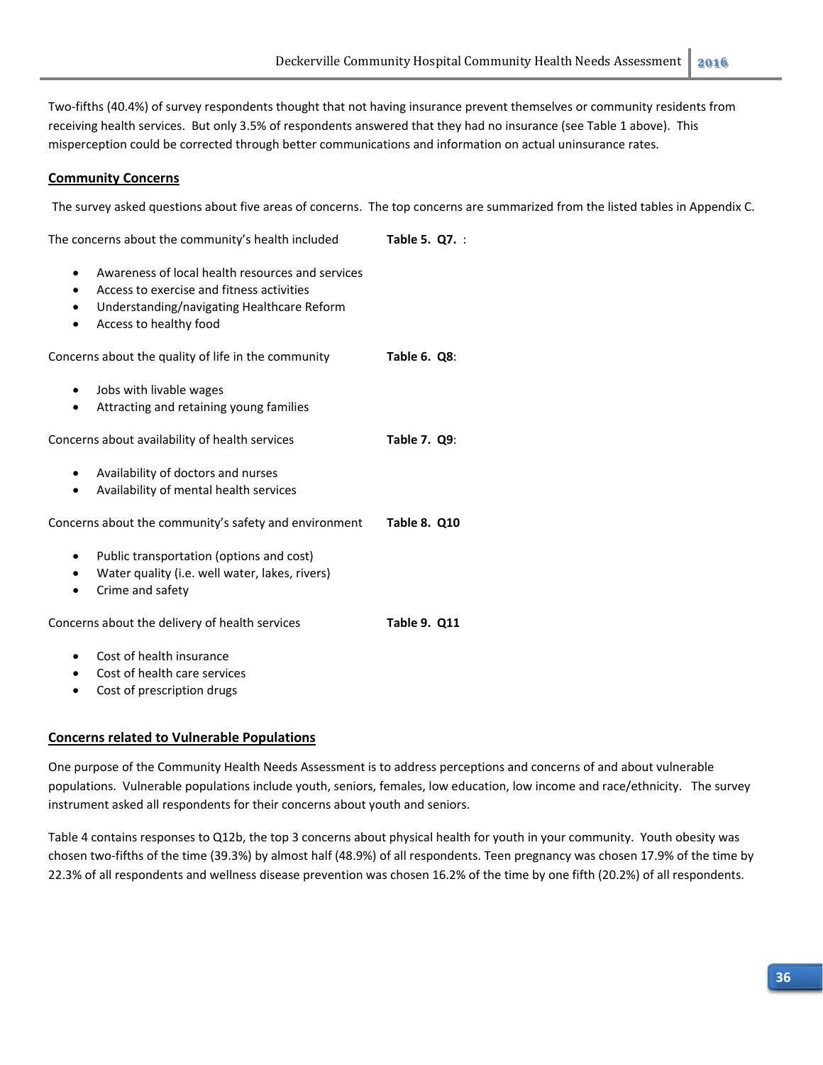Two-fifths (40.4%) of survey respondents thought that not having insurance prevent themselves or community residents from receiving health services. But only 3.5% of respondents answered that they had no insurance (see Table 1 above). This misperception could be corrected through better communications and information on actual uninsurance rates.

## Community Concerns

The survey asked questions about five areas of concerns. The top concerns are summarized from the listed tables in Appendix C.

The concerns about the community's health included **Table 5. Q7.** :

- Awareness of local health resources and services
- Access to exercise and fitness activities
- Understanding/navigating Healthcare Reform
- Access to healthy food

Concerns about the quality of life in the community **Table 6. Q8**:

- Jobs with livable wages
- Attracting and retaining young families

Concerns about availability of health services **Table 7. Q9**:

- Availability of doctors and nurses
- Availability of mental health services

Concerns about the community's safety and environment **Table 8. Q10**

- Public transportation (options and cost)
- Water quality (i.e. well water, lakes, rivers)
- Crime and safety

Concerns about the delivery of health services **Table 9. Q11**

- Cost of health insurance
- Cost of health care services
- Cost of prescription drugs

## Concerns related to Vulnerable Populations

One purpose of the Community Health Needs Assessment is to address perceptions and concerns of and about vulnerable populations. Vulnerable populations include youth, seniors, females, low education, low income and race/ethnicity. The survey instrument asked all respondents for their concerns about youth and seniors.

Table 4 contains responses to Q12b, the top 3 concerns about physical health for youth in your community. Youth obesity was chosen two-fifths of the time (39.3%) by almost half (48.9%) of all respondents. Teen pregnancy was chosen 17.9% of the time by 22.3% of all respondents and wellness disease prevention was chosen 16.2% of the time by one fifth (20.2%) of all respondents.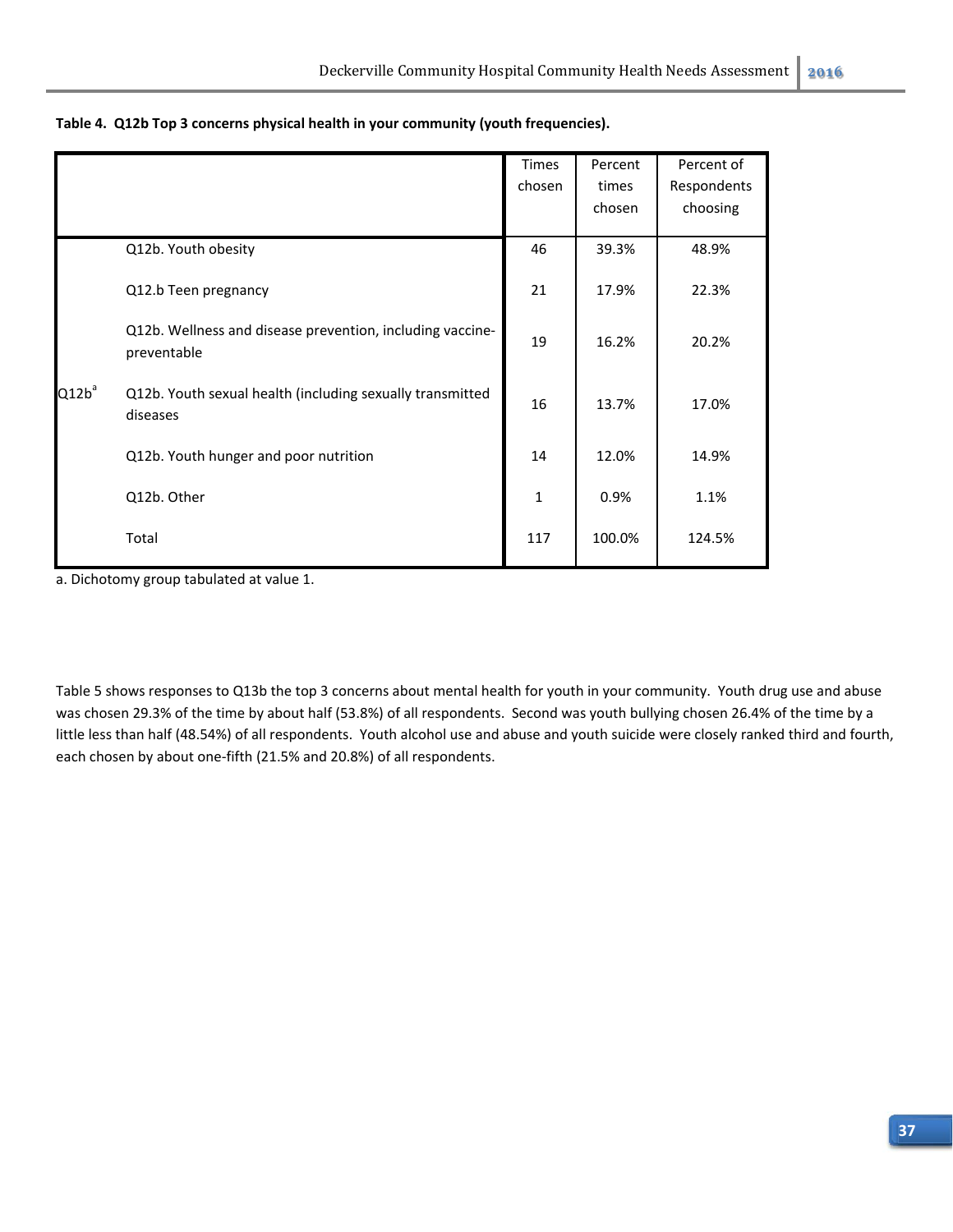**Table 4. Q12b Top 3 concerns physical health in your community (youth frequencies).**

| | | Times chosen | Percent times chosen | Percent of Respondents choosing |
|---|---|---|---|---|
| Q12b[a] | Q12b. Youth obesity | 46 | 39.3% | 48.9% |
| | Q12.b Teen pregnancy | 21 | 17.9% | 22.3% |
| | Q12b. Wellness and disease prevention, including vaccine-preventable | 19 | 16.2% | 20.2% |
| | Q12b. Youth sexual health (including sexually transmitted diseases | 16 | 13.7% | 17.0% |
| | Q12b. Youth hunger and poor nutrition | 14 | 12.0% | 14.9% |
| | Q12b. Other | 1 | 0.9% | 1.1% |
| | Total | 117 | 100.0% | 124.5% |

a. Dichotomy group tabulated at value 1.

Table 5 shows responses to Q13b the top 3 concerns about mental health for youth in your community. Youth drug use and abuse was chosen 29.3% of the time by about half (53.8%) of all respondents. Second was youth bullying chosen 26.4% of the time by a little less than half (48.54%) of all respondents. Youth alcohol use and abuse and youth suicide were closely ranked third and fourth, each chosen by about one-fifth (21.5% and 20.8%) of all respondents.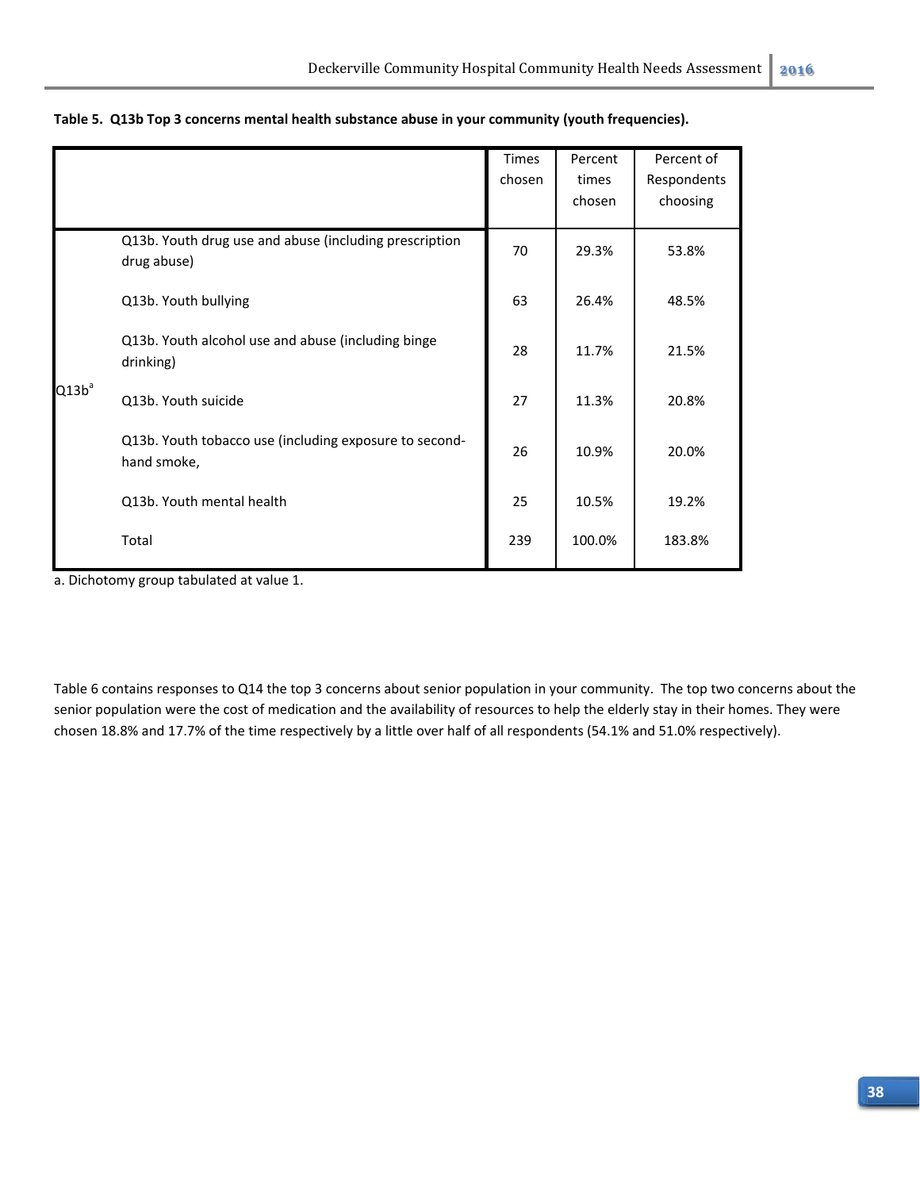**Table 5. Q13b Top 3 concerns mental health substance abuse in your community (youth frequencies).**

| | | Times chosen | Percent times chosen | Percent of Respondents choosing |
|---|---|---|---|---|
| Q13b[a] | Q13b. Youth drug use and abuse (including prescription drug abuse) | 70 | 29.3% | 53.8% |
| | Q13b. Youth bullying | 63 | 26.4% | 48.5% |
| | Q13b. Youth alcohol use and abuse (including binge drinking) | 28 | 11.7% | 21.5% |
| | Q13b. Youth suicide | 27 | 11.3% | 20.8% |
| | Q13b. Youth tobacco use (including exposure to second-hand smoke, | 26 | 10.9% | 20.0% |
| | Q13b. Youth mental health | 25 | 10.5% | 19.2% |
| | Total | 239 | 100.0% | 183.8% |

a. Dichotomy group tabulated at value 1.

Table 6 contains responses to Q14 the top 3 concerns about senior population in your community. The top two concerns about the senior population were the cost of medication and the availability of resources to help the elderly stay in their homes. They were chosen 18.8% and 17.7% of the time respectively by a little over half of all respondents (54.1% and 51.0% respectively).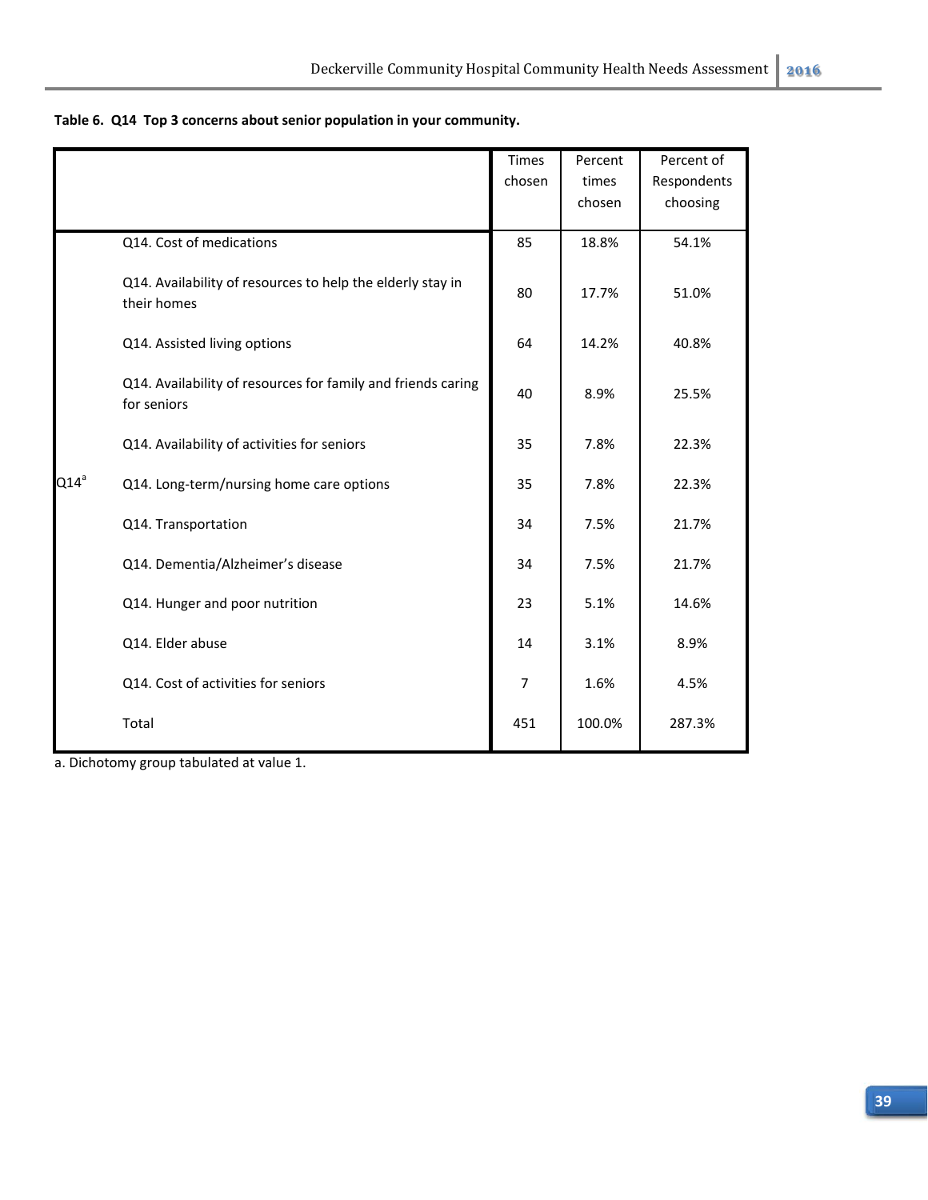**Table 6. Q14 Top 3 concerns about senior population in your community.**

| | | Times chosen | Percent times chosen | Percent of Respondents choosing |
|---|---|---|---|---|
| Q14[a] | Q14. Cost of medications | 85 | 18.8% | 54.1% |
| | Q14. Availability of resources to help the elderly stay in their homes | 80 | 17.7% | 51.0% |
| | Q14. Assisted living options | 64 | 14.2% | 40.8% |
| | Q14. Availability of resources for family and friends caring for seniors | 40 | 8.9% | 25.5% |
| | Q14. Availability of activities for seniors | 35 | 7.8% | 22.3% |
| | Q14. Long-term/nursing home care options | 35 | 7.8% | 22.3% |
| | Q14. Transportation | 34 | 7.5% | 21.7% |
| | Q14. Dementia/Alzheimer's disease | 34 | 7.5% | 21.7% |
| | Q14. Hunger and poor nutrition | 23 | 5.1% | 14.6% |
| | Q14. Elder abuse | 14 | 3.1% | 8.9% |
| | Q14. Cost of activities for seniors | 7 | 1.6% | 4.5% |
| | Total | 451 | 100.0% | 287.3% |

a. Dichotomy group tabulated at value 1.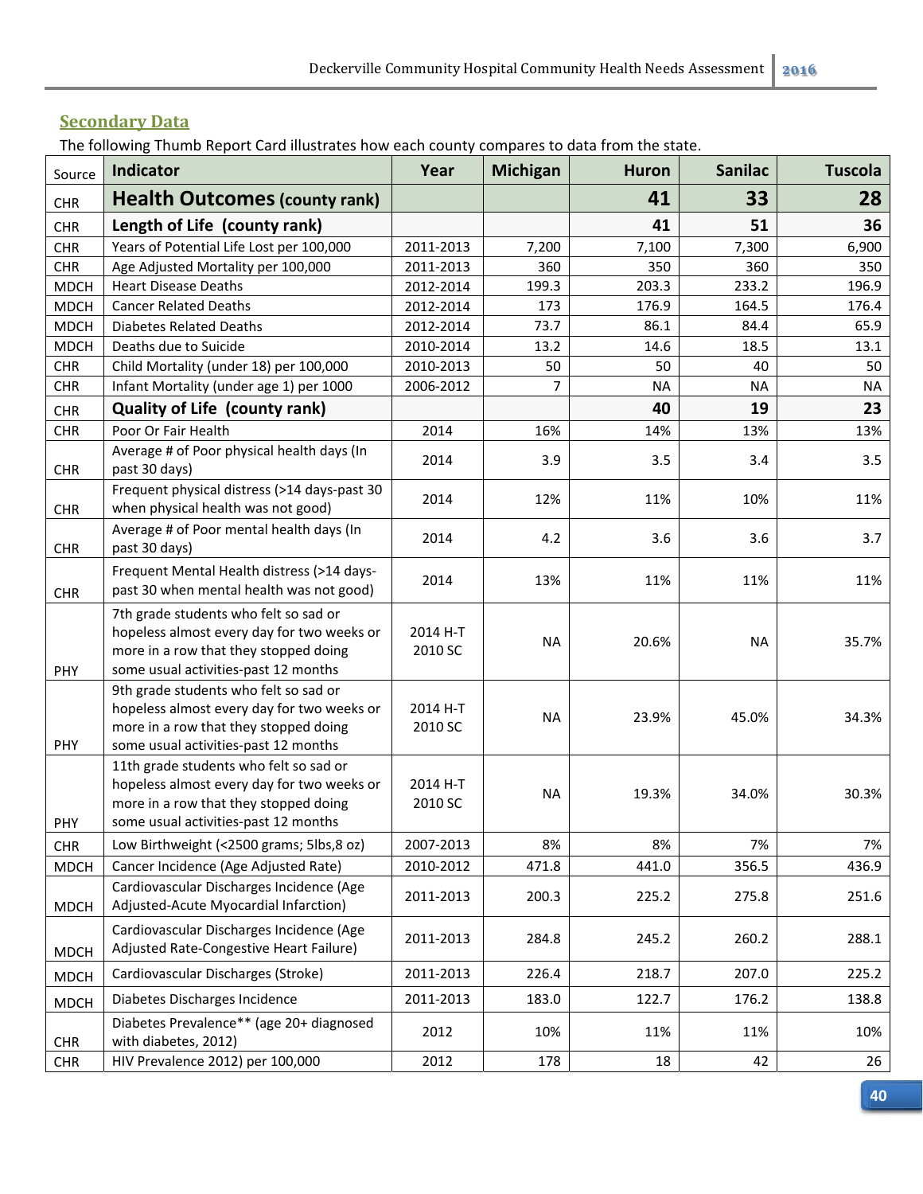## Secondary Data

The following Thumb Report Card illustrates how each county compares to data from the state.

| Source | Indicator | Year | Michigan | Huron | Sanilac | Tuscola |
|---|---|---|---|---|---|---|
| CHR | **Health Outcomes (county rank)** | | | **41** | **33** | **28** |
| CHR | **Length of Life (county rank)** | | | **41** | **51** | **36** |
| CHR | Years of Potential Life Lost per 100,000 | 2011-2013 | 7,200 | 7,100 | 7,300 | 6,900 |
| CHR | Age Adjusted Mortality per 100,000 | 2011-2013 | 360 | 350 | 360 | 350 |
| MDCH | Heart Disease Deaths | 2012-2014 | 199.3 | 203.3 | 233.2 | 196.9 |
| MDCH | Cancer Related Deaths | 2012-2014 | 173 | 176.9 | 164.5 | 176.4 |
| MDCH | Diabetes Related Deaths | 2012-2014 | 73.7 | 86.1 | 84.4 | 65.9 |
| MDCH | Deaths due to Suicide | 2010-2014 | 13.2 | 14.6 | 18.5 | 13.1 |
| CHR | Child Mortality (under 18) per 100,000 | 2010-2013 | 50 | 50 | 40 | 50 |
| CHR | Infant Mortality (under age 1) per 1000 | 2006-2012 | 7 | NA | NA | NA |
| CHR | **Quality of Life (county rank)** | | | **40** | **19** | **23** |
| CHR | Poor Or Fair Health | 2014 | 16% | 14% | 13% | 13% |
| CHR | Average # of Poor physical health days (In past 30 days) | 2014 | 3.9 | 3.5 | 3.4 | 3.5 |
| CHR | Frequent physical distress (>14 days-past 30 when physical health was not good) | 2014 | 12% | 11% | 10% | 11% |
| CHR | Average # of Poor mental health days (In past 30 days) | 2014 | 4.2 | 3.6 | 3.6 | 3.7 |
| CHR | Frequent Mental Health distress (>14 days-past 30 when mental health was not good) | 2014 | 13% | 11% | 11% | 11% |
| PHY | 7th grade students who felt so sad or hopeless almost every day for two weeks or more in a row that they stopped doing some usual activities-past 12 months | 2014 H-T 2010 SC | NA | 20.6% | NA | 35.7% |
| PHY | 9th grade students who felt so sad or hopeless almost every day for two weeks or more in a row that they stopped doing some usual activities-past 12 months | 2014 H-T 2010 SC | NA | 23.9% | 45.0% | 34.3% |
| PHY | 11th grade students who felt so sad or hopeless almost every day for two weeks or more in a row that they stopped doing some usual activities-past 12 months | 2014 H-T 2010 SC | NA | 19.3% | 34.0% | 30.3% |
| CHR | Low Birthweight (<2500 grams; 5lbs,8 oz) | 2007-2013 | 8% | 8% | 7% | 7% |
| MDCH | Cancer Incidence (Age Adjusted Rate) | 2010-2012 | 471.8 | 441.0 | 356.5 | 436.9 |
| MDCH | Cardiovascular Discharges Incidence (Age Adjusted-Acute Myocardial Infarction) | 2011-2013 | 200.3 | 225.2 | 275.8 | 251.6 |
| MDCH | Cardiovascular Discharges Incidence (Age Adjusted Rate-Congestive Heart Failure) | 2011-2013 | 284.8 | 245.2 | 260.2 | 288.1 |
| MDCH | Cardiovascular Discharges (Stroke) | 2011-2013 | 226.4 | 218.7 | 207.0 | 225.2 |
| MDCH | Diabetes Discharges Incidence | 2011-2013 | 183.0 | 122.7 | 176.2 | 138.8 |
| CHR | Diabetes Prevalence** (age 20+ diagnosed with diabetes, 2012) | 2012 | 10% | 11% | 11% | 10% |
| CHR | HIV Prevalence 2012) per 100,000 | 2012 | 178 | 18 | 42 | 26 |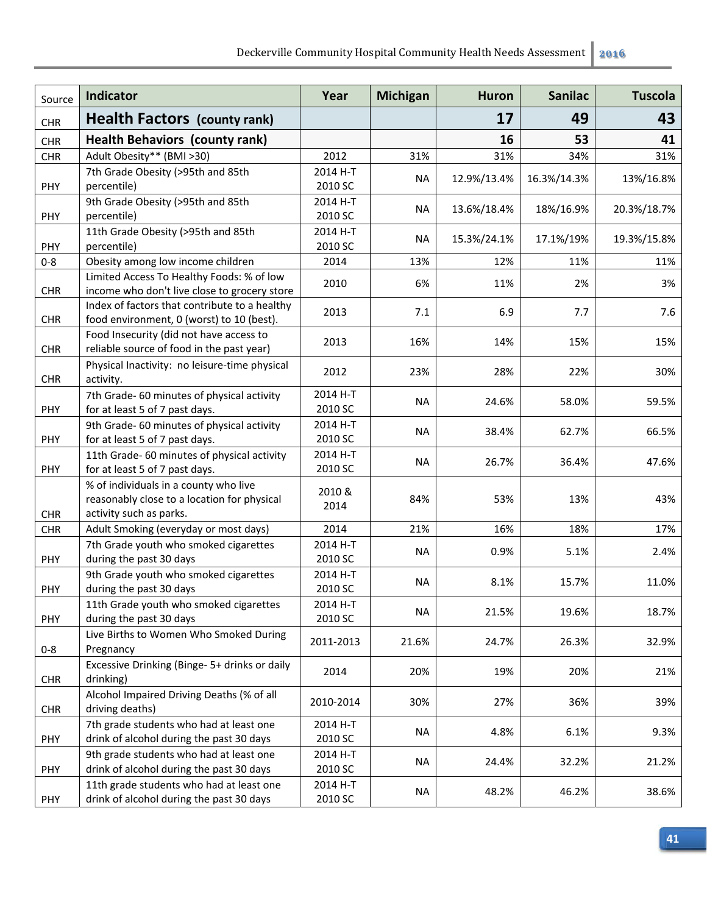| Source | Indicator | Year | Michigan | Huron | Sanilac | Tuscola |
|---|---|---|---|---|---|---|
| CHR | **Health Factors (county rank)** | | | **17** | **49** | **43** |
| CHR | **Health Behaviors (county rank)** | | | **16** | **53** | **41** |
| CHR | Adult Obesity** (BMI >30) | 2012 | 31% | 31% | 34% | 31% |
| PHY | 7th Grade Obesity (>95th and 85th percentile) | 2014 H-T 2010 SC | NA | 12.9%/13.4% | 16.3%/14.3% | 13%/16.8% |
| PHY | 9th Grade Obesity (>95th and 85th percentile) | 2014 H-T 2010 SC | NA | 13.6%/18.4% | 18%/16.9% | 20.3%/18.7% |
| PHY | 11th Grade Obesity (>95th and 85th percentile) | 2014 H-T 2010 SC | NA | 15.3%/24.1% | 17.1%/19% | 19.3%/15.8% |
| 0-8 | Obesity among low income children | 2014 | 13% | 12% | 11% | 11% |
| CHR | Limited Access To Healthy Foods: % of low income who don't live close to grocery store | 2010 | 6% | 11% | 2% | 3% |
| CHR | Index of factors that contribute to a healthy food environment, 0 (worst) to 10 (best). | 2013 | 7.1 | 6.9 | 7.7 | 7.6 |
| CHR | Food Insecurity (did not have access to reliable source of food in the past year) | 2013 | 16% | 14% | 15% | 15% |
| CHR | Physical Inactivity: no leisure-time physical activity. | 2012 | 23% | 28% | 22% | 30% |
| PHY | 7th Grade- 60 minutes of physical activity for at least 5 of 7 past days. | 2014 H-T 2010 SC | NA | 24.6% | 58.0% | 59.5% |
| PHY | 9th Grade- 60 minutes of physical activity for at least 5 of 7 past days. | 2014 H-T 2010 SC | NA | 38.4% | 62.7% | 66.5% |
| PHY | 11th Grade- 60 minutes of physical activity for at least 5 of 7 past days. | 2014 H-T 2010 SC | NA | 26.7% | 36.4% | 47.6% |
| CHR | % of individuals in a county who live reasonably close to a location for physical activity such as parks. | 2010 & 2014 | 84% | 53% | 13% | 43% |
| CHR | Adult Smoking (everyday or most days) | 2014 | 21% | 16% | 18% | 17% |
| PHY | 7th Grade youth who smoked cigarettes during the past 30 days | 2014 H-T 2010 SC | NA | 0.9% | 5.1% | 2.4% |
| PHY | 9th Grade youth who smoked cigarettes during the past 30 days | 2014 H-T 2010 SC | NA | 8.1% | 15.7% | 11.0% |
| PHY | 11th Grade youth who smoked cigarettes during the past 30 days | 2014 H-T 2010 SC | NA | 21.5% | 19.6% | 18.7% |
| 0-8 | Live Births to Women Who Smoked During Pregnancy | 2011-2013 | 21.6% | 24.7% | 26.3% | 32.9% |
| CHR | Excessive Drinking (Binge- 5+ drinks or daily drinking) | 2014 | 20% | 19% | 20% | 21% |
| CHR | Alcohol Impaired Driving Deaths (% of all driving deaths) | 2010-2014 | 30% | 27% | 36% | 39% |
| PHY | 7th grade students who had at least one drink of alcohol during the past 30 days | 2014 H-T 2010 SC | NA | 4.8% | 6.1% | 9.3% |
| PHY | 9th grade students who had at least one drink of alcohol during the past 30 days | 2014 H-T 2010 SC | NA | 24.4% | 32.2% | 21.2% |
| PHY | 11th grade students who had at least one drink of alcohol during the past 30 days | 2014 H-T 2010 SC | NA | 48.2% | 46.2% | 38.6% |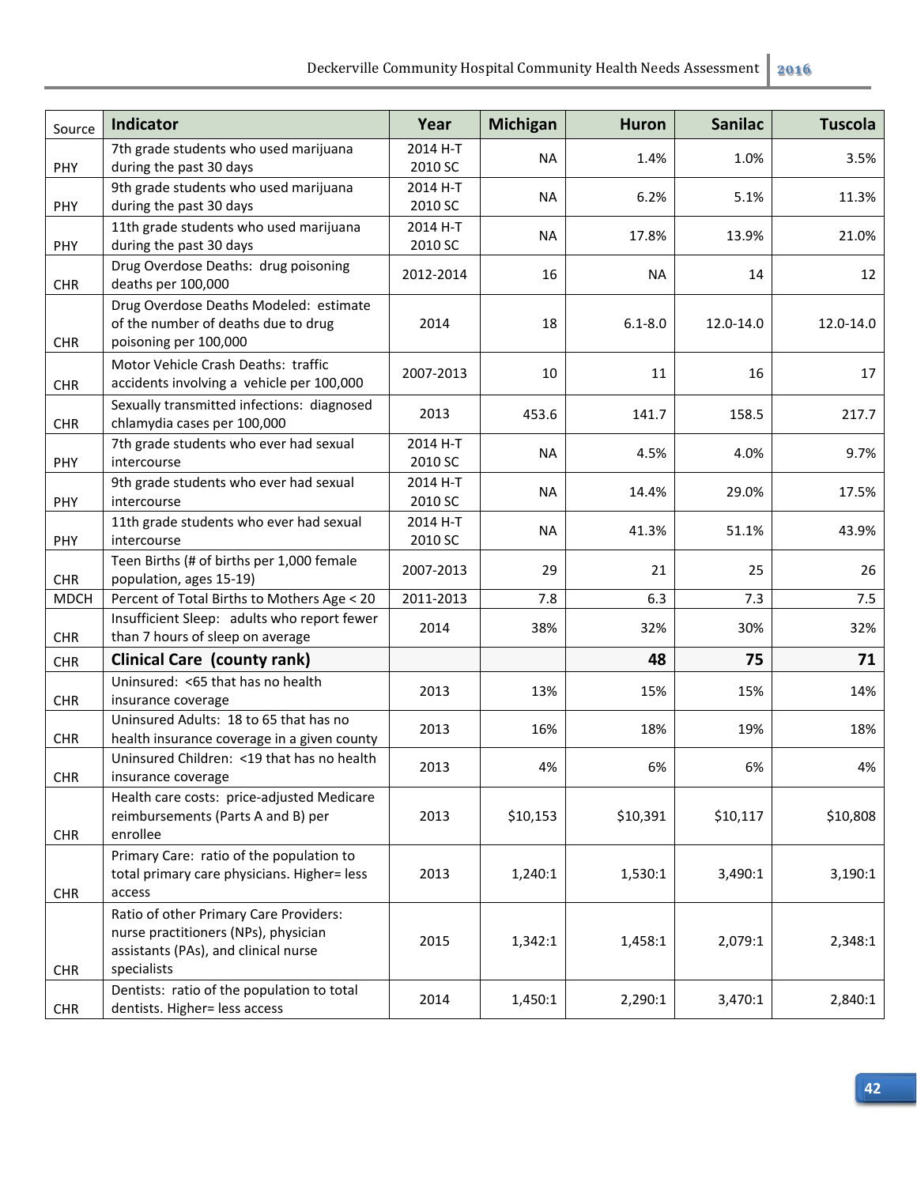| Source | Indicator | Year | Michigan | Huron | Sanilac | Tuscola |
|---|---|---|---|---|---|---|
| PHY | 7th grade students who used marijuana during the past 30 days | 2014 H-T 2010 SC | NA | 1.4% | 1.0% | 3.5% |
| PHY | 9th grade students who used marijuana during the past 30 days | 2014 H-T 2010 SC | NA | 6.2% | 5.1% | 11.3% |
| PHY | 11th grade students who used marijuana during the past 30 days | 2014 H-T 2010 SC | NA | 17.8% | 13.9% | 21.0% |
| CHR | Drug Overdose Deaths: drug poisoning deaths per 100,000 | 2012-2014 | 16 | NA | 14 | 12 |
| CHR | Drug Overdose Deaths Modeled: estimate of the number of deaths due to drug poisoning per 100,000 | 2014 | 18 | 6.1-8.0 | 12.0-14.0 | 12.0-14.0 |
| CHR | Motor Vehicle Crash Deaths: traffic accidents involving a vehicle per 100,000 | 2007-2013 | 10 | 11 | 16 | 17 |
| CHR | Sexually transmitted infections: diagnosed chlamydia cases per 100,000 | 2013 | 453.6 | 141.7 | 158.5 | 217.7 |
| PHY | 7th grade students who ever had sexual intercourse | 2014 H-T 2010 SC | NA | 4.5% | 4.0% | 9.7% |
| PHY | 9th grade students who ever had sexual intercourse | 2014 H-T 2010 SC | NA | 14.4% | 29.0% | 17.5% |
| PHY | 11th grade students who ever had sexual intercourse | 2014 H-T 2010 SC | NA | 41.3% | 51.1% | 43.9% |
| CHR | Teen Births (# of births per 1,000 female population, ages 15-19) | 2007-2013 | 29 | 21 | 25 | 26 |
| MDCH | Percent of Total Births to Mothers Age < 20 | 2011-2013 | 7.8 | 6.3 | 7.3 | 7.5 |
| CHR | Insufficient Sleep: adults who report fewer than 7 hours of sleep on average | 2014 | 38% | 32% | 30% | 32% |
| CHR | **Clinical Care (county rank)** | | | **48** | **75** | **71** |
| CHR | Uninsured: <65 that has no health insurance coverage | 2013 | 13% | 15% | 15% | 14% |
| CHR | Uninsured Adults: 18 to 65 that has no health insurance coverage in a given county | 2013 | 16% | 18% | 19% | 18% |
| CHR | Uninsured Children: <19 that has no health insurance coverage | 2013 | 4% | 6% | 6% | 4% |
| CHR | Health care costs: price-adjusted Medicare reimbursements (Parts A and B) per enrollee | 2013 | $10,153 | $10,391 | $10,117 | $10,808 |
| CHR | Primary Care: ratio of the population to total primary care physicians. Higher= less access | 2013 | 1,240:1 | 1,530:1 | 3,490:1 | 3,190:1 |
| CHR | Ratio of other Primary Care Providers: nurse practitioners (NPs), physician assistants (PAs), and clinical nurse specialists | 2015 | 1,342:1 | 1,458:1 | 2,079:1 | 2,348:1 |
| CHR | Dentists: ratio of the population to total dentists. Higher= less access | 2014 | 1,450:1 | 2,290:1 | 3,470:1 | 2,840:1 |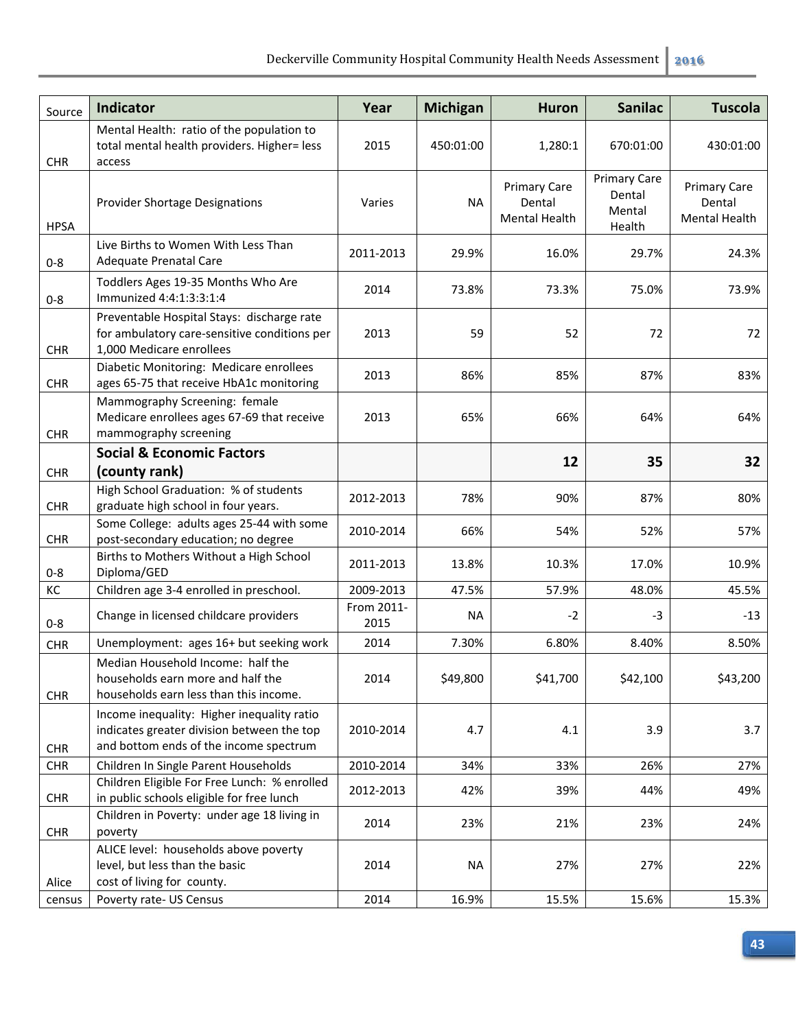| Source | Indicator | Year | Michigan | Huron | Sanilac | Tuscola |
|---|---|---|---|---|---|---|
| CHR | Mental Health: ratio of the population to total mental health providers. Higher= less access | 2015 | 450:01:00 | 1,280:1 | 670:01:00 | 430:01:00 |
| HPSA | Provider Shortage Designations | Varies | NA | Primary Care Dental Mental Health | Primary Care Dental Mental Health | Primary Care Dental Mental Health |
| 0-8 | Live Births to Women With Less Than Adequate Prenatal Care | 2011-2013 | 29.9% | 16.0% | 29.7% | 24.3% |
| 0-8 | Toddlers Ages 19-35 Months Who Are Immunized 4:4:1:3:3:1:4 | 2014 | 73.8% | 73.3% | 75.0% | 73.9% |
| CHR | Preventable Hospital Stays: discharge rate for ambulatory care-sensitive conditions per 1,000 Medicare enrollees | 2013 | 59 | 52 | 72 | 72 |
| CHR | Diabetic Monitoring: Medicare enrollees ages 65-75 that receive HbA1c monitoring | 2013 | 86% | 85% | 87% | 83% |
| CHR | Mammography Screening: female Medicare enrollees ages 67-69 that receive mammography screening | 2013 | 65% | 66% | 64% | 64% |
| CHR | **Social & Economic Factors (county rank)** | | | **12** | **35** | **32** |
| CHR | High School Graduation: % of students graduate high school in four years. | 2012-2013 | 78% | 90% | 87% | 80% |
| CHR | Some College: adults ages 25-44 with some post-secondary education; no degree | 2010-2014 | 66% | 54% | 52% | 57% |
| 0-8 | Births to Mothers Without a High School Diploma/GED | 2011-2013 | 13.8% | 10.3% | 17.0% | 10.9% |
| KC | Children age 3-4 enrolled in preschool. | 2009-2013 | 47.5% | 57.9% | 48.0% | 45.5% |
| 0-8 | Change in licensed childcare providers | From 2011-2015 | NA | -2 | -3 | -13 |
| CHR | Unemployment: ages 16+ but seeking work | 2014 | 7.30% | 6.80% | 8.40% | 8.50% |
| CHR | Median Household Income: half the households earn more and half the households earn less than this income. | 2014 | $49,800 | $41,700 | $42,100 | $43,200 |
| CHR | Income inequality: Higher inequality ratio indicates greater division between the top and bottom ends of the income spectrum | 2010-2014 | 4.7 | 4.1 | 3.9 | 3.7 |
| CHR | Children In Single Parent Households | 2010-2014 | 34% | 33% | 26% | 27% |
| CHR | Children Eligible For Free Lunch: % enrolled in public schools eligible for free lunch | 2012-2013 | 42% | 39% | 44% | 49% |
| CHR | Children in Poverty: under age 18 living in poverty | 2014 | 23% | 21% | 23% | 24% |
| Alice | ALICE level: households above poverty level, but less than the basic cost of living for county. | 2014 | NA | 27% | 27% | 22% |
| census | Poverty rate- US Census | 2014 | 16.9% | 15.5% | 15.6% | 15.3% |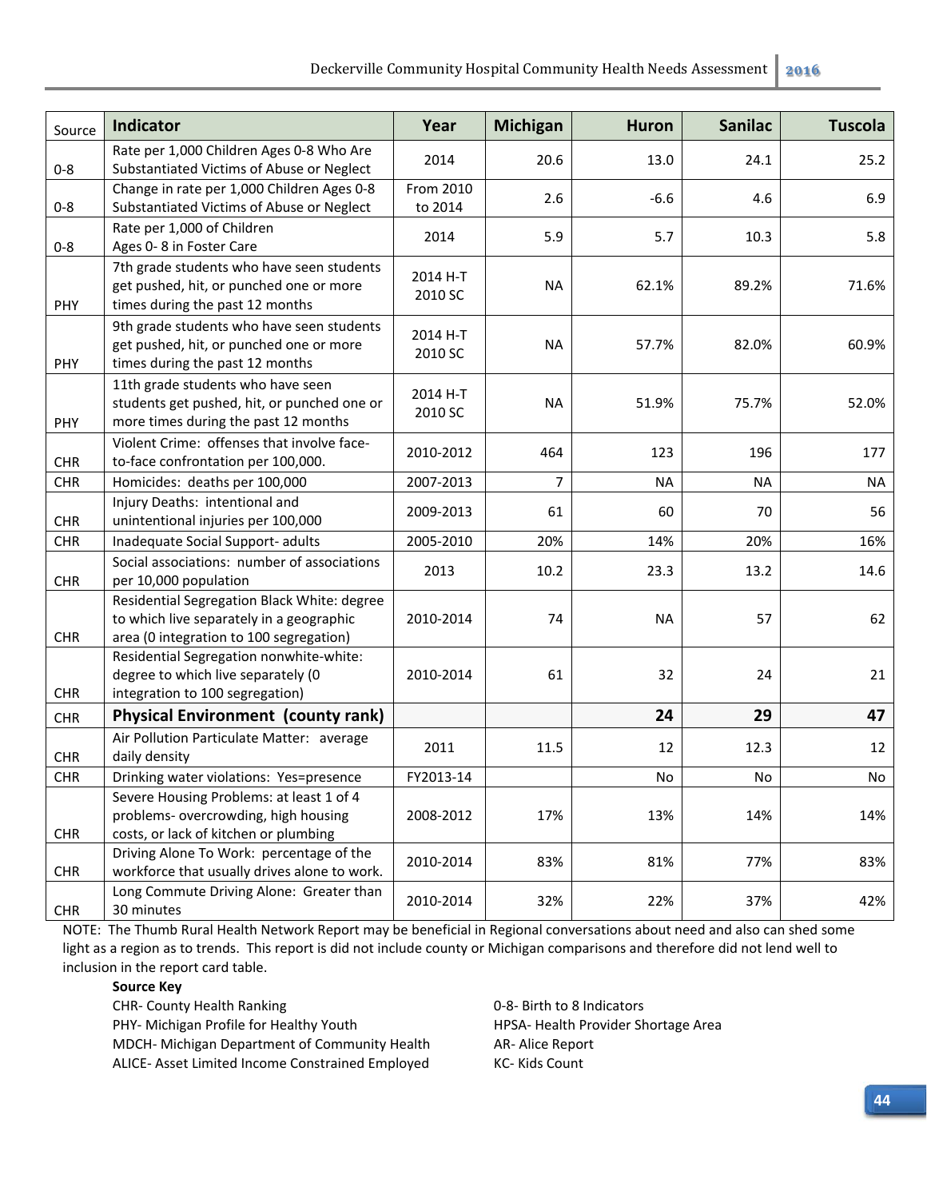| Source | Indicator | Year | Michigan | Huron | Sanilac | Tuscola |
|---|---|---|---|---|---|---|
| 0-8 | Rate per 1,000 Children Ages 0-8 Who Are Substantiated Victims of Abuse or Neglect | 2014 | 20.6 | 13.0 | 24.1 | 25.2 |
| 0-8 | Change in rate per 1,000 Children Ages 0-8 Substantiated Victims of Abuse or Neglect | From 2010 to 2014 | 2.6 | -6.6 | 4.6 | 6.9 |
| 0-8 | Rate per 1,000 of Children Ages 0- 8 in Foster Care | 2014 | 5.9 | 5.7 | 10.3 | 5.8 |
| PHY | 7th grade students who have seen students get pushed, hit, or punched one or more times during the past 12 months | 2014 H-T 2010 SC | NA | 62.1% | 89.2% | 71.6% |
| PHY | 9th grade students who have seen students get pushed, hit, or punched one or more times during the past 12 months | 2014 H-T 2010 SC | NA | 57.7% | 82.0% | 60.9% |
| PHY | 11th grade students who have seen students get pushed, hit, or punched one or more times during the past 12 months | 2014 H-T 2010 SC | NA | 51.9% | 75.7% | 52.0% |
| CHR | Violent Crime: offenses that involve face-to-face confrontation per 100,000. | 2010-2012 | 464 | 123 | 196 | 177 |
| CHR | Homicides: deaths per 100,000 | 2007-2013 | 7 | NA | NA | NA |
| CHR | Injury Deaths: intentional and unintentional injuries per 100,000 | 2009-2013 | 61 | 60 | 70 | 56 |
| CHR | Inadequate Social Support- adults | 2005-2010 | 20% | 14% | 20% | 16% |
| CHR | Social associations: number of associations per 10,000 population | 2013 | 10.2 | 23.3 | 13.2 | 14.6 |
| CHR | Residential Segregation Black White: degree to which live separately in a geographic area (0 integration to 100 segregation) | 2010-2014 | 74 | NA | 57 | 62 |
| CHR | Residential Segregation nonwhite-white: degree to which live separately (0 integration to 100 segregation) | 2010-2014 | 61 | 32 | 24 | 21 |
| CHR | **Physical Environment (county rank)** | | | **24** | **29** | **47** |
| CHR | Air Pollution Particulate Matter: average daily density | 2011 | 11.5 | 12 | 12.3 | 12 |
| CHR | Drinking water violations: Yes=presence | FY2013-14 | | No | No | No |
| CHR | Severe Housing Problems: at least 1 of 4 problems- overcrowding, high housing costs, or lack of kitchen or plumbing | 2008-2012 | 17% | 13% | 14% | 14% |
| CHR | Driving Alone To Work: percentage of the workforce that usually drives alone to work. | 2010-2014 | 83% | 81% | 77% | 83% |
| CHR | Long Commute Driving Alone: Greater than 30 minutes | 2010-2014 | 32% | 22% | 37% | 42% |

NOTE: The Thumb Rural Health Network Report may be beneficial in Regional conversations about need and also can shed some light as a region as to trends. This report is did not include county or Michigan comparisons and therefore did not lend well to inclusion in the report card table.

**Source Key**

CHR- County Health Ranking
PHY- Michigan Profile for Healthy Youth
MDCH- Michigan Department of Community Health
ALICE- Asset Limited Income Constrained Employed
0-8- Birth to 8 Indicators
HPSA- Health Provider Shortage Area
AR- Alice Report
KC- Kids Count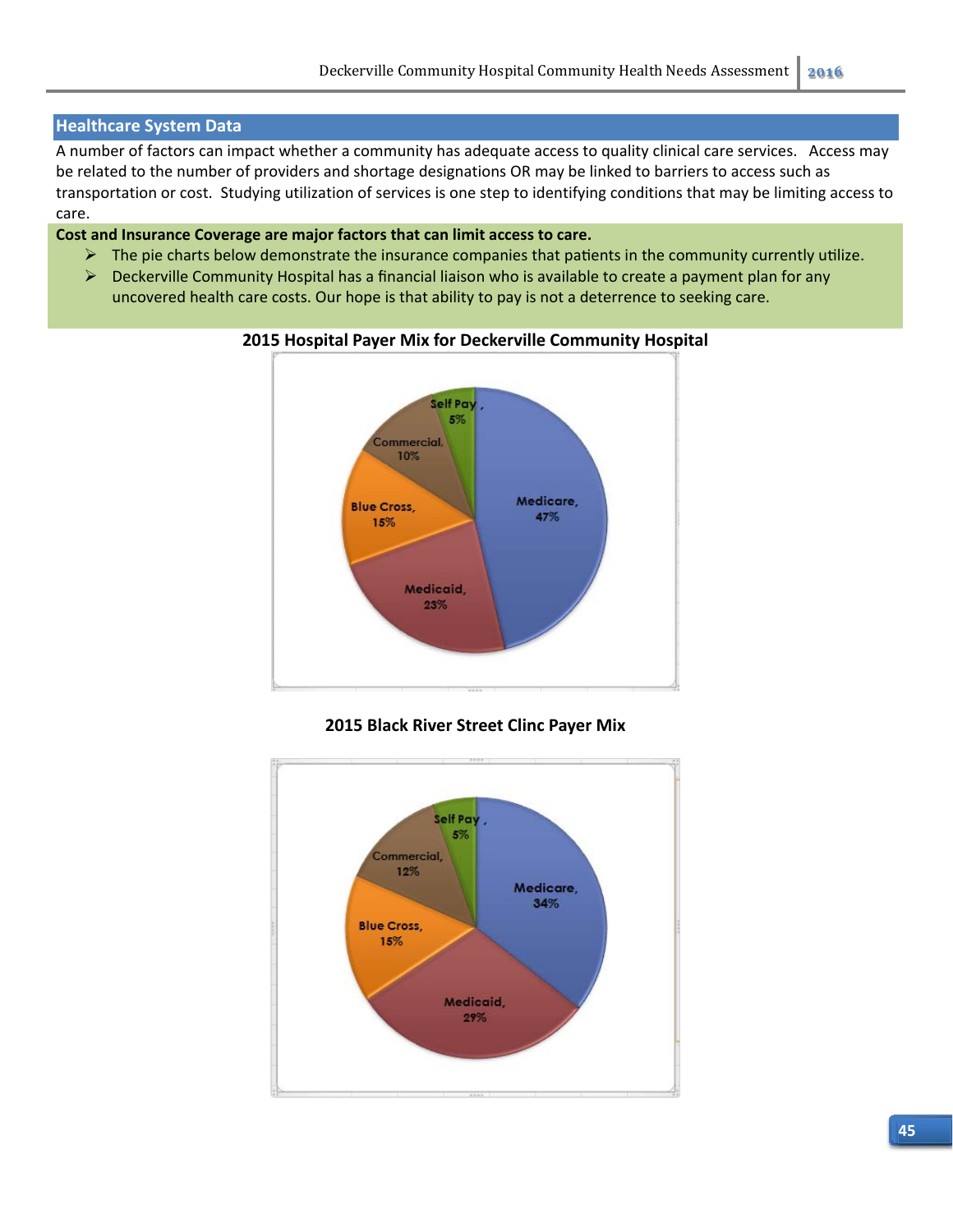## Healthcare System Data

A number of factors can impact whether a community has adequate access to quality clinical care services. Access may be related to the number of providers and shortage designations OR may be linked to barriers to access such as transportation or cost. Studying utilization of services is one step to identifying conditions that may be limiting access to care.

**Cost and Insurance Coverage are major factors that can limit access to care.**

- The pie charts below demonstrate the insurance companies that patients in the community currently utilize.
- Deckerville Community Hospital has a financial liaison who is available to create a payment plan for any uncovered health care costs. Our hope is that ability to pay is not a deterrence to seeking care.

**2015 Hospital Payer Mix for Deckerville Community Hospital**

| Payer | Percent |
|---|---|
| Medicare | 47% |
| Medicaid | 23% |
| Blue Cross | 15% |
| Commercial | 10% |
| Self Pay | 5% |

**2015 Black River Street Clinc Payer Mix**

| Payer | Percent |
|---|---|
| Medicare | 34% |
| Medicaid | 29% |
| Blue Cross | 15% |
| Commercial | 12% |
| Self Pay | 5% |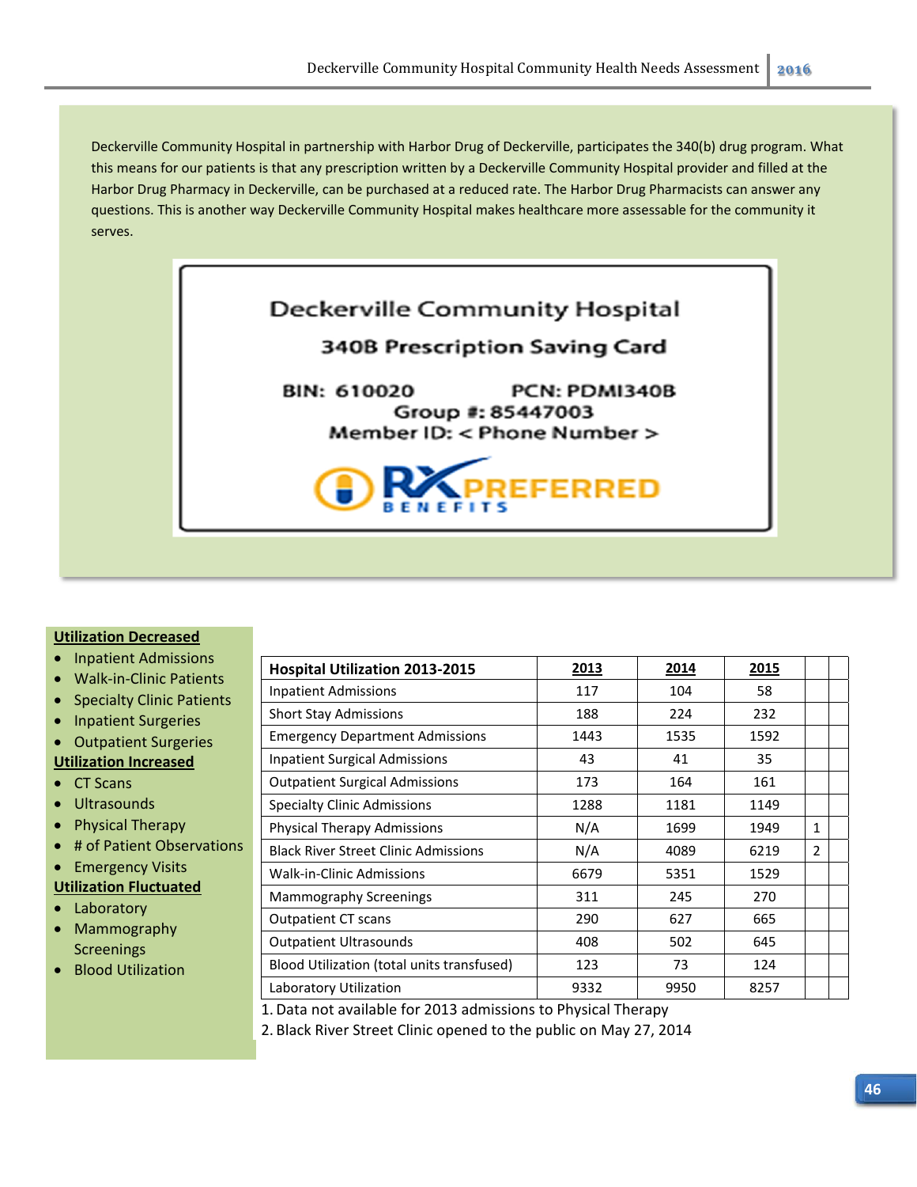Deckerville Community Hospital in partnership with Harbor Drug of Deckerville, participates the 340(b) drug program. What this means for our patients is that any prescription written by a Deckerville Community Hospital provider and filled at the Harbor Drug Pharmacy in Deckerville, can be purchased at a reduced rate. The Harbor Drug Pharmacists can answer any questions. This is another way Deckerville Community Hospital makes healthcare more assessable for the community it serves.

**Deckerville Community Hospital**

**340B Prescription Saving Card**

**BIN: 610020** **PCN: PDMI340B**
**Group #: 85447003**
**Member ID: < Phone Number >**

RX PREFERRED BENEFITS

**Utilization Decreased**

- Inpatient Admissions
- Walk-in-Clinic Patients
- Specialty Clinic Patients
- Inpatient Surgeries
- Outpatient Surgeries

**Utilization Increased**

- CT Scans
- Ultrasounds
- Physical Therapy
- # of Patient Observations
- Emergency Visits

**Utilization Fluctuated**

- Laboratory
- Mammography Screenings
- Blood Utilization

| Hospital Utilization 2013-2015 | 2013 | 2014 | 2015 | | |
|---|---|---|---|---|---|
| Inpatient Admissions | 117 | 104 | 58 | | |
| Short Stay Admissions | 188 | 224 | 232 | | |
| Emergency Department Admissions | 1443 | 1535 | 1592 | | |
| Inpatient Surgical Admissions | 43 | 41 | 35 | | |
| Outpatient Surgical Admissions | 173 | 164 | 161 | | |
| Specialty Clinic Admissions | 1288 | 1181 | 1149 | | |
| Physical Therapy Admissions | N/A | 1699 | 1949 | 1 | |
| Black River Street Clinic Admissions | N/A | 4089 | 6219 | 2 | |
| Walk-in-Clinic Admissions | 6679 | 5351 | 1529 | | |
| Mammography Screenings | 311 | 245 | 270 | | |
| Outpatient CT scans | 290 | 627 | 665 | | |
| Outpatient Ultrasounds | 408 | 502 | 645 | | |
| Blood Utilization (total units transfused) | 123 | 73 | 124 | | |
| Laboratory Utilization | 9332 | 9950 | 8257 | | |

1. Data not available for 2013 admissions to Physical Therapy
2. Black River Street Clinic opened to the public on May 27, 2014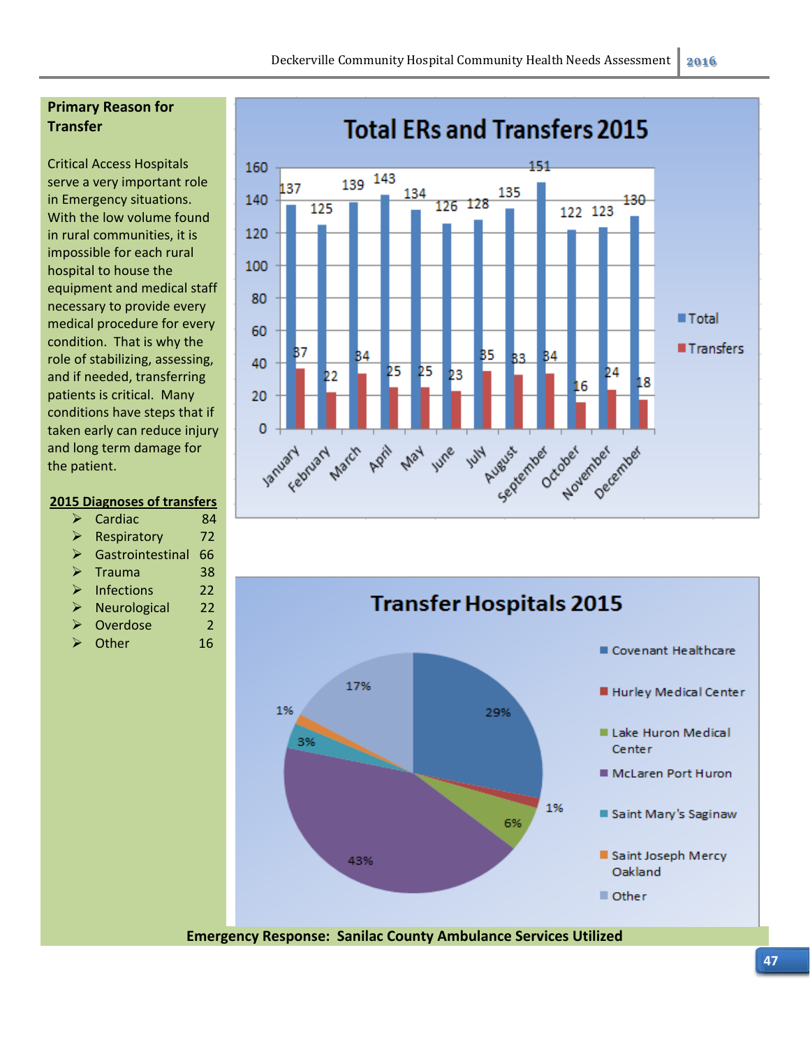## Primary Reason for Transfer

Critical Access Hospitals serve a very important role in Emergency situations. With the low volume found in rural communities, it is impossible for each rural hospital to house the equipment and medical staff necessary to provide every medical procedure for every condition. That is why the role of stabilizing, assessing, and if needed, transferring patients is critical. Many conditions have steps that if taken early can reduce injury and long term damage for the patient.

**2015 Diagnoses of transfers**

- Cardiac 84
- Respiratory 72
- Gastrointestinal 66
- Trauma 38
- Infections 22
- Neurological 22
- Overdose 2
- Other 16

### Total ERs and Transfers 2015

| Month | Total | Transfers |
|---|---|---|
| January | 137 | 37 |
| February | 125 | 22 |
| March | 139 | 34 |
| April | 143 | 25 |
| May | 134 | 25 |
| June | 126 | 23 |
| July | 128 | 35 |
| August | 135 | 33 |
| September | 151 | 34 |
| October | 122 | 16 |
| November | 123 | 24 |
| December | 130 | 18 |

### Transfer Hospitals 2015

| Hospital | Percent |
|---|---|
| Covenant Healthcare | 29% |
| Hurley Medical Center | 1% |
| Lake Huron Medical Center | 6% |
| McLaren Port Huron | 43% |
| Saint Mary's Saginaw | 3% |
| Saint Joseph Mercy Oakland | 1% |
| Other | 17% |

**Emergency Response: Sanilac County Ambulance Services Utilized**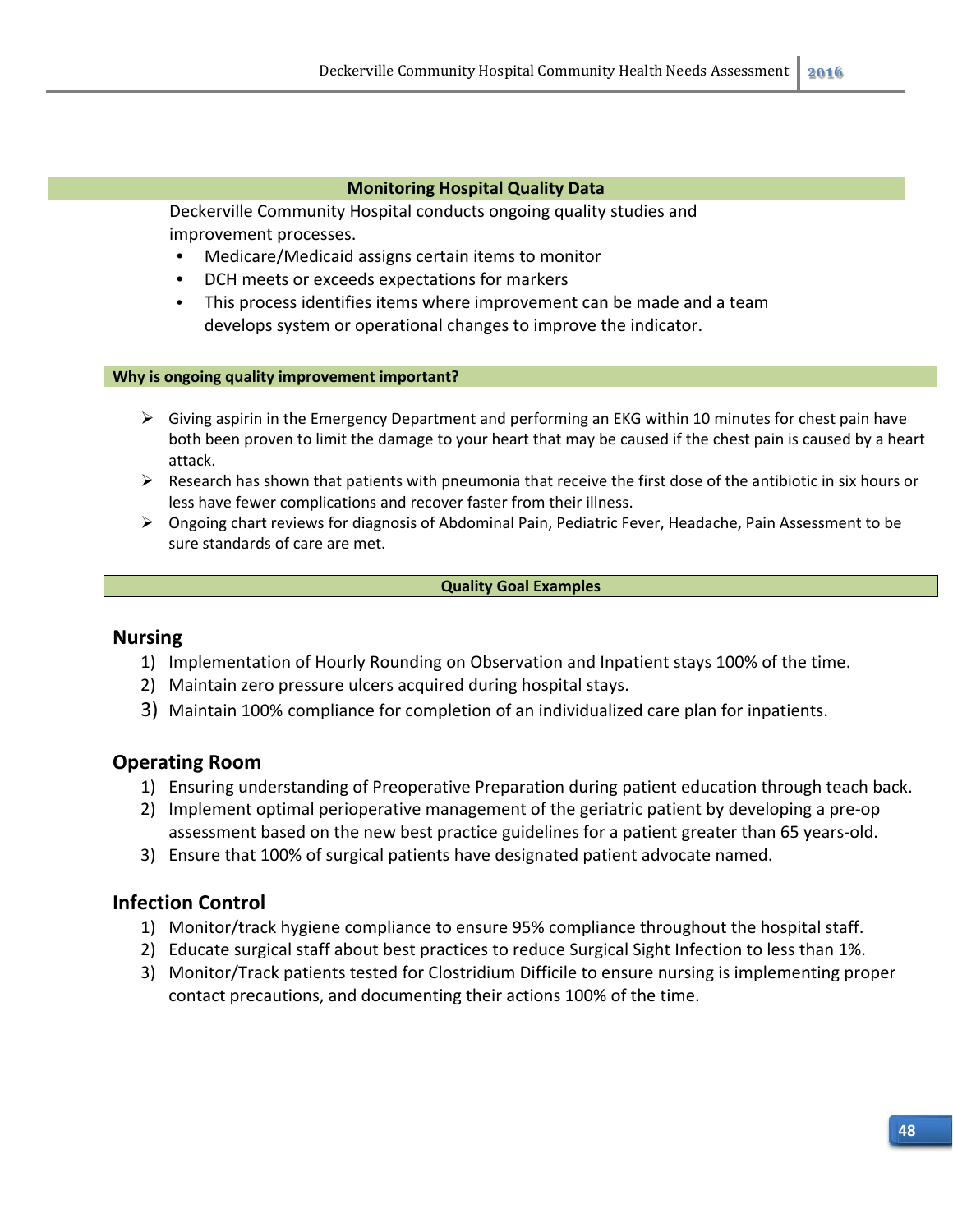## Monitoring Hospital Quality Data

Deckerville Community Hospital conducts ongoing quality studies and improvement processes.

- Medicare/Medicaid assigns certain items to monitor
- DCH meets or exceeds expectations for markers
- This process identifies items where improvement can be made and a team develops system or operational changes to improve the indicator.

### Why is ongoing quality improvement important?

- Giving aspirin in the Emergency Department and performing an EKG within 10 minutes for chest pain have both been proven to limit the damage to your heart that may be caused if the chest pain is caused by a heart attack.
- Research has shown that patients with pneumonia that receive the first dose of the antibiotic in six hours or less have fewer complications and recover faster from their illness.
- Ongoing chart reviews for diagnosis of Abdominal Pain, Pediatric Fever, Headache, Pain Assessment to be sure standards of care are met.

## Quality Goal Examples

### Nursing

1) Implementation of Hourly Rounding on Observation and Inpatient stays 100% of the time.
2) Maintain zero pressure ulcers acquired during hospital stays.
3) Maintain 100% compliance for completion of an individualized care plan for inpatients.

### Operating Room

1) Ensuring understanding of Preoperative Preparation during patient education through teach back.
2) Implement optimal perioperative management of the geriatric patient by developing a pre-op assessment based on the new best practice guidelines for a patient greater than 65 years-old.
3) Ensure that 100% of surgical patients have designated patient advocate named.

### Infection Control

1) Monitor/track hygiene compliance to ensure 95% compliance throughout the hospital staff.
2) Educate surgical staff about best practices to reduce Surgical Sight Infection to less than 1%.
3) Monitor/Track patients tested for Clostridium Difficile to ensure nursing is implementing proper contact precautions, and documenting their actions 100% of the time.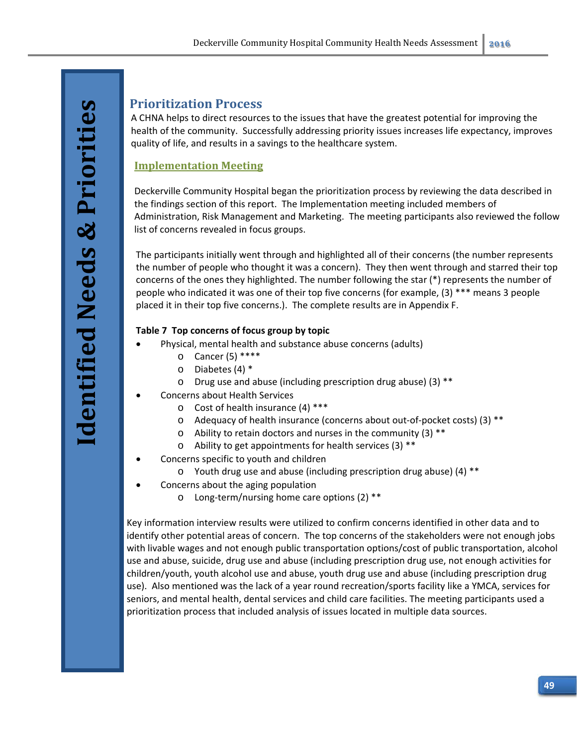# Identified Needs & Priorities

## Prioritization Process

A CHNA helps to direct resources to the issues that have the greatest potential for improving the health of the community. Successfully addressing priority issues increases life expectancy, improves quality of life, and results in a savings to the healthcare system.

### Implementation Meeting

Deckerville Community Hospital began the prioritization process by reviewing the data described in the findings section of this report. The Implementation meeting included members of Administration, Risk Management and Marketing. The meeting participants also reviewed the follow list of concerns revealed in focus groups.

The participants initially went through and highlighted all of their concerns (the number represents the number of people who thought it was a concern). They then went through and starred their top concerns of the ones they highlighted. The number following the star (*) represents the number of people who indicated it was one of their top five concerns (for example, (3) *** means 3 people placed it in their top five concerns.). The complete results are in Appendix F.

**Table 7 Top concerns of focus group by topic**

- Physical, mental health and substance abuse concerns (adults)
  - Cancer (5) ****
  - Diabetes (4) *
  - Drug use and abuse (including prescription drug abuse) (3) **
- Concerns about Health Services
  - Cost of health insurance (4) ***
  - Adequacy of health insurance (concerns about out-of-pocket costs) (3) **
  - Ability to retain doctors and nurses in the community (3) **
  - Ability to get appointments for health services (3) **
- Concerns specific to youth and children
  - Youth drug use and abuse (including prescription drug abuse) (4) **
- Concerns about the aging population
  - Long-term/nursing home care options (2) **

Key information interview results were utilized to confirm concerns identified in other data and to identify other potential areas of concern. The top concerns of the stakeholders were not enough jobs with livable wages and not enough public transportation options/cost of public transportation, alcohol use and abuse, suicide, drug use and abuse (including prescription drug use, not enough activities for children/youth, youth alcohol use and abuse, youth drug use and abuse (including prescription drug use). Also mentioned was the lack of a year round recreation/sports facility like a YMCA, services for seniors, and mental health, dental services and child care facilities. The meeting participants used a prioritization process that included analysis of issues located in multiple data sources.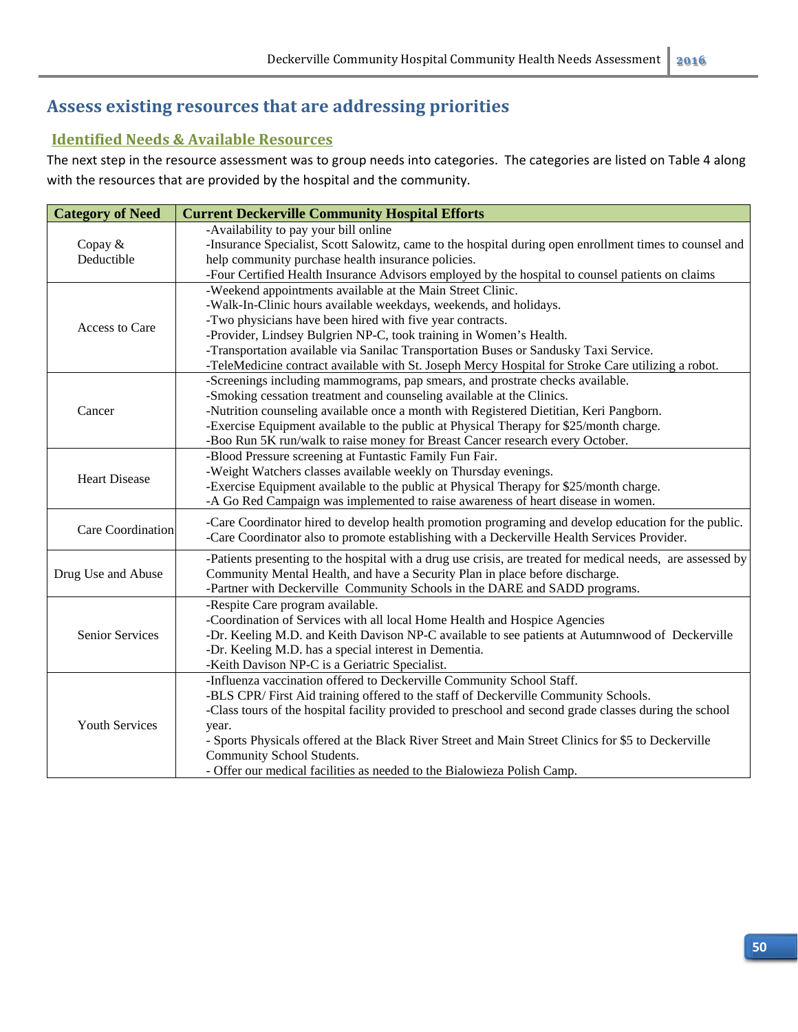## Assess existing resources that are addressing priorities

### Identified Needs & Available Resources

The next step in the resource assessment was to group needs into categories. The categories are listed on Table 4 along with the resources that are provided by the hospital and the community.

| Category of Need | Current Deckerville Community Hospital Efforts |
|---|---|
| Copay & Deductible | -Availability to pay your bill online<br>-Insurance Specialist, Scott Salowitz, came to the hospital during open enrollment times to counsel and help community purchase health insurance policies.<br>-Four Certified Health Insurance Advisors employed by the hospital to counsel patients on claims |
| Access to Care | -Weekend appointments available at the Main Street Clinic.<br>-Walk-In-Clinic hours available weekdays, weekends, and holidays.<br>-Two physicians have been hired with five year contracts.<br>-Provider, Lindsey Bulgrien NP-C, took training in Women's Health.<br>-Transportation available via Sanilac Transportation Buses or Sandusky Taxi Service.<br>-TeleMedicine contract available with St. Joseph Mercy Hospital for Stroke Care utilizing a robot. |
| Cancer | -Screenings including mammograms, pap smears, and prostrate checks available.<br>-Smoking cessation treatment and counseling available at the Clinics.<br>-Nutrition counseling available once a month with Registered Dietitian, Keri Pangborn.<br>-Exercise Equipment available to the public at Physical Therapy for $25/month charge.<br>-Boo Run 5K run/walk to raise money for Breast Cancer research every October. |
| Heart Disease | -Blood Pressure screening at Funtastic Family Fun Fair.<br>-Weight Watchers classes available weekly on Thursday evenings.<br>-Exercise Equipment available to the public at Physical Therapy for $25/month charge.<br>-A Go Red Campaign was implemented to raise awareness of heart disease in women. |
| Care Coordination | -Care Coordinator hired to develop health promotion programing and develop education for the public.<br>-Care Coordinator also to promote establishing with a Deckerville Health Services Provider. |
| Drug Use and Abuse | -Patients presenting to the hospital with a drug use crisis, are treated for medical needs, are assessed by Community Mental Health, and have a Security Plan in place before discharge.<br>-Partner with Deckerville Community Schools in the DARE and SADD programs. |
| Senior Services | -Respite Care program available.<br>-Coordination of Services with all local Home Health and Hospice Agencies<br>-Dr. Keeling M.D. and Keith Davison NP-C available to see patients at Autumnwood of Deckerville<br>-Dr. Keeling M.D. has a special interest in Dementia.<br>-Keith Davison NP-C is a Geriatric Specialist. |
| Youth Services | -Influenza vaccination offered to Deckerville Community School Staff.<br>-BLS CPR/ First Aid training offered to the staff of Deckerville Community Schools.<br>-Class tours of the hospital facility provided to preschool and second grade classes during the school year.<br>- Sports Physicals offered at the Black River Street and Main Street Clinics for $5 to Deckerville Community School Students.<br>- Offer our medical facilities as needed to the Bialowieza Polish Camp. |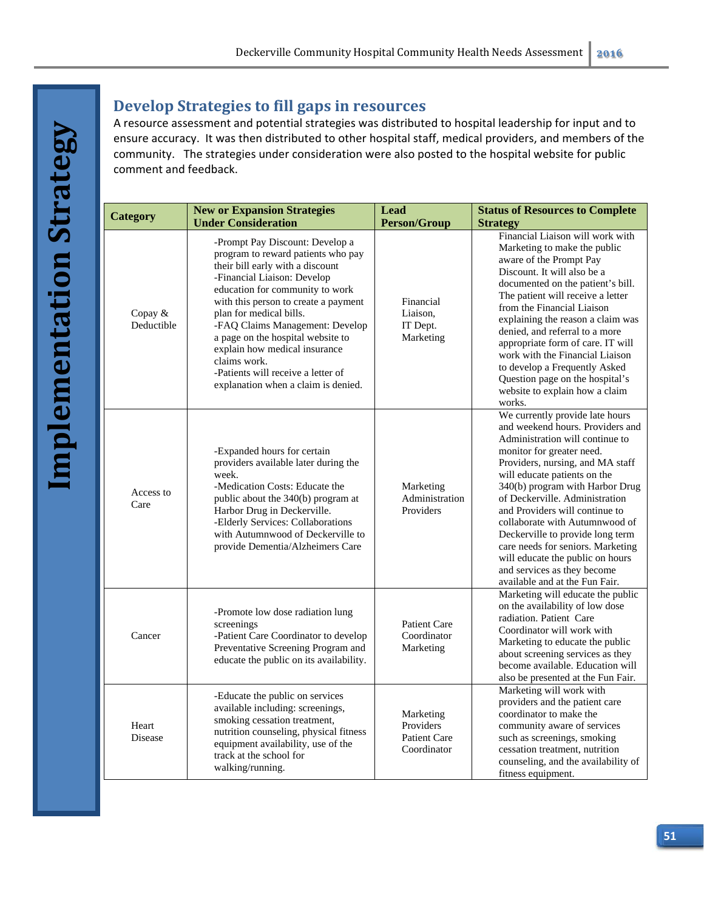# Implementation Strategy

## Develop Strategies to fill gaps in resources

A resource assessment and potential strategies was distributed to hospital leadership for input and to ensure accuracy. It was then distributed to other hospital staff, medical providers, and members of the community. The strategies under consideration were also posted to the hospital website for public comment and feedback.

| Category | New or Expansion Strategies Under Consideration | Lead Person/Group | Status of Resources to Complete Strategy |
|---|---|---|---|
| Copay & Deductible | -Prompt Pay Discount: Develop a program to reward patients who pay their bill early with a discount<br>-Financial Liaison: Develop education for community to work with this person to create a payment plan for medical bills.<br>-FAQ Claims Management: Develop a page on the hospital website to explain how medical insurance claims work.<br>-Patients will receive a letter of explanation when a claim is denied. | Financial Liaison,<br>IT Dept.<br>Marketing | Financial Liaison will work with Marketing to make the public aware of the Prompt Pay Discount. It will also be a documented on the patient's bill. The patient will receive a letter from the Financial Liaison explaining the reason a claim was denied, and referral to a more appropriate form of care. IT will work with the Financial Liaison to develop a Frequently Asked Question page on the hospital's website to explain how a claim works. |
| Access to Care | -Expanded hours for certain providers available later during the week.<br>-Medication Costs: Educate the public about the 340(b) program at Harbor Drug in Deckerville.<br>-Elderly Services: Collaborations with Autumnwood of Deckerville to provide Dementia/Alzheimers Care | Marketing<br>Administration<br>Providers | We currently provide late hours and weekend hours. Providers and Administration will continue to monitor for greater need. Providers, nursing, and MA staff will educate patients on the 340(b) program with Harbor Drug of Deckerville. Administration and Providers will continue to collaborate with Autumnwood of Deckerville to provide long term care needs for seniors. Marketing will educate the public on hours and services as they become available and at the Fun Fair. |
| Cancer | -Promote low dose radiation lung screenings<br>-Patient Care Coordinator to develop Preventative Screening Program and educate the public on its availability. | Patient Care Coordinator<br>Marketing | Marketing will educate the public on the availability of low dose radiation. Patient Care Coordinator will work with Marketing to educate the public about screening services as they become available. Education will also be presented at the Fun Fair. |
| Heart Disease | -Educate the public on services available including: screenings, smoking cessation treatment, nutrition counseling, physical fitness equipment availability, use of the track at the school for walking/running. | Marketing<br>Providers<br>Patient Care Coordinator | Marketing will work with providers and the patient care coordinator to make the community aware of services such as screenings, smoking cessation treatment, nutrition counseling, and the availability of fitness equipment. |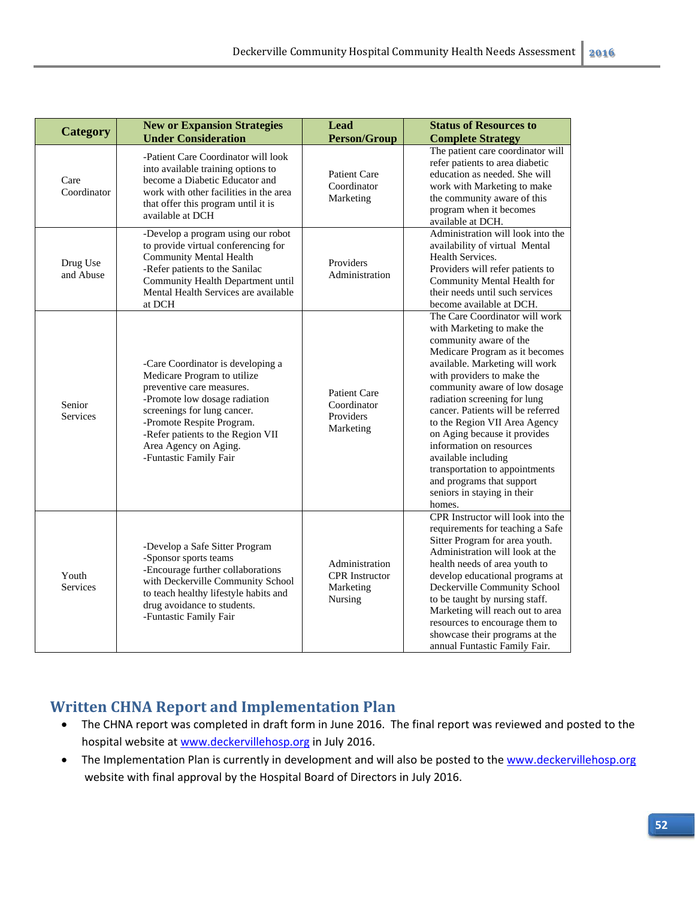| Category | New or Expansion Strategies Under Consideration | Lead Person/Group | Status of Resources to Complete Strategy |
|---|---|---|---|
| Care Coordinator | -Patient Care Coordinator will look into available training options to become a Diabetic Educator and work with other facilities in the area that offer this program until it is available at DCH | Patient Care Coordinator Marketing | The patient care coordinator will refer patients to area diabetic education as needed. She will work with Marketing to make the community aware of this program when it becomes available at DCH. |
| Drug Use and Abuse | -Develop a program using our robot to provide virtual conferencing for Community Mental Health<br>-Refer patients to the Sanilac Community Health Department until Mental Health Services are available at DCH | Providers Administration | Administration will look into the availability of virtual Mental Health Services.<br>Providers will refer patients to Community Mental Health for their needs until such services become available at DCH. |
| Senior Services | -Care Coordinator is developing a Medicare Program to utilize preventive care measures.<br>-Promote low dosage radiation screenings for lung cancer.<br>-Promote Respite Program.<br>-Refer patients to the Region VII Area Agency on Aging.<br>-Funtastic Family Fair | Patient Care Coordinator Providers Marketing | The Care Coordinator will work with Marketing to make the community aware of the Medicare Program as it becomes available. Marketing will work with providers to make the community aware of low dosage radiation screening for lung cancer. Patients will be referred to the Region VII Area Agency on Aging because it provides information on resources available including transportation to appointments and programs that support seniors in staying in their homes. |
| Youth Services | -Develop a Safe Sitter Program<br>-Sponsor sports teams<br>-Encourage further collaborations with Deckerville Community School to teach healthy lifestyle habits and drug avoidance to students.<br>-Funtastic Family Fair | Administration CPR Instructor Marketing Nursing | CPR Instructor will look into the requirements for teaching a Safe Sitter Program for area youth. Administration will look at the health needs of area youth to develop educational programs at Deckerville Community School to be taught by nursing staff. Marketing will reach out to area resources to encourage them to showcase their programs at the annual Funtastic Family Fair. |

## Written CHNA Report and Implementation Plan

- The CHNA report was completed in draft form in June 2016. The final report was reviewed and posted to the hospital website at www.deckervillehosp.org in July 2016.
- The Implementation Plan is currently in development and will also be posted to the www.deckervillehosp.org website with final approval by the Hospital Board of Directors in July 2016.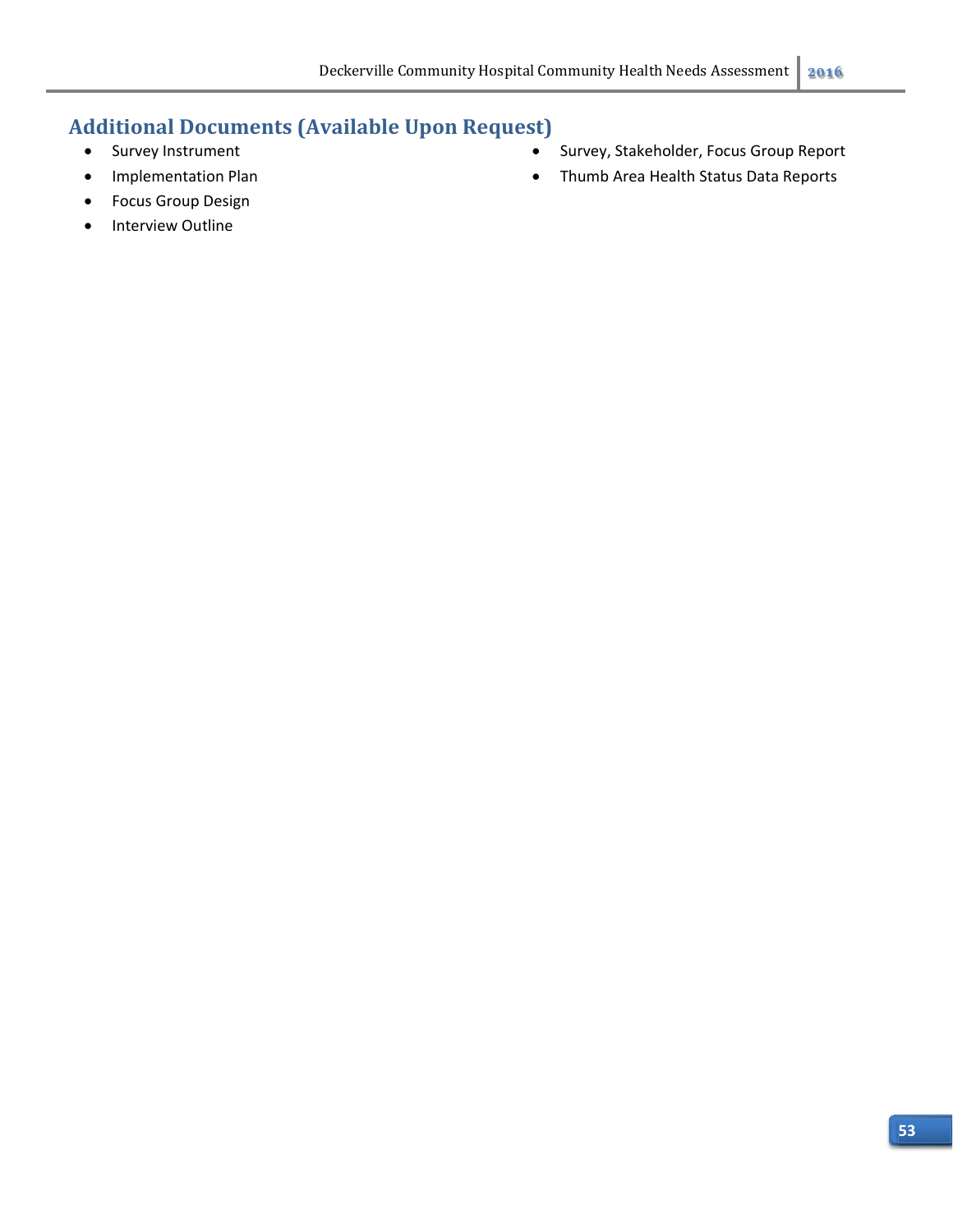## Additional Documents (Available Upon Request)

- Survey Instrument
- Implementation Plan
- Focus Group Design
- Interview Outline
- Survey, Stakeholder, Focus Group Report
- Thumb Area Health Status Data Reports